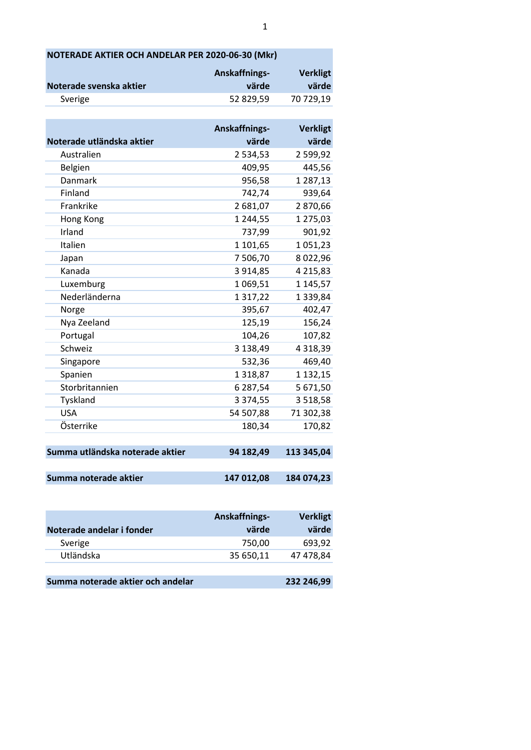# NOTERADE AKTIER OCH ANDELAR PER 2020-06-30 (Mkr)

| Noterade svenska aktier | Anskaffnings-värde | Verkligt värde |
|---|---|---|
| Sverige | 52 829,59 | 70 729,19 |

| Noterade utländska aktier | Anskaffnings-värde | Verkligt värde |
|---|---|---|
| Australien | 2 534,53 | 2 599,92 |
| Belgien | 409,95 | 445,56 |
| Danmark | 956,58 | 1 287,13 |
| Finland | 742,74 | 939,64 |
| Frankrike | 2 681,07 | 2 870,66 |
| Hong Kong | 1 244,55 | 1 275,03 |
| Irland | 737,99 | 901,92 |
| Italien | 1 101,65 | 1 051,23 |
| Japan | 7 506,70 | 8 022,96 |
| Kanada | 3 914,85 | 4 215,83 |
| Luxemburg | 1 069,51 | 1 145,57 |
| Nederländerna | 1 317,22 | 1 339,84 |
| Norge | 395,67 | 402,47 |
| Nya Zeeland | 125,19 | 156,24 |
| Portugal | 104,26 | 107,82 |
| Schweiz | 3 138,49 | 4 318,39 |
| Singapore | 532,36 | 469,40 |
| Spanien | 1 318,87 | 1 132,15 |
| Storbritannien | 6 287,54 | 5 671,50 |
| Tyskland | 3 374,55 | 3 518,58 |
| USA | 54 507,88 | 71 302,38 |
| Österrike | 180,34 | 170,82 |
| **Summa utländska noterade aktier** | **94 182,49** | **113 345,04** |
| **Summa noterade aktier** | **147 012,08** | **184 074,23** |

| Noterade andelar i fonder | Anskaffnings-värde | Verkligt värde |
|---|---|---|
| Sverige | 750,00 | 693,92 |
| Utländska | 35 650,11 | 47 478,84 |
| **Summa noterade aktier och andelar** | | **232 246,99** |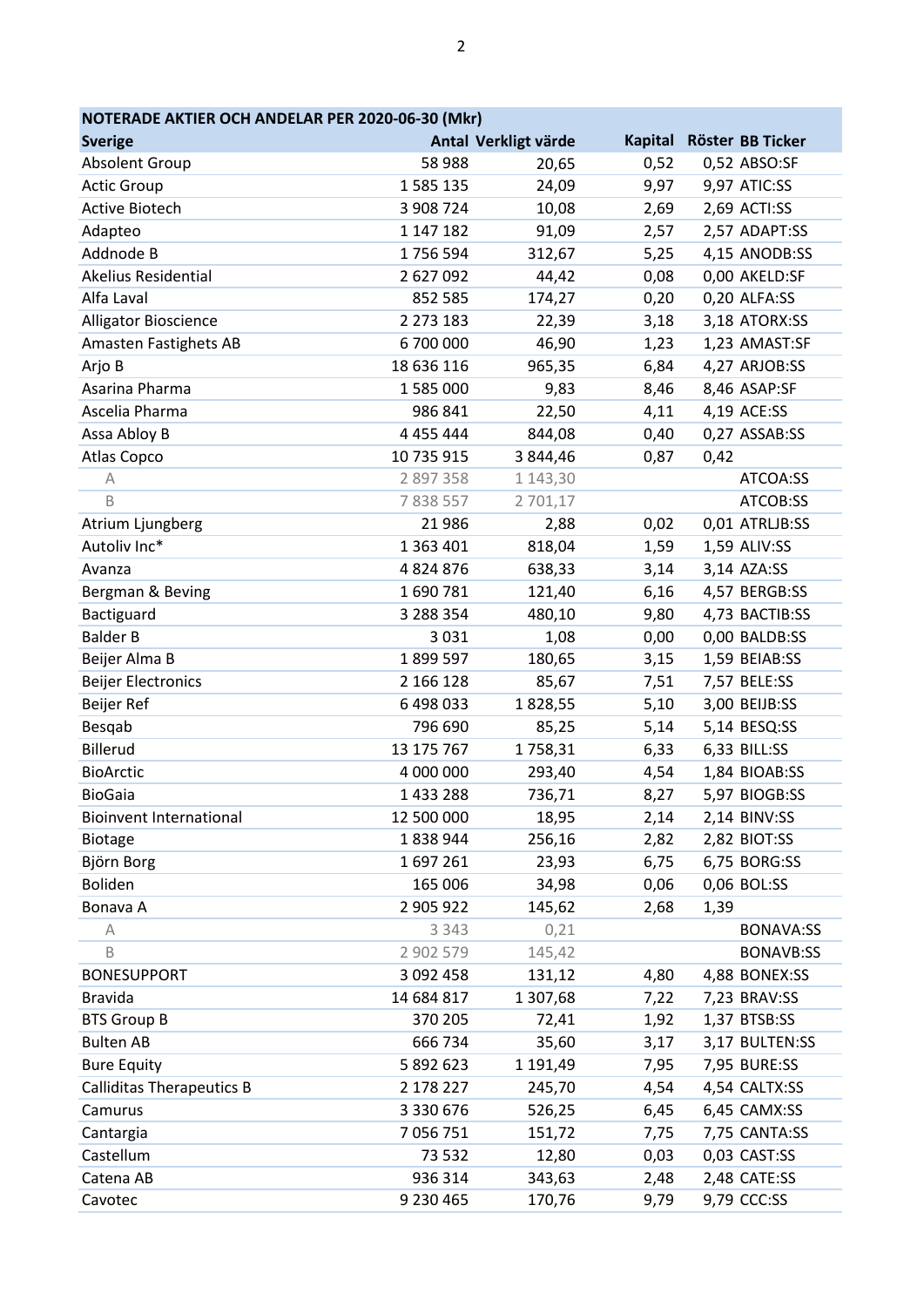| NOTERADE AKTIER OCH ANDELAR PER 2020-06-30 (Mkr) | | | | | |
|---|---|---|---|---|---|
| **Sverige** | **Antal** | **Verkligt värde** | **Kapital** | **Röster** | **BB Ticker** |
| Absolent Group | 58 988 | 20,65 | 0,52 | 0,52 | ABSO:SF |
| Actic Group | 1 585 135 | 24,09 | 9,97 | 9,97 | ATIC:SS |
| Active Biotech | 3 908 724 | 10,08 | 2,69 | 2,69 | ACTI:SS |
| Adapteo | 1 147 182 | 91,09 | 2,57 | 2,57 | ADAPT:SS |
| Addnode B | 1 756 594 | 312,67 | 5,25 | 4,15 | ANODB:SS |
| Akelius Residential | 2 627 092 | 44,42 | 0,08 | 0,00 | AKELD:SF |
| Alfa Laval | 852 585 | 174,27 | 0,20 | 0,20 | ALFA:SS |
| Alligator Bioscience | 2 273 183 | 22,39 | 3,18 | 3,18 | ATORX:SS |
| Amasten Fastighets AB | 6 700 000 | 46,90 | 1,23 | 1,23 | AMAST:SF |
| Arjo B | 18 636 116 | 965,35 | 6,84 | 4,27 | ARJOB:SS |
| Asarina Pharma | 1 585 000 | 9,83 | 8,46 | 8,46 | ASAP:SF |
| Ascelia Pharma | 986 841 | 22,50 | 4,11 | 4,19 | ACE:SS |
| Assa Abloy B | 4 455 444 | 844,08 | 0,40 | 0,27 | ASSAB:SS |
| Atlas Copco | 10 735 915 | 3 844,46 | 0,87 | 0,42 | |
| A | 2 897 358 | 1 143,30 | | | ATCOA:SS |
| B | 7 838 557 | 2 701,17 | | | ATCOB:SS |
| Atrium Ljungberg | 21 986 | 2,88 | 0,02 | 0,01 | ATRLJB:SS |
| Autoliv Inc* | 1 363 401 | 818,04 | 1,59 | 1,59 | ALIV:SS |
| Avanza | 4 824 876 | 638,33 | 3,14 | 3,14 | AZA:SS |
| Bergman & Beving | 1 690 781 | 121,40 | 6,16 | 4,57 | BERGB:SS |
| Bactiguard | 3 288 354 | 480,10 | 9,80 | 4,73 | BACTIB:SS |
| Balder B | 3 031 | 1,08 | 0,00 | 0,00 | BALDB:SS |
| Beijer Alma B | 1 899 597 | 180,65 | 3,15 | 1,59 | BEIAB:SS |
| Beijer Electronics | 2 166 128 | 85,67 | 7,51 | 7,57 | BELE:SS |
| Beijer Ref | 6 498 033 | 1 828,55 | 5,10 | 3,00 | BEIJB:SS |
| Besqab | 796 690 | 85,25 | 5,14 | 5,14 | BESQ:SS |
| Billerud | 13 175 767 | 1 758,31 | 6,33 | 6,33 | BILL:SS |
| BioArctic | 4 000 000 | 293,40 | 4,54 | 1,84 | BIOAB:SS |
| BioGaia | 1 433 288 | 736,71 | 8,27 | 5,97 | BIOGB:SS |
| Bioinvent International | 12 500 000 | 18,95 | 2,14 | 2,14 | BINV:SS |
| Biotage | 1 838 944 | 256,16 | 2,82 | 2,82 | BIOT:SS |
| Björn Borg | 1 697 261 | 23,93 | 6,75 | 6,75 | BORG:SS |
| Boliden | 165 006 | 34,98 | 0,06 | 0,06 | BOL:SS |
| Bonava A | 2 905 922 | 145,62 | 2,68 | 1,39 | |
| A | 3 343 | 0,21 | | | BONAVA:SS |
| B | 2 902 579 | 145,42 | | | BONAVB:SS |
| BONESUPPORT | 3 092 458 | 131,12 | 4,80 | 4,88 | BONEX:SS |
| Bravida | 14 684 817 | 1 307,68 | 7,22 | 7,23 | BRAV:SS |
| BTS Group B | 370 205 | 72,41 | 1,92 | 1,37 | BTSB:SS |
| Bulten AB | 666 734 | 35,60 | 3,17 | 3,17 | BULTEN:SS |
| Bure Equity | 5 892 623 | 1 191,49 | 7,95 | 7,95 | BURE:SS |
| Calliditas Therapeutics B | 2 178 227 | 245,70 | 4,54 | 4,54 | CALTX:SS |
| Camurus | 3 330 676 | 526,25 | 6,45 | 6,45 | CAMX:SS |
| Cantargia | 7 056 751 | 151,72 | 7,75 | 7,75 | CANTA:SS |
| Castellum | 73 532 | 12,80 | 0,03 | 0,03 | CAST:SS |
| Catena AB | 936 314 | 343,63 | 2,48 | 2,48 | CATE:SS |
| Cavotec | 9 230 465 | 170,76 | 9,79 | 9,79 | CCC:SS |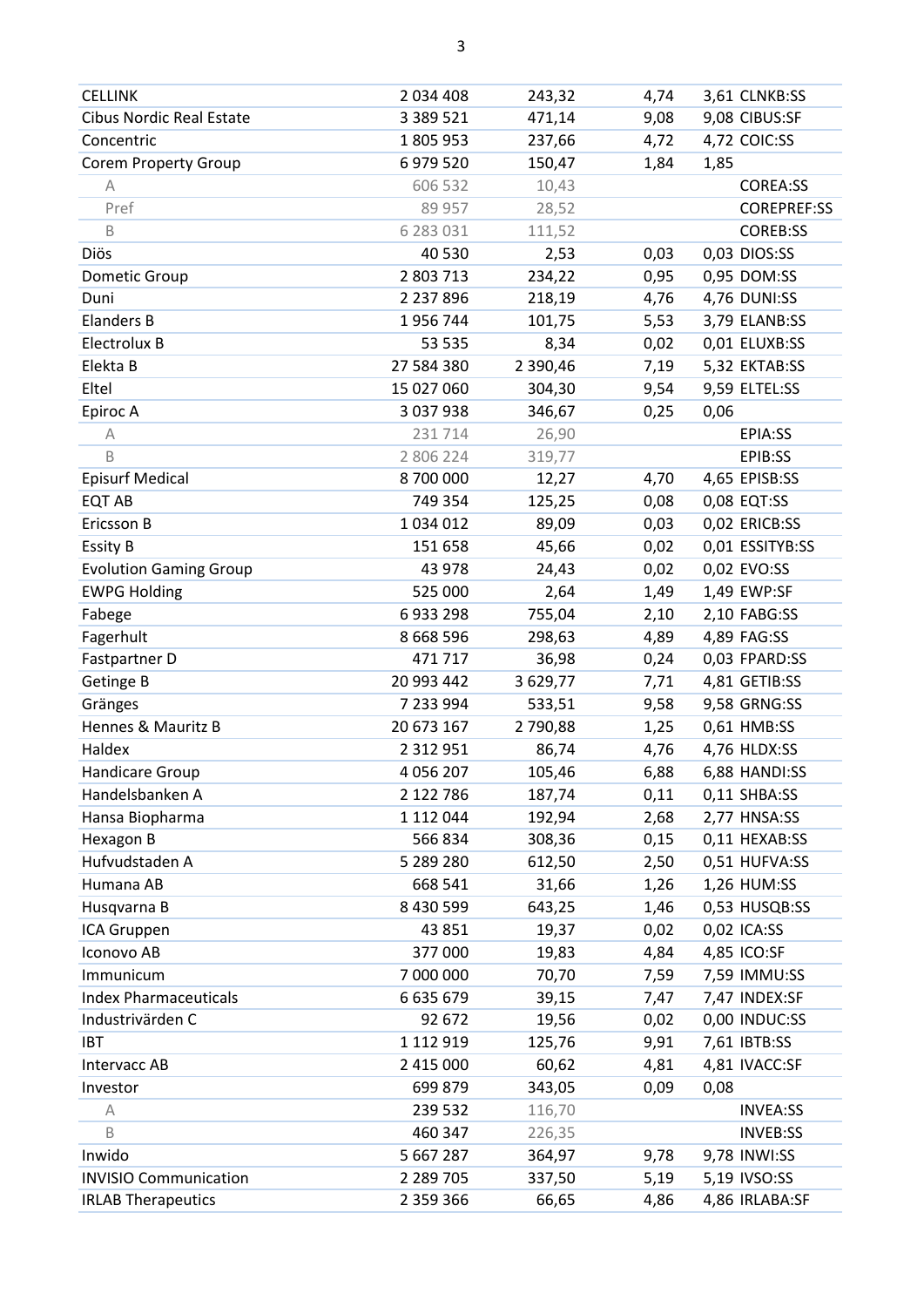| | | | | | |
|---|---|---|---|---|---|
| CELLINK | 2 034 408 | 243,32 | 4,74 | 3,61 | CLNKB:SS |
| Cibus Nordic Real Estate | 3 389 521 | 471,14 | 9,08 | 9,08 | CIBUS:SF |
| Concentric | 1 805 953 | 237,66 | 4,72 | 4,72 | COIC:SS |
| Corem Property Group | 6 979 520 | 150,47 | 1,84 | 1,85 | |
| A | 606 532 | 10,43 | | | COREA:SS |
| Pref | 89 957 | 28,52 | | | COREPREF:SS |
| B | 6 283 031 | 111,52 | | | COREB:SS |
| Diös | 40 530 | 2,53 | 0,03 | 0,03 | DIOS:SS |
| Dometic Group | 2 803 713 | 234,22 | 0,95 | 0,95 | DOM:SS |
| Duni | 2 237 896 | 218,19 | 4,76 | 4,76 | DUNI:SS |
| Elanders B | 1 956 744 | 101,75 | 5,53 | 3,79 | ELANB:SS |
| Electrolux B | 53 535 | 8,34 | 0,02 | 0,01 | ELUXB:SS |
| Elekta B | 27 584 380 | 2 390,46 | 7,19 | 5,32 | EKTAB:SS |
| Eltel | 15 027 060 | 304,30 | 9,54 | 9,59 | ELTEL:SS |
| Epiroc A | 3 037 938 | 346,67 | 0,25 | 0,06 | |
| A | 231 714 | 26,90 | | | EPIA:SS |
| B | 2 806 224 | 319,77 | | | EPIB:SS |
| Episurf Medical | 8 700 000 | 12,27 | 4,70 | 4,65 | EPISB:SS |
| EQT AB | 749 354 | 125,25 | 0,08 | 0,08 | EQT:SS |
| Ericsson B | 1 034 012 | 89,09 | 0,03 | 0,02 | ERICB:SS |
| Essity B | 151 658 | 45,66 | 0,02 | 0,01 | ESSITYB:SS |
| Evolution Gaming Group | 43 978 | 24,43 | 0,02 | 0,02 | EVO:SS |
| EWPG Holding | 525 000 | 2,64 | 1,49 | 1,49 | EWP:SF |
| Fabege | 6 933 298 | 755,04 | 2,10 | 2,10 | FABG:SS |
| Fagerhult | 8 668 596 | 298,63 | 4,89 | 4,89 | FAG:SS |
| Fastpartner D | 471 717 | 36,98 | 0,24 | 0,03 | FPARD:SS |
| Getinge B | 20 993 442 | 3 629,77 | 7,71 | 4,81 | GETIB:SS |
| Gränges | 7 233 994 | 533,51 | 9,58 | 9,58 | GRNG:SS |
| Hennes & Mauritz B | 20 673 167 | 2 790,88 | 1,25 | 0,61 | HMB:SS |
| Haldex | 2 312 951 | 86,74 | 4,76 | 4,76 | HLDX:SS |
| Handicare Group | 4 056 207 | 105,46 | 6,88 | 6,88 | HANDI:SS |
| Handelsbanken A | 2 122 786 | 187,74 | 0,11 | 0,11 | SHBA:SS |
| Hansa Biopharma | 1 112 044 | 192,94 | 2,68 | 2,77 | HNSA:SS |
| Hexagon B | 566 834 | 308,36 | 0,15 | 0,11 | HEXAB:SS |
| Hufvudstaden A | 5 289 280 | 612,50 | 2,50 | 0,51 | HUFVA:SS |
| Humana AB | 668 541 | 31,66 | 1,26 | 1,26 | HUM:SS |
| Husqvarna B | 8 430 599 | 643,25 | 1,46 | 0,53 | HUSQB:SS |
| ICA Gruppen | 43 851 | 19,37 | 0,02 | 0,02 | ICA:SS |
| Iconovo AB | 377 000 | 19,83 | 4,84 | 4,85 | ICO:SF |
| Immunicum | 7 000 000 | 70,70 | 7,59 | 7,59 | IMMU:SS |
| Index Pharmaceuticals | 6 635 679 | 39,15 | 7,47 | 7,47 | INDEX:SF |
| Industrivärden C | 92 672 | 19,56 | 0,02 | 0,00 | INDUC:SS |
| IBT | 1 112 919 | 125,76 | 9,91 | 7,61 | IBTB:SS |
| Intervacc AB | 2 415 000 | 60,62 | 4,81 | 4,81 | IVACC:SF |
| Investor | 699 879 | 343,05 | 0,09 | 0,08 | |
| A | 239 532 | 116,70 | | | INVEA:SS |
| B | 460 347 | 226,35 | | | INVEB:SS |
| Inwido | 5 667 287 | 364,97 | 9,78 | 9,78 | INWI:SS |
| INVISIO Communication | 2 289 705 | 337,50 | 5,19 | 5,19 | IVSO:SS |
| IRLAB Therapeutics | 2 359 366 | 66,65 | 4,86 | 4,86 | IRLABA:SF |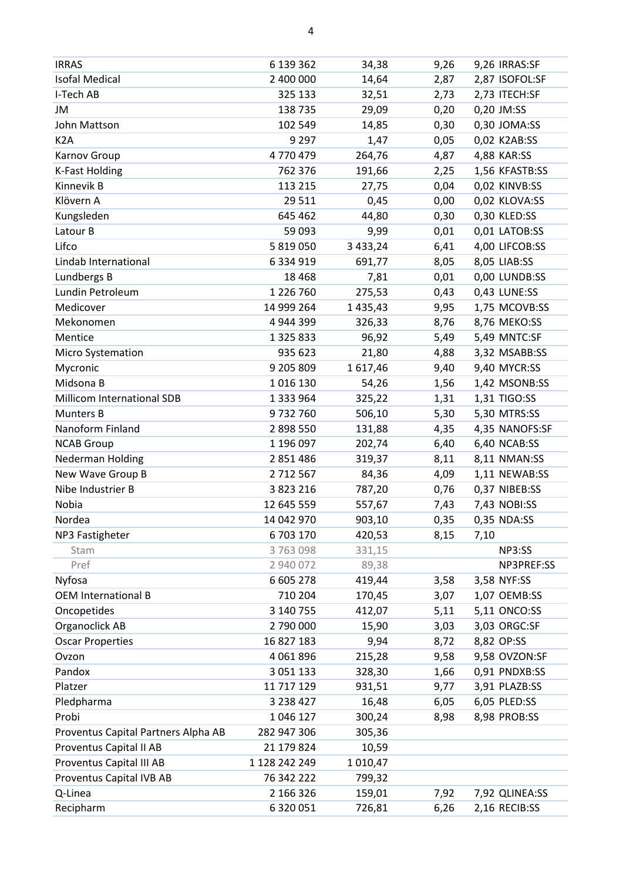| | | | | | |
|---|---|---|---|---|---|
| IRRAS | 6 139 362 | 34,38 | 9,26 | 9,26 | IRRAS:SF |
| Isofal Medical | 2 400 000 | 14,64 | 2,87 | 2,87 | ISOFOL:SF |
| I-Tech AB | 325 133 | 32,51 | 2,73 | 2,73 | ITECH:SF |
| JM | 138 735 | 29,09 | 0,20 | 0,20 | JM:SS |
| John Mattson | 102 549 | 14,85 | 0,30 | 0,30 | JOMA:SS |
| K2A | 9 297 | 1,47 | 0,05 | 0,02 | K2AB:SS |
| Karnov Group | 4 770 479 | 264,76 | 4,87 | 4,88 | KAR:SS |
| K-Fast Holding | 762 376 | 191,66 | 2,25 | 1,56 | KFASTB:SS |
| Kinnevik B | 113 215 | 27,75 | 0,04 | 0,02 | KINVB:SS |
| Klövern A | 29 511 | 0,45 | 0,00 | 0,02 | KLOVA:SS |
| Kungsleden | 645 462 | 44,80 | 0,30 | 0,30 | KLED:SS |
| Latour B | 59 093 | 9,99 | 0,01 | 0,01 | LATOB:SS |
| Lifco | 5 819 050 | 3 433,24 | 6,41 | 4,00 | LIFCOB:SS |
| Lindab International | 6 334 919 | 691,77 | 8,05 | 8,05 | LIAB:SS |
| Lundbergs B | 18 468 | 7,81 | 0,01 | 0,00 | LUNDB:SS |
| Lundin Petroleum | 1 226 760 | 275,53 | 0,43 | 0,43 | LUNE:SS |
| Medicover | 14 999 264 | 1 435,43 | 9,95 | 1,75 | MCOVB:SS |
| Mekonomen | 4 944 399 | 326,33 | 8,76 | 8,76 | MEKO:SS |
| Mentice | 1 325 833 | 96,92 | 5,49 | 5,49 | MNTC:SF |
| Micro Systemation | 935 623 | 21,80 | 4,88 | 3,32 | MSABB:SS |
| Mycronic | 9 205 809 | 1 617,46 | 9,40 | 9,40 | MYCR:SS |
| Midsona B | 1 016 130 | 54,26 | 1,56 | 1,42 | MSONB:SS |
| Millicom International SDB | 1 333 964 | 325,22 | 1,31 | 1,31 | TIGO:SS |
| Munters B | 9 732 760 | 506,10 | 5,30 | 5,30 | MTRS:SS |
| Nanoform Finland | 2 898 550 | 131,88 | 4,35 | 4,35 | NANOFS:SF |
| NCAB Group | 1 196 097 | 202,74 | 6,40 | 6,40 | NCAB:SS |
| Nederman Holding | 2 851 486 | 319,37 | 8,11 | 8,11 | NMAN:SS |
| New Wave Group B | 2 712 567 | 84,36 | 4,09 | 1,11 | NEWAB:SS |
| Nibe Industrier B | 3 823 216 | 787,20 | 0,76 | 0,37 | NIBEB:SS |
| Nobia | 12 645 559 | 557,67 | 7,43 | 7,43 | NOBI:SS |
| Nordea | 14 042 970 | 903,10 | 0,35 | 0,35 | NDA:SS |
| NP3 Fastigheter | 6 703 170 | 420,53 | 8,15 | 7,10 | |
| Stam | 3 763 098 | 331,15 | | | NP3:SS |
| Pref | 2 940 072 | 89,38 | | | NP3PREF:SS |
| Nyfosa | 6 605 278 | 419,44 | 3,58 | 3,58 | NYF:SS |
| OEM International B | 710 204 | 170,45 | 3,07 | 1,07 | OEMB:SS |
| Oncopetides | 3 140 755 | 412,07 | 5,11 | 5,11 | ONCO:SS |
| Organoclick AB | 2 790 000 | 15,90 | 3,03 | 3,03 | ORGC:SF |
| Oscar Properties | 16 827 183 | 9,94 | 8,72 | 8,82 | OP:SS |
| Ovzon | 4 061 896 | 215,28 | 9,58 | 9,58 | OVZON:SF |
| Pandox | 3 051 133 | 328,30 | 1,66 | 0,91 | PNDXB:SS |
| Platzer | 11 717 129 | 931,51 | 9,77 | 3,91 | PLAZB:SS |
| Pledpharma | 3 238 427 | 16,48 | 6,05 | 6,05 | PLED:SS |
| Probi | 1 046 127 | 300,24 | 8,98 | 8,98 | PROB:SS |
| Proventus Capital Partners Alpha AB | 282 947 306 | 305,36 | | | |
| Proventus Capital II AB | 21 179 824 | 10,59 | | | |
| Proventus Capital III AB | 1 128 242 249 | 1 010,47 | | | |
| Proventus Capital IVB AB | 76 342 222 | 799,32 | | | |
| Q-Linea | 2 166 326 | 159,01 | 7,92 | 7,92 | QLINEA:SS |
| Recipharm | 6 320 051 | 726,81 | 6,26 | 2,16 | RECIB:SS |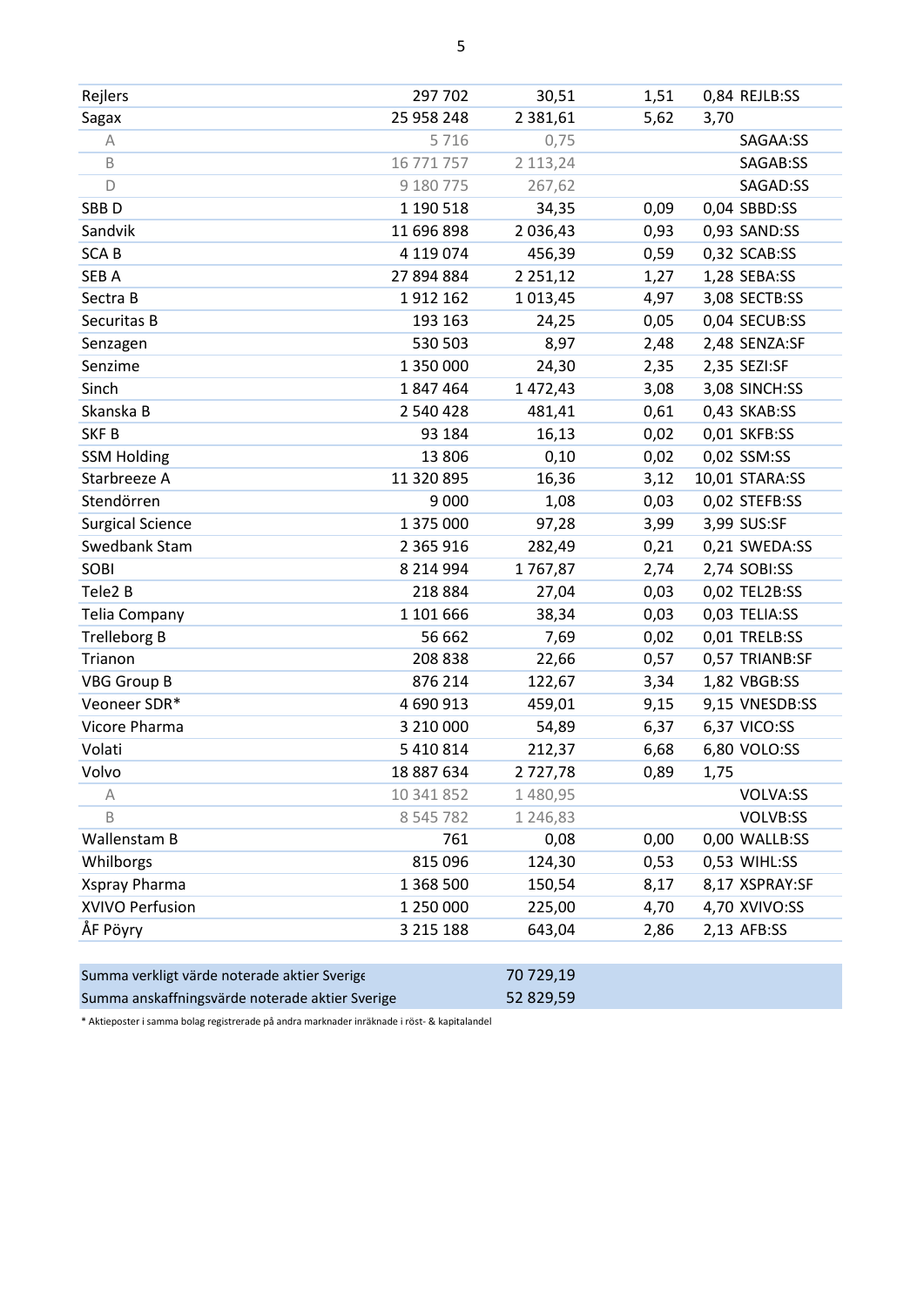| | | | | | |
|---|---|---|---|---|---|
| Rejlers | 297 702 | 30,51 | 1,51 | 0,84 | REJLB:SS |
| Sagax | 25 958 248 | 2 381,61 | 5,62 | 3,70 | |
| A | 5 716 | 0,75 | | | SAGAA:SS |
| B | 16 771 757 | 2 113,24 | | | SAGAB:SS |
| D | 9 180 775 | 267,62 | | | SAGAD:SS |
| SBB D | 1 190 518 | 34,35 | 0,09 | 0,04 | SBBD:SS |
| Sandvik | 11 696 898 | 2 036,43 | 0,93 | 0,93 | SAND:SS |
| SCA B | 4 119 074 | 456,39 | 0,59 | 0,32 | SCAB:SS |
| SEB A | 27 894 884 | 2 251,12 | 1,27 | 1,28 | SEBA:SS |
| Sectra B | 1 912 162 | 1 013,45 | 4,97 | 3,08 | SECTB:SS |
| Securitas B | 193 163 | 24,25 | 0,05 | 0,04 | SECUB:SS |
| Senzagen | 530 503 | 8,97 | 2,48 | 2,48 | SENZA:SF |
| Senzime | 1 350 000 | 24,30 | 2,35 | 2,35 | SEZI:SF |
| Sinch | 1 847 464 | 1 472,43 | 3,08 | 3,08 | SINCH:SS |
| Skanska B | 2 540 428 | 481,41 | 0,61 | 0,43 | SKAB:SS |
| SKF B | 93 184 | 16,13 | 0,02 | 0,01 | SKFB:SS |
| SSM Holding | 13 806 | 0,10 | 0,02 | 0,02 | SSM:SS |
| Starbreeze A | 11 320 895 | 16,36 | 3,12 | 10,01 | STARA:SS |
| Stendörren | 9 000 | 1,08 | 0,03 | 0,02 | STEFB:SS |
| Surgical Science | 1 375 000 | 97,28 | 3,99 | 3,99 | SUS:SF |
| Swedbank Stam | 2 365 916 | 282,49 | 0,21 | 0,21 | SWEDA:SS |
| SOBI | 8 214 994 | 1 767,87 | 2,74 | 2,74 | SOBI:SS |
| Tele2 B | 218 884 | 27,04 | 0,03 | 0,02 | TEL2B:SS |
| Telia Company | 1 101 666 | 38,34 | 0,03 | 0,03 | TELIA:SS |
| Trelleborg B | 56 662 | 7,69 | 0,02 | 0,01 | TRELB:SS |
| Trianon | 208 838 | 22,66 | 0,57 | 0,57 | TRIANB:SF |
| VBG Group B | 876 214 | 122,67 | 3,34 | 1,82 | VBGB:SS |
| Veoneer SDR* | 4 690 913 | 459,01 | 9,15 | 9,15 | VNESDB:SS |
| Vicore Pharma | 3 210 000 | 54,89 | 6,37 | 6,37 | VICO:SS |
| Volati | 5 410 814 | 212,37 | 6,68 | 6,80 | VOLO:SS |
| Volvo | 18 887 634 | 2 727,78 | 0,89 | 1,75 | |
| A | 10 341 852 | 1 480,95 | | | VOLVA:SS |
| B | 8 545 782 | 1 246,83 | | | VOLVB:SS |
| Wallenstam B | 761 | 0,08 | 0,00 | 0,00 | WALLB:SS |
| Whilborgs | 815 096 | 124,30 | 0,53 | 0,53 | WIHL:SS |
| Xspray Pharma | 1 368 500 | 150,54 | 8,17 | 8,17 | XSPRAY:SF |
| XVIVO Perfusion | 1 250 000 | 225,00 | 4,70 | 4,70 | XVIVO:SS |
| ÅF Pöyry | 3 215 188 | 643,04 | 2,86 | 2,13 | AFB:SS |

| | |
|---|---|
| Summa verkligt värde noterade aktier Sverige | 70 729,19 |
| Summa anskaffningsvärde noterade aktier Sverige | 52 829,59 |

* Aktieposter i samma bolag registrerade på andra marknader inräknade i röst- & kapitalandel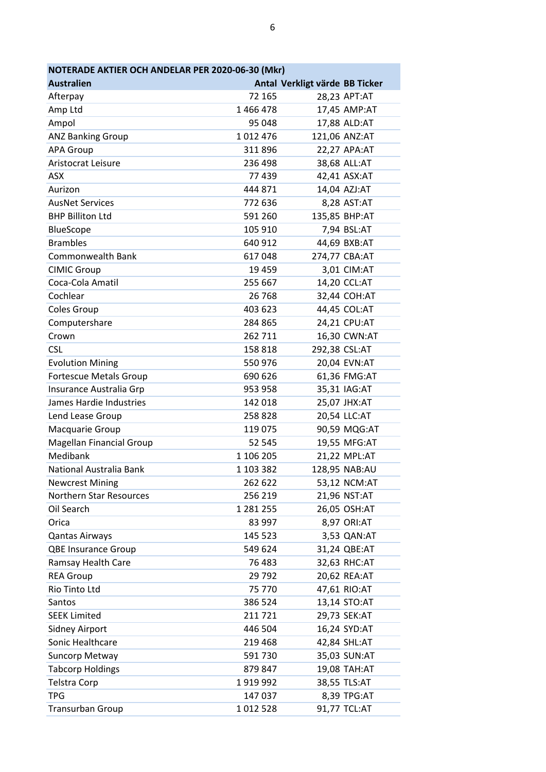| NOTERADE AKTIER OCH ANDELAR PER 2020-06-30 (Mkr) | | | |
|---|---|---|---|
| **Australien** | **Antal** | **Verkligt värde** | **BB Ticker** |
| Afterpay | 72 165 | 28,23 | APT:AT |
| Amp Ltd | 1 466 478 | 17,45 | AMP:AT |
| Ampol | 95 048 | 17,88 | ALD:AT |
| ANZ Banking Group | 1 012 476 | 121,06 | ANZ:AT |
| APA Group | 311 896 | 22,27 | APA:AT |
| Aristocrat Leisure | 236 498 | 38,68 | ALL:AT |
| ASX | 77 439 | 42,41 | ASX:AT |
| Aurizon | 444 871 | 14,04 | AZJ:AT |
| AusNet Services | 772 636 | 8,28 | AST:AT |
| BHP Billiton Ltd | 591 260 | 135,85 | BHP:AT |
| BlueScope | 105 910 | 7,94 | BSL:AT |
| Brambles | 640 912 | 44,69 | BXB:AT |
| Commonwealth Bank | 617 048 | 274,77 | CBA:AT |
| CIMIC Group | 19 459 | 3,01 | CIM:AT |
| Coca-Cola Amatil | 255 667 | 14,20 | CCL:AT |
| Cochlear | 26 768 | 32,44 | COH:AT |
| Coles Group | 403 623 | 44,45 | COL:AT |
| Computershare | 284 865 | 24,21 | CPU:AT |
| Crown | 262 711 | 16,30 | CWN:AT |
| CSL | 158 818 | 292,38 | CSL:AT |
| Evolution Mining | 550 976 | 20,04 | EVN:AT |
| Fortescue Metals Group | 690 626 | 61,36 | FMG:AT |
| Insurance Australia Grp | 953 958 | 35,31 | IAG:AT |
| James Hardie Industries | 142 018 | 25,07 | JHX:AT |
| Lend Lease Group | 258 828 | 20,54 | LLC:AT |
| Macquarie Group | 119 075 | 90,59 | MQG:AT |
| Magellan Financial Group | 52 545 | 19,55 | MFG:AT |
| Medibank | 1 106 205 | 21,22 | MPL:AT |
| National Australia Bank | 1 103 382 | 128,95 | NAB:AU |
| Newcrest Mining | 262 622 | 53,12 | NCM:AT |
| Northern Star Resources | 256 219 | 21,96 | NST:AT |
| Oil Search | 1 281 255 | 26,05 | OSH:AT |
| Orica | 83 997 | 8,97 | ORI:AT |
| Qantas Airways | 145 523 | 3,53 | QAN:AT |
| QBE Insurance Group | 549 624 | 31,24 | QBE:AT |
| Ramsay Health Care | 76 483 | 32,63 | RHC:AT |
| REA Group | 29 792 | 20,62 | REA:AT |
| Rio Tinto Ltd | 75 770 | 47,61 | RIO:AT |
| Santos | 386 524 | 13,14 | STO:AT |
| SEEK Limited | 211 721 | 29,73 | SEK:AT |
| Sidney Airport | 446 504 | 16,24 | SYD:AT |
| Sonic Healthcare | 219 468 | 42,84 | SHL:AT |
| Suncorp Metway | 591 730 | 35,03 | SUN:AT |
| Tabcorp Holdings | 879 847 | 19,08 | TAH:AT |
| Telstra Corp | 1 919 992 | 38,55 | TLS:AT |
| TPG | 147 037 | 8,39 | TPG:AT |
| Transurban Group | 1 012 528 | 91,77 | TCL:AT |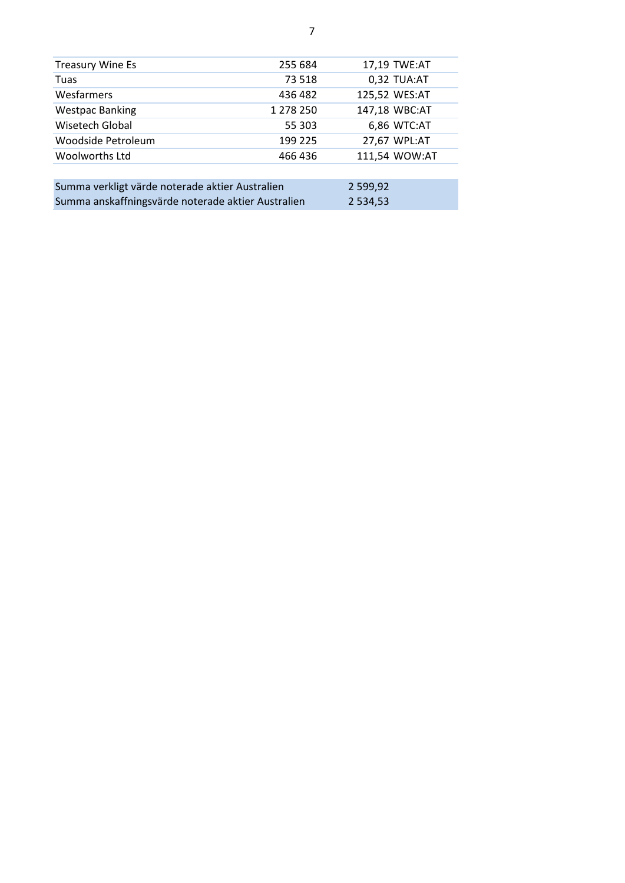| | | | |
|---|---|---|---|
| Treasury Wine Es | 255 684 | 17,19 | TWE:AT |
| Tuas | 73 518 | 0,32 | TUA:AT |
| Wesfarmers | 436 482 | 125,52 | WES:AT |
| Westpac Banking | 1 278 250 | 147,18 | WBC:AT |
| Wisetech Global | 55 303 | 6,86 | WTC:AT |
| Woodside Petroleum | 199 225 | 27,67 | WPL:AT |
| Woolworths Ltd | 466 436 | 111,54 | WOW:AT |

| | |
|---|---|
| Summa verkligt värde noterade aktier Australien | 2 599,92 |
| Summa anskaffningsvärde noterade aktier Australien | 2 534,53 |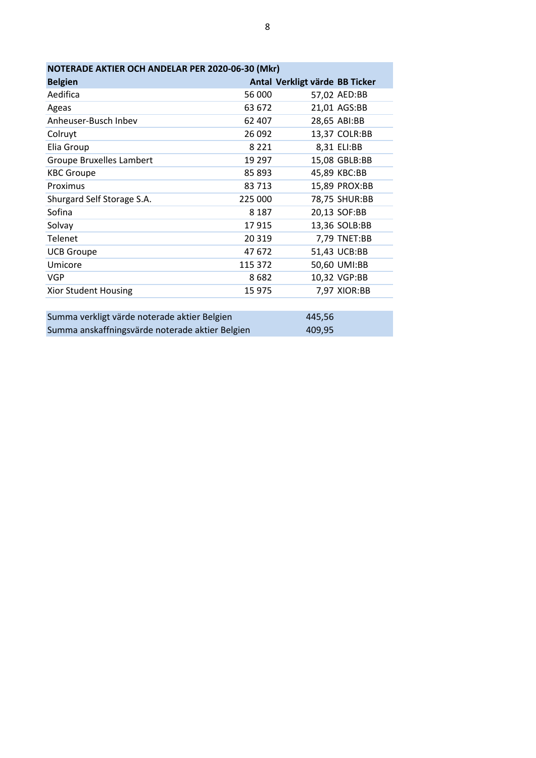| NOTERADE AKTIER OCH ANDELAR PER 2020-06-30 (Mkr) | | | |
|---|---|---|---|
| **Belgien** | **Antal** | **Verkligt värde** | **BB Ticker** |
| Aedifica | 56 000 | 57,02 | AED:BB |
| Ageas | 63 672 | 21,01 | AGS:BB |
| Anheuser-Busch Inbev | 62 407 | 28,65 | ABI:BB |
| Colruyt | 26 092 | 13,37 | COLR:BB |
| Elia Group | 8 221 | 8,31 | ELI:BB |
| Groupe Bruxelles Lambert | 19 297 | 15,08 | GBLB:BB |
| KBC Groupe | 85 893 | 45,89 | KBC:BB |
| Proximus | 83 713 | 15,89 | PROX:BB |
| Shurgard Self Storage S.A. | 225 000 | 78,75 | SHUR:BB |
| Sofina | 8 187 | 20,13 | SOF:BB |
| Solvay | 17 915 | 13,36 | SOLB:BB |
| Telenet | 20 319 | 7,79 | TNET:BB |
| UCB Groupe | 47 672 | 51,43 | UCB:BB |
| Umicore | 115 372 | 50,60 | UMI:BB |
| VGP | 8 682 | 10,32 | VGP:BB |
| Xior Student Housing | 15 975 | 7,97 | XIOR:BB |

| | |
|---|---|
| Summa verkligt värde noterade aktier Belgien | 445,56 |
| Summa anskaffningsvärde noterade aktier Belgien | 409,95 |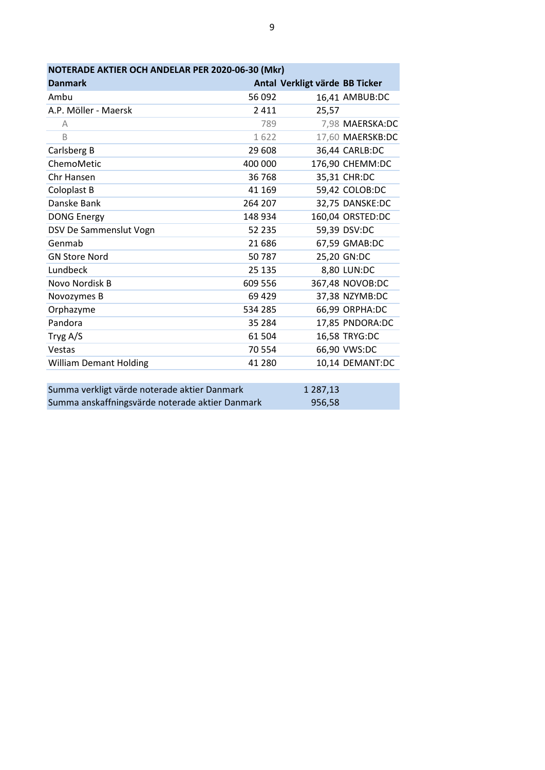| NOTERADE AKTIER OCH ANDELAR PER 2020-06-30 (Mkr) | | | |
|---|---|---|---|
| **Danmark** | **Antal** | **Verkligt värde** | **BB Ticker** |
| Ambu | 56 092 | 16,41 | AMBUB:DC |
| A.P. Möller - Maersk | 2 411 | 25,57 | |
| A | 789 | 7,98 | MAERSKA:DC |
| B | 1 622 | 17,60 | MAERSKB:DC |
| Carlsberg B | 29 608 | 36,44 | CARLB:DC |
| ChemoMetic | 400 000 | 176,90 | CHEMM:DC |
| Chr Hansen | 36 768 | 35,31 | CHR:DC |
| Coloplast B | 41 169 | 59,42 | COLOB:DC |
| Danske Bank | 264 207 | 32,75 | DANSKE:DC |
| DONG Energy | 148 934 | 160,04 | ORSTED:DC |
| DSV De Sammenslut Vogn | 52 235 | 59,39 | DSV:DC |
| Genmab | 21 686 | 67,59 | GMAB:DC |
| GN Store Nord | 50 787 | 25,20 | GN:DC |
| Lundbeck | 25 135 | 8,80 | LUN:DC |
| Novo Nordisk B | 609 556 | 367,48 | NOVOB:DC |
| Novozymes B | 69 429 | 37,38 | NZYMB:DC |
| Orphazyme | 534 285 | 66,99 | ORPHA:DC |
| Pandora | 35 284 | 17,85 | PNDORA:DC |
| Tryg A/S | 61 504 | 16,58 | TRYG:DC |
| Vestas | 70 554 | 66,90 | VWS:DC |
| William Demant Holding | 41 280 | 10,14 | DEMANT:DC |
| | | | |
| Summa verkligt värde noterade aktier Danmark | | 1 287,13 | |
| Summa anskaffningsvärde noterade aktier Danmark | | 956,58 | |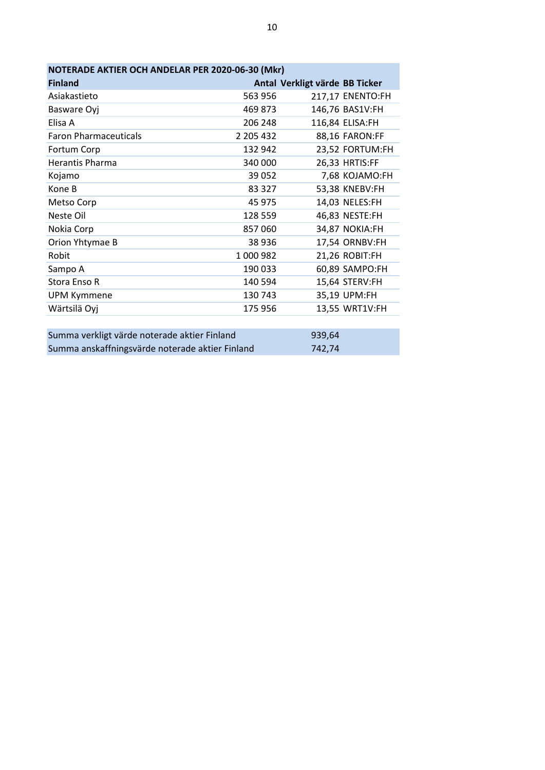| NOTERADE AKTIER OCH ANDELAR PER 2020-06-30 (Mkr) | | | |
|---|---|---|---|
| **Finland** | **Antal** | **Verkligt värde** | **BB Ticker** |
| Asiakastieto | 563 956 | 217,17 | ENENTO:FH |
| Basware Oyj | 469 873 | 146,76 | BAS1V:FH |
| Elisa A | 206 248 | 116,84 | ELISA:FH |
| Faron Pharmaceuticals | 2 205 432 | 88,16 | FARON:FF |
| Fortum Corp | 132 942 | 23,52 | FORTUM:FH |
| Herantis Pharma | 340 000 | 26,33 | HRTIS:FF |
| Kojamo | 39 052 | 7,68 | KOJAMO:FH |
| Kone B | 83 327 | 53,38 | KNEBV:FH |
| Metso Corp | 45 975 | 14,03 | NELES:FH |
| Neste Oil | 128 559 | 46,83 | NESTE:FH |
| Nokia Corp | 857 060 | 34,87 | NOKIA:FH |
| Orion Yhtymae B | 38 936 | 17,54 | ORNBV:FH |
| Robit | 1 000 982 | 21,26 | ROBIT:FH |
| Sampo A | 190 033 | 60,89 | SAMPO:FH |
| Stora Enso R | 140 594 | 15,64 | STERV:FH |
| UPM Kymmene | 130 743 | 35,19 | UPM:FH |
| Wärtsilä Oyj | 175 956 | 13,55 | WRT1V:FH |

| | |
|---|---|
| Summa verkligt värde noterade aktier Finland | 939,64 |
| Summa anskaffningsvärde noterade aktier Finland | 742,74 |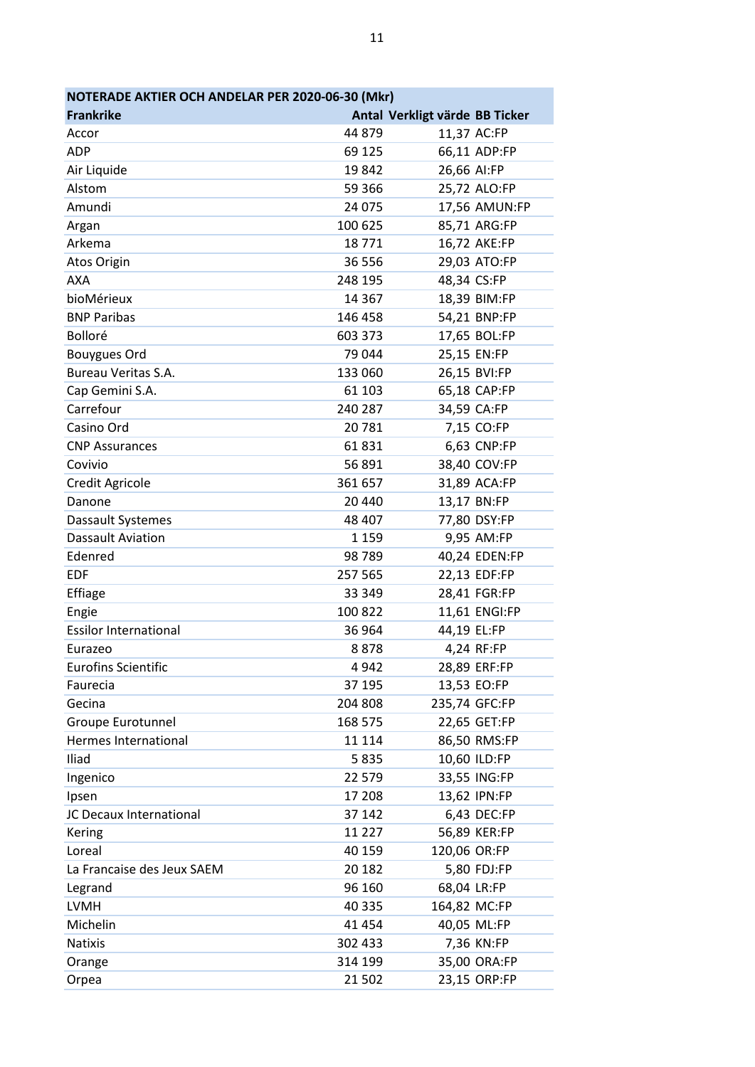| NOTERADE AKTIER OCH ANDELAR PER 2020-06-30 (Mkr) | | | |
|---|---|---|---|
| **Frankrike** | **Antal** | **Verkligt värde** | **BB Ticker** |
| Accor | 44 879 | 11,37 | AC:FP |
| ADP | 69 125 | 66,11 | ADP:FP |
| Air Liquide | 19 842 | 26,66 | AI:FP |
| Alstom | 59 366 | 25,72 | ALO:FP |
| Amundi | 24 075 | 17,56 | AMUN:FP |
| Argan | 100 625 | 85,71 | ARG:FP |
| Arkema | 18 771 | 16,72 | AKE:FP |
| Atos Origin | 36 556 | 29,03 | ATO:FP |
| AXA | 248 195 | 48,34 | CS:FP |
| bioMérieux | 14 367 | 18,39 | BIM:FP |
| BNP Paribas | 146 458 | 54,21 | BNP:FP |
| Bolloré | 603 373 | 17,65 | BOL:FP |
| Bouygues Ord | 79 044 | 25,15 | EN:FP |
| Bureau Veritas S.A. | 133 060 | 26,15 | BVI:FP |
| Cap Gemini S.A. | 61 103 | 65,18 | CAP:FP |
| Carrefour | 240 287 | 34,59 | CA:FP |
| Casino Ord | 20 781 | 7,15 | CO:FP |
| CNP Assurances | 61 831 | 6,63 | CNP:FP |
| Covivio | 56 891 | 38,40 | COV:FP |
| Credit Agricole | 361 657 | 31,89 | ACA:FP |
| Danone | 20 440 | 13,17 | BN:FP |
| Dassault Systemes | 48 407 | 77,80 | DSY:FP |
| Dassault Aviation | 1 159 | 9,95 | AM:FP |
| Edenred | 98 789 | 40,24 | EDEN:FP |
| EDF | 257 565 | 22,13 | EDF:FP |
| Effiage | 33 349 | 28,41 | FGR:FP |
| Engie | 100 822 | 11,61 | ENGI:FP |
| Essilor International | 36 964 | 44,19 | EL:FP |
| Eurazeo | 8 878 | 4,24 | RF:FP |
| Eurofins Scientific | 4 942 | 28,89 | ERF:FP |
| Faurecia | 37 195 | 13,53 | EO:FP |
| Gecina | 204 808 | 235,74 | GFC:FP |
| Groupe Eurotunnel | 168 575 | 22,65 | GET:FP |
| Hermes International | 11 114 | 86,50 | RMS:FP |
| Iliad | 5 835 | 10,60 | ILD:FP |
| Ingenico | 22 579 | 33,55 | ING:FP |
| Ipsen | 17 208 | 13,62 | IPN:FP |
| JC Decaux International | 37 142 | 6,43 | DEC:FP |
| Kering | 11 227 | 56,89 | KER:FP |
| Loreal | 40 159 | 120,06 | OR:FP |
| La Francaise des Jeux SAEM | 20 182 | 5,80 | FDJ:FP |
| Legrand | 96 160 | 68,04 | LR:FP |
| LVMH | 40 335 | 164,82 | MC:FP |
| Michelin | 41 454 | 40,05 | ML:FP |
| Natixis | 302 433 | 7,36 | KN:FP |
| Orange | 314 199 | 35,00 | ORA:FP |
| Orpea | 21 502 | 23,15 | ORP:FP |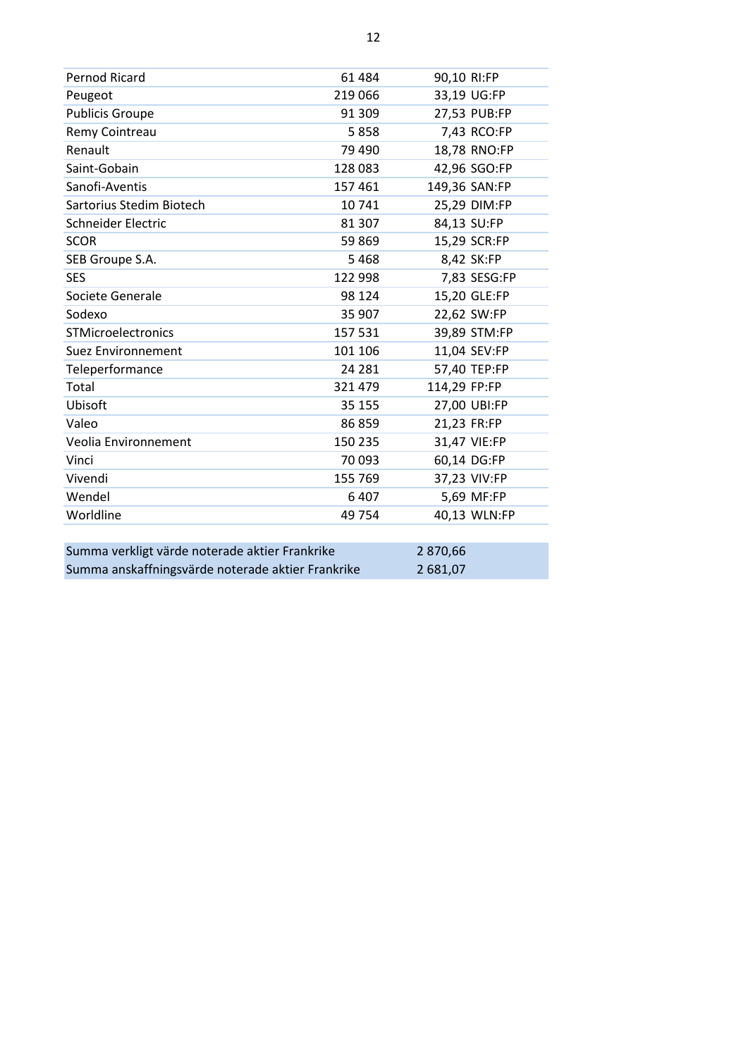| | | | |
|---|---|---|---|
| Pernod Ricard | 61 484 | 90,10 | RI:FP |
| Peugeot | 219 066 | 33,19 | UG:FP |
| Publicis Groupe | 91 309 | 27,53 | PUB:FP |
| Remy Cointreau | 5 858 | 7,43 | RCO:FP |
| Renault | 79 490 | 18,78 | RNO:FP |
| Saint-Gobain | 128 083 | 42,96 | SGO:FP |
| Sanofi-Aventis | 157 461 | 149,36 | SAN:FP |
| Sartorius Stedim Biotech | 10 741 | 25,29 | DIM:FP |
| Schneider Electric | 81 307 | 84,13 | SU:FP |
| SCOR | 59 869 | 15,29 | SCR:FP |
| SEB Groupe S.A. | 5 468 | 8,42 | SK:FP |
| SES | 122 998 | 7,83 | SESG:FP |
| Societe Generale | 98 124 | 15,20 | GLE:FP |
| Sodexo | 35 907 | 22,62 | SW:FP |
| STMicroelectronics | 157 531 | 39,89 | STM:FP |
| Suez Environnement | 101 106 | 11,04 | SEV:FP |
| Teleperformance | 24 281 | 57,40 | TEP:FP |
| Total | 321 479 | 114,29 | FP:FP |
| Ubisoft | 35 155 | 27,00 | UBI:FP |
| Valeo | 86 859 | 21,23 | FR:FP |
| Veolia Environnement | 150 235 | 31,47 | VIE:FP |
| Vinci | 70 093 | 60,14 | DG:FP |
| Vivendi | 155 769 | 37,23 | VIV:FP |
| Wendel | 6 407 | 5,69 | MF:FP |
| Worldline | 49 754 | 40,13 | WLN:FP |

| | |
|---|---|
| Summa verkligt värde noterade aktier Frankrike | 2 870,66 |
| Summa anskaffningsvärde noterade aktier Frankrike | 2 681,07 |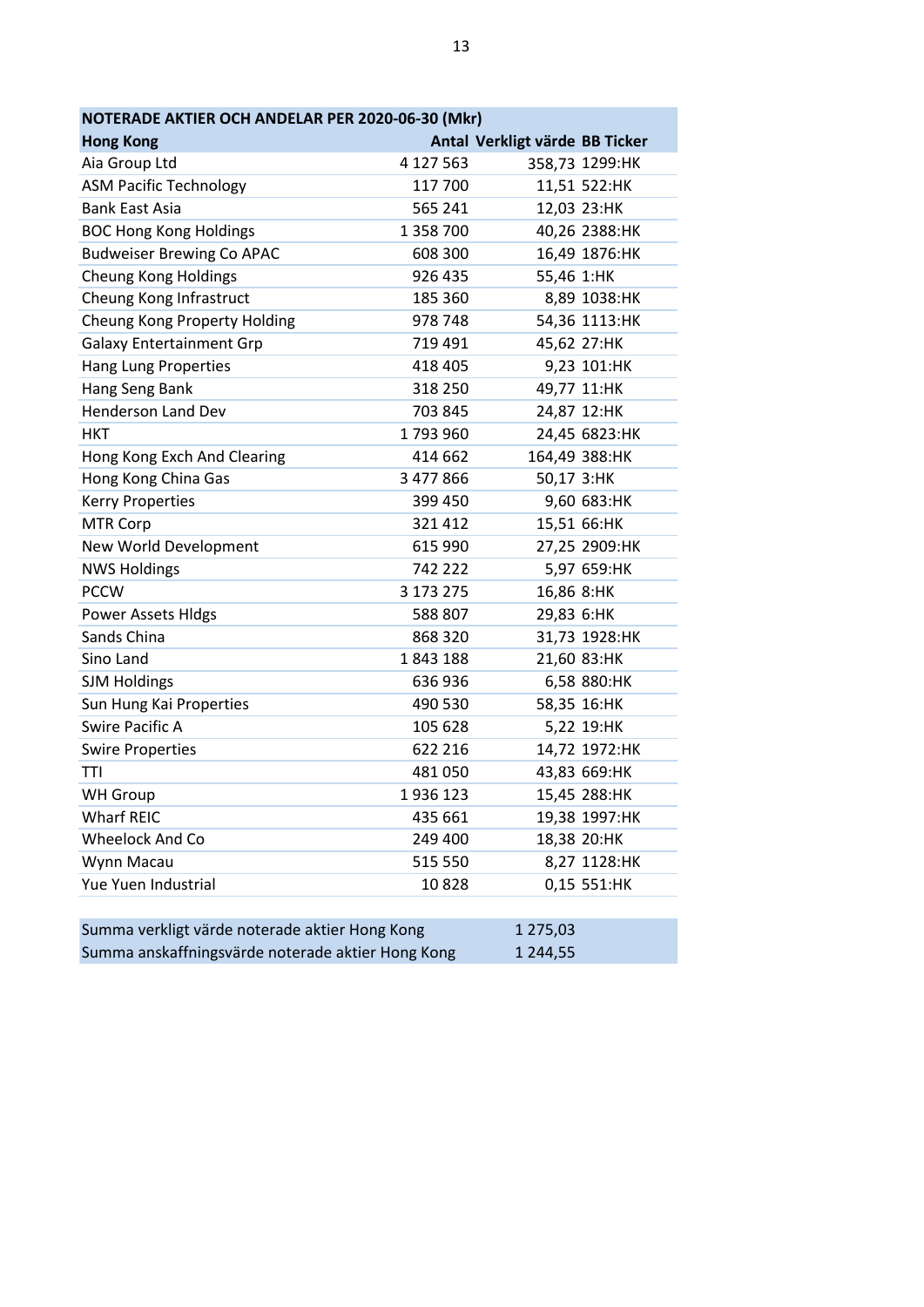| NOTERADE AKTIER OCH ANDELAR PER 2020-06-30 (Mkr) | | | |
|---|---|---|---|
| **Hong Kong** | **Antal** | **Verkligt värde** | **BB Ticker** |
| Aia Group Ltd | 4 127 563 | 358,73 | 1299:HK |
| ASM Pacific Technology | 117 700 | 11,51 | 522:HK |
| Bank East Asia | 565 241 | 12,03 | 23:HK |
| BOC Hong Kong Holdings | 1 358 700 | 40,26 | 2388:HK |
| Budweiser Brewing Co APAC | 608 300 | 16,49 | 1876:HK |
| Cheung Kong Holdings | 926 435 | 55,46 | 1:HK |
| Cheung Kong Infrastruct | 185 360 | 8,89 | 1038:HK |
| Cheung Kong Property Holding | 978 748 | 54,36 | 1113:HK |
| Galaxy Entertainment Grp | 719 491 | 45,62 | 27:HK |
| Hang Lung Properties | 418 405 | 9,23 | 101:HK |
| Hang Seng Bank | 318 250 | 49,77 | 11:HK |
| Henderson Land Dev | 703 845 | 24,87 | 12:HK |
| HKT | 1 793 960 | 24,45 | 6823:HK |
| Hong Kong Exch And Clearing | 414 662 | 164,49 | 388:HK |
| Hong Kong China Gas | 3 477 866 | 50,17 | 3:HK |
| Kerry Properties | 399 450 | 9,60 | 683:HK |
| MTR Corp | 321 412 | 15,51 | 66:HK |
| New World Development | 615 990 | 27,25 | 2909:HK |
| NWS Holdings | 742 222 | 5,97 | 659:HK |
| PCCW | 3 173 275 | 16,86 | 8:HK |
| Power Assets Hldgs | 588 807 | 29,83 | 6:HK |
| Sands China | 868 320 | 31,73 | 1928:HK |
| Sino Land | 1 843 188 | 21,60 | 83:HK |
| SJM Holdings | 636 936 | 6,58 | 880:HK |
| Sun Hung Kai Properties | 490 530 | 58,35 | 16:HK |
| Swire Pacific A | 105 628 | 5,22 | 19:HK |
| Swire Properties | 622 216 | 14,72 | 1972:HK |
| TTI | 481 050 | 43,83 | 669:HK |
| WH Group | 1 936 123 | 15,45 | 288:HK |
| Wharf REIC | 435 661 | 19,38 | 1997:HK |
| Wheelock And Co | 249 400 | 18,38 | 20:HK |
| Wynn Macau | 515 550 | 8,27 | 1128:HK |
| Yue Yuen Industrial | 10 828 | 0,15 | 551:HK |

| | |
|---|---|
| Summa verkligt värde noterade aktier Hong Kong | 1 275,03 |
| Summa anskaffningsvärde noterade aktier Hong Kong | 1 244,55 |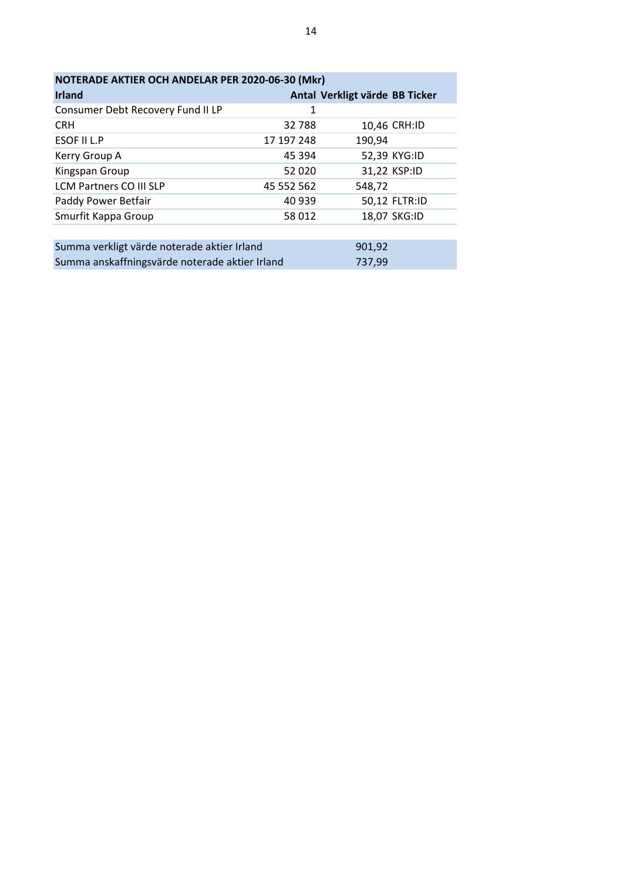| NOTERADE AKTIER OCH ANDELAR PER 2020-06-30 (Mkr) | | | |
|---|---|---|---|
| **Irland** | **Antal** | **Verkligt värde** | **BB Ticker** |
| Consumer Debt Recovery Fund II LP | 1 | | |
| CRH | 32 788 | 10,46 | CRH:ID |
| ESOF II L.P | 17 197 248 | 190,94 | |
| Kerry Group A | 45 394 | 52,39 | KYG:ID |
| Kingspan Group | 52 020 | 31,22 | KSP:ID |
| LCM Partners CO III SLP | 45 552 562 | 548,72 | |
| Paddy Power Betfair | 40 939 | 50,12 | FLTR:ID |
| Smurfit Kappa Group | 58 012 | 18,07 | SKG:ID |
| | | | |
| Summa verkligt värde noterade aktier Irland | | 901,92 | |
| Summa anskaffningsvärde noterade aktier Irland | | 737,99 | |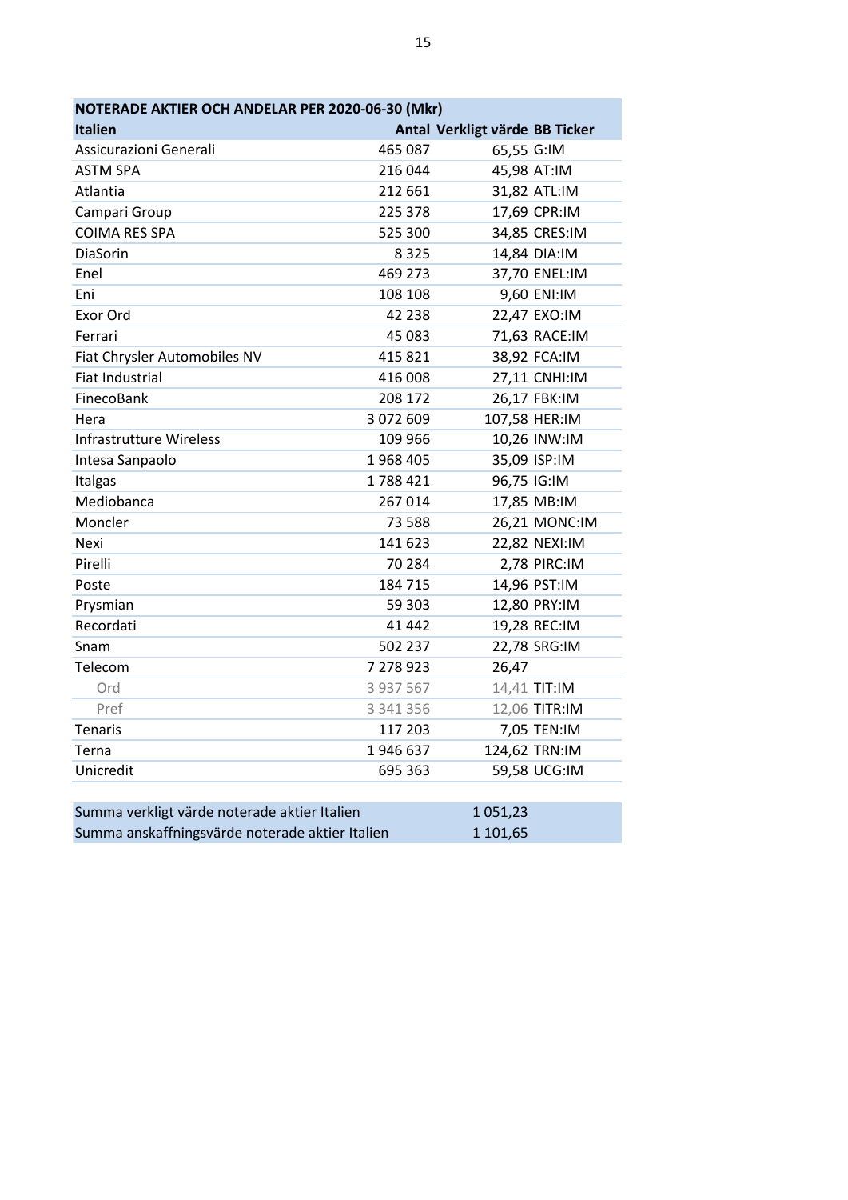| NOTERADE AKTIER OCH ANDELAR PER 2020-06-30 (Mkr) | | | |
|---|---|---|---|
| **Italien** | **Antal** | **Verkligt värde** | **BB Ticker** |
| Assicurazioni Generali | 465 087 | 65,55 | G:IM |
| ASTM SPA | 216 044 | 45,98 | AT:IM |
| Atlantia | 212 661 | 31,82 | ATL:IM |
| Campari Group | 225 378 | 17,69 | CPR:IM |
| COIMA RES SPA | 525 300 | 34,85 | CRES:IM |
| DiaSorin | 8 325 | 14,84 | DIA:IM |
| Enel | 469 273 | 37,70 | ENEL:IM |
| Eni | 108 108 | 9,60 | ENI:IM |
| Exor Ord | 42 238 | 22,47 | EXO:IM |
| Ferrari | 45 083 | 71,63 | RACE:IM |
| Fiat Chrysler Automobiles NV | 415 821 | 38,92 | FCA:IM |
| Fiat Industrial | 416 008 | 27,11 | CNHI:IM |
| FinecoBank | 208 172 | 26,17 | FBK:IM |
| Hera | 3 072 609 | 107,58 | HER:IM |
| Infrastrutture Wireless | 109 966 | 10,26 | INW:IM |
| Intesa Sanpaolo | 1 968 405 | 35,09 | ISP:IM |
| Italgas | 1 788 421 | 96,75 | IG:IM |
| Mediobanca | 267 014 | 17,85 | MB:IM |
| Moncler | 73 588 | 26,21 | MONC:IM |
| Nexi | 141 623 | 22,82 | NEXI:IM |
| Pirelli | 70 284 | 2,78 | PIRC:IM |
| Poste | 184 715 | 14,96 | PST:IM |
| Prysmian | 59 303 | 12,80 | PRY:IM |
| Recordati | 41 442 | 19,28 | REC:IM |
| Snam | 502 237 | 22,78 | SRG:IM |
| Telecom | 7 278 923 | 26,47 | |
| Ord | 3 937 567 | 14,41 | TIT:IM |
| Pref | 3 341 356 | 12,06 | TITR:IM |
| Tenaris | 117 203 | 7,05 | TEN:IM |
| Terna | 1 946 637 | 124,62 | TRN:IM |
| Unicredit | 695 363 | 59,58 | UCG:IM |

| | |
|---|---|
| Summa verkligt värde noterade aktier Italien | 1 051,23 |
| Summa anskaffningsvärde noterade aktier Italien | 1 101,65 |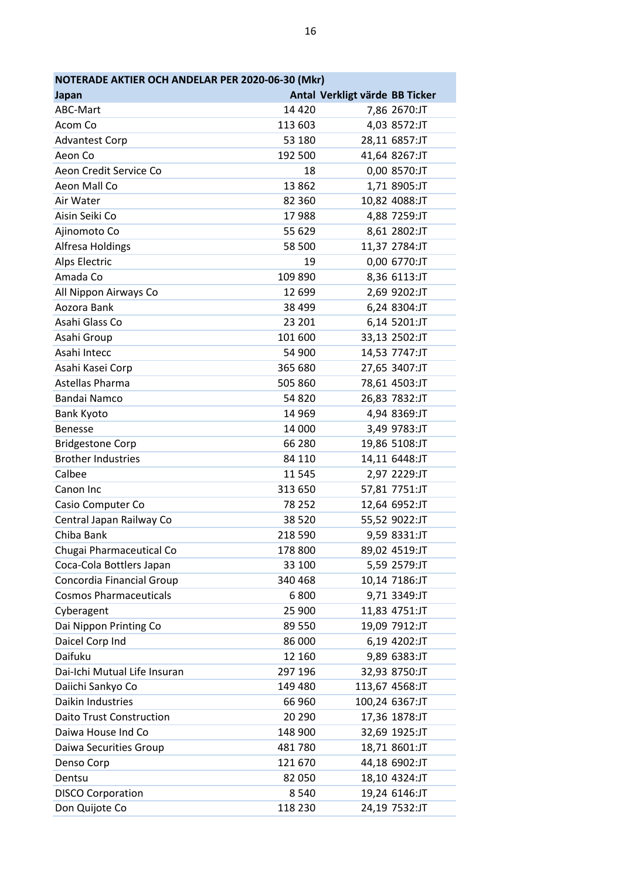| NOTERADE AKTIER OCH ANDELAR PER 2020-06-30 (Mkr) | | | |
|---|---|---|---|
| Japan | Antal | Verkligt värde | BB Ticker |
| ABC-Mart | 14 420 | 7,86 | 2670:JT |
| Acom Co | 113 603 | 4,03 | 8572:JT |
| Advantest Corp | 53 180 | 28,11 | 6857:JT |
| Aeon Co | 192 500 | 41,64 | 8267:JT |
| Aeon Credit Service Co | 18 | 0,00 | 8570:JT |
| Aeon Mall Co | 13 862 | 1,71 | 8905:JT |
| Air Water | 82 360 | 10,82 | 4088:JT |
| Aisin Seiki Co | 17 988 | 4,88 | 7259:JT |
| Ajinomoto Co | 55 629 | 8,61 | 2802:JT |
| Alfresa Holdings | 58 500 | 11,37 | 2784:JT |
| Alps Electric | 19 | 0,00 | 6770:JT |
| Amada Co | 109 890 | 8,36 | 6113:JT |
| All Nippon Airways Co | 12 699 | 2,69 | 9202:JT |
| Aozora Bank | 38 499 | 6,24 | 8304:JT |
| Asahi Glass Co | 23 201 | 6,14 | 5201:JT |
| Asahi Group | 101 600 | 33,13 | 2502:JT |
| Asahi Intecc | 54 900 | 14,53 | 7747:JT |
| Asahi Kasei Corp | 365 680 | 27,65 | 3407:JT |
| Astellas Pharma | 505 860 | 78,61 | 4503:JT |
| Bandai Namco | 54 820 | 26,83 | 7832:JT |
| Bank Kyoto | 14 969 | 4,94 | 8369:JT |
| Benesse | 14 000 | 3,49 | 9783:JT |
| Bridgestone Corp | 66 280 | 19,86 | 5108:JT |
| Brother Industries | 84 110 | 14,11 | 6448:JT |
| Calbee | 11 545 | 2,97 | 2229:JT |
| Canon Inc | 313 650 | 57,81 | 7751:JT |
| Casio Computer Co | 78 252 | 12,64 | 6952:JT |
| Central Japan Railway Co | 38 520 | 55,52 | 9022:JT |
| Chiba Bank | 218 590 | 9,59 | 8331:JT |
| Chugai Pharmaceutical Co | 178 800 | 89,02 | 4519:JT |
| Coca-Cola Bottlers Japan | 33 100 | 5,59 | 2579:JT |
| Concordia Financial Group | 340 468 | 10,14 | 7186:JT |
| Cosmos Pharmaceuticals | 6 800 | 9,71 | 3349:JT |
| Cyberagent | 25 900 | 11,83 | 4751:JT |
| Dai Nippon Printing Co | 89 550 | 19,09 | 7912:JT |
| Daicel Corp Ind | 86 000 | 6,19 | 4202:JT |
| Daifuku | 12 160 | 9,89 | 6383:JT |
| Dai-Ichi Mutual Life Insuran | 297 196 | 32,93 | 8750:JT |
| Daiichi Sankyo Co | 149 480 | 113,67 | 4568:JT |
| Daikin Industries | 66 960 | 100,24 | 6367:JT |
| Daito Trust Construction | 20 290 | 17,36 | 1878:JT |
| Daiwa House Ind Co | 148 900 | 32,69 | 1925:JT |
| Daiwa Securities Group | 481 780 | 18,71 | 8601:JT |
| Denso Corp | 121 670 | 44,18 | 6902:JT |
| Dentsu | 82 050 | 18,10 | 4324:JT |
| DISCO Corporation | 8 540 | 19,24 | 6146:JT |
| Don Quijote Co | 118 230 | 24,19 | 7532:JT |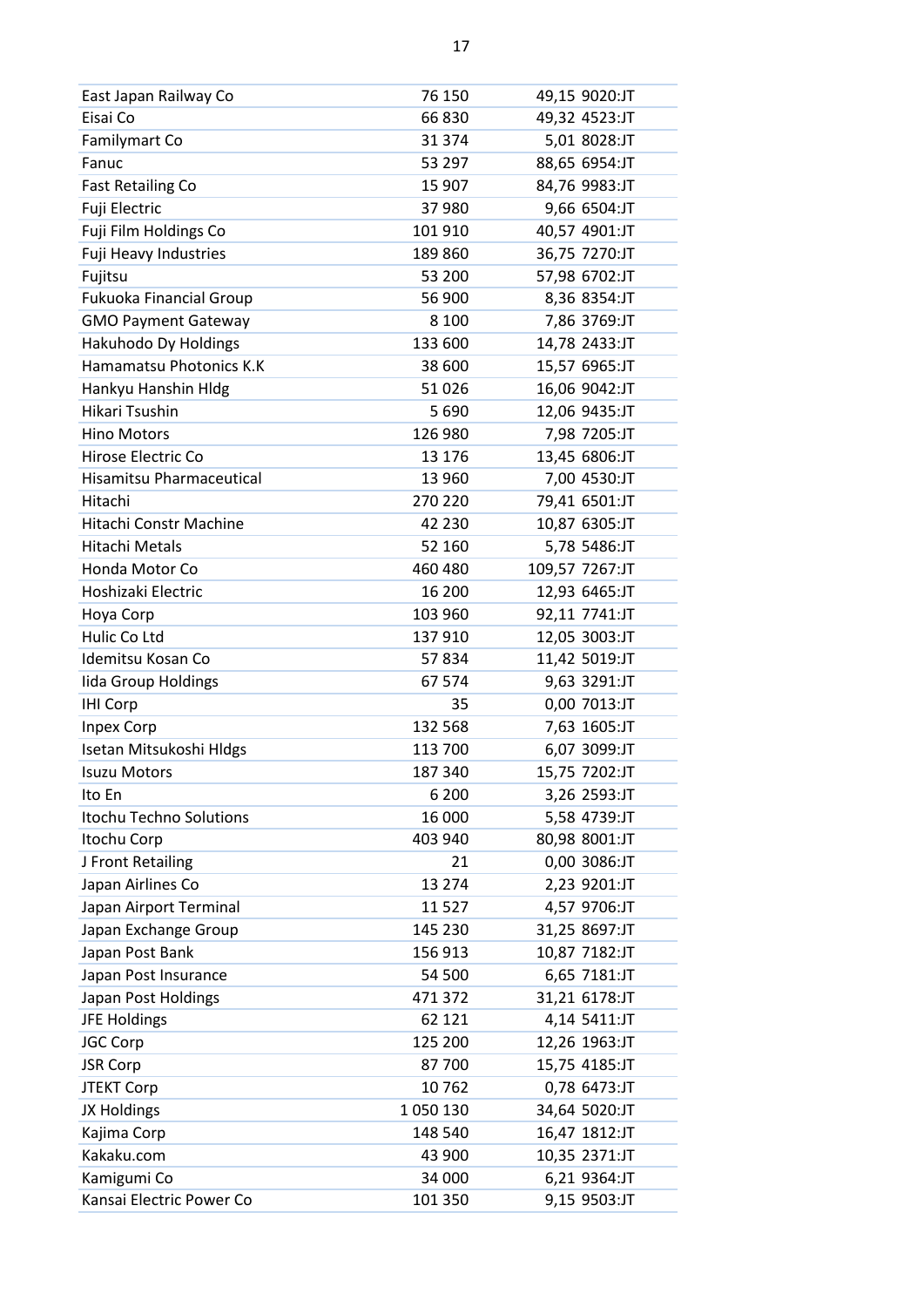| | | | |
|---|---|---|---|
| East Japan Railway Co | 76 150 | 49,15 | 9020:JT |
| Eisai Co | 66 830 | 49,32 | 4523:JT |
| Familymart Co | 31 374 | 5,01 | 8028:JT |
| Fanuc | 53 297 | 88,65 | 6954:JT |
| Fast Retailing Co | 15 907 | 84,76 | 9983:JT |
| Fuji Electric | 37 980 | 9,66 | 6504:JT |
| Fuji Film Holdings Co | 101 910 | 40,57 | 4901:JT |
| Fuji Heavy Industries | 189 860 | 36,75 | 7270:JT |
| Fujitsu | 53 200 | 57,98 | 6702:JT |
| Fukuoka Financial Group | 56 900 | 8,36 | 8354:JT |
| GMO Payment Gateway | 8 100 | 7,86 | 3769:JT |
| Hakuhodo Dy Holdings | 133 600 | 14,78 | 2433:JT |
| Hamamatsu Photonics K.K | 38 600 | 15,57 | 6965:JT |
| Hankyu Hanshin Hldg | 51 026 | 16,06 | 9042:JT |
| Hikari Tsushin | 5 690 | 12,06 | 9435:JT |
| Hino Motors | 126 980 | 7,98 | 7205:JT |
| Hirose Electric Co | 13 176 | 13,45 | 6806:JT |
| Hisamitsu Pharmaceutical | 13 960 | 7,00 | 4530:JT |
| Hitachi | 270 220 | 79,41 | 6501:JT |
| Hitachi Constr Machine | 42 230 | 10,87 | 6305:JT |
| Hitachi Metals | 52 160 | 5,78 | 5486:JT |
| Honda Motor Co | 460 480 | 109,57 | 7267:JT |
| Hoshizaki Electric | 16 200 | 12,93 | 6465:JT |
| Hoya Corp | 103 960 | 92,11 | 7741:JT |
| Hulic Co Ltd | 137 910 | 12,05 | 3003:JT |
| Idemitsu Kosan Co | 57 834 | 11,42 | 5019:JT |
| Iida Group Holdings | 67 574 | 9,63 | 3291:JT |
| IHI Corp | 35 | 0,00 | 7013:JT |
| Inpex Corp | 132 568 | 7,63 | 1605:JT |
| Isetan Mitsukoshi Hldgs | 113 700 | 6,07 | 3099:JT |
| Isuzu Motors | 187 340 | 15,75 | 7202:JT |
| Ito En | 6 200 | 3,26 | 2593:JT |
| Itochu Techno Solutions | 16 000 | 5,58 | 4739:JT |
| Itochu Corp | 403 940 | 80,98 | 8001:JT |
| J Front Retailing | 21 | 0,00 | 3086:JT |
| Japan Airlines Co | 13 274 | 2,23 | 9201:JT |
| Japan Airport Terminal | 11 527 | 4,57 | 9706:JT |
| Japan Exchange Group | 145 230 | 31,25 | 8697:JT |
| Japan Post Bank | 156 913 | 10,87 | 7182:JT |
| Japan Post Insurance | 54 500 | 6,65 | 7181:JT |
| Japan Post Holdings | 471 372 | 31,21 | 6178:JT |
| JFE Holdings | 62 121 | 4,14 | 5411:JT |
| JGC Corp | 125 200 | 12,26 | 1963:JT |
| JSR Corp | 87 700 | 15,75 | 4185:JT |
| JTEKT Corp | 10 762 | 0,78 | 6473:JT |
| JX Holdings | 1 050 130 | 34,64 | 5020:JT |
| Kajima Corp | 148 540 | 16,47 | 1812:JT |
| Kakaku.com | 43 900 | 10,35 | 2371:JT |
| Kamigumi Co | 34 000 | 6,21 | 9364:JT |
| Kansai Electric Power Co | 101 350 | 9,15 | 9503:JT |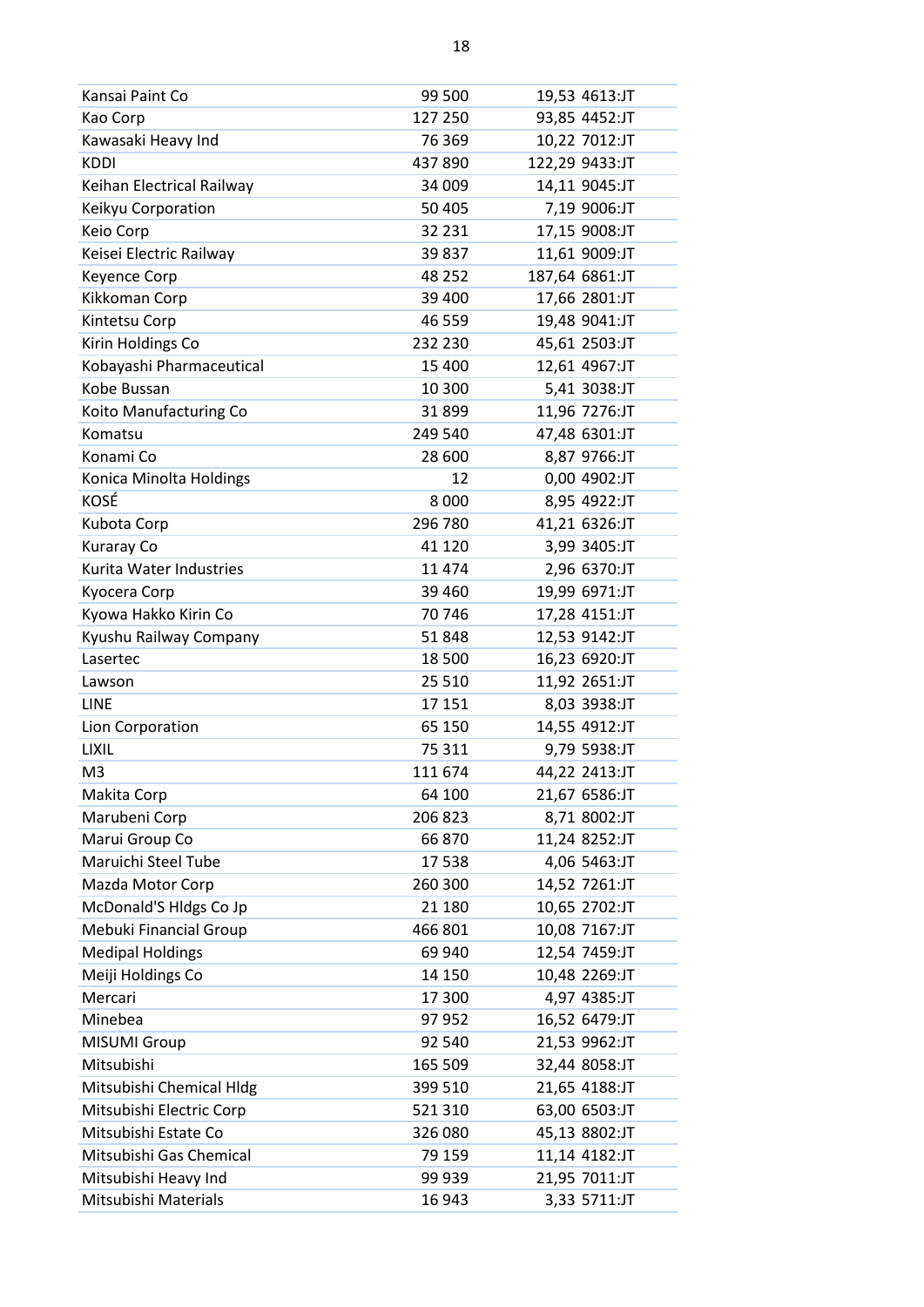| | | | |
|---|---|---|---|
| Kansai Paint Co | 99 500 | 19,53 | 4613:JT |
| Kao Corp | 127 250 | 93,85 | 4452:JT |
| Kawasaki Heavy Ind | 76 369 | 10,22 | 7012:JT |
| KDDI | 437 890 | 122,29 | 9433:JT |
| Keihan Electrical Railway | 34 009 | 14,11 | 9045:JT |
| Keikyu Corporation | 50 405 | 7,19 | 9006:JT |
| Keio Corp | 32 231 | 17,15 | 9008:JT |
| Keisei Electric Railway | 39 837 | 11,61 | 9009:JT |
| Keyence Corp | 48 252 | 187,64 | 6861:JT |
| Kikkoman Corp | 39 400 | 17,66 | 2801:JT |
| Kintetsu Corp | 46 559 | 19,48 | 9041:JT |
| Kirin Holdings Co | 232 230 | 45,61 | 2503:JT |
| Kobayashi Pharmaceutical | 15 400 | 12,61 | 4967:JT |
| Kobe Bussan | 10 300 | 5,41 | 3038:JT |
| Koito Manufacturing Co | 31 899 | 11,96 | 7276:JT |
| Komatsu | 249 540 | 47,48 | 6301:JT |
| Konami Co | 28 600 | 8,87 | 9766:JT |
| Konica Minolta Holdings | 12 | 0,00 | 4902:JT |
| KOSÉ | 8 000 | 8,95 | 4922:JT |
| Kubota Corp | 296 780 | 41,21 | 6326:JT |
| Kuraray Co | 41 120 | 3,99 | 3405:JT |
| Kurita Water Industries | 11 474 | 2,96 | 6370:JT |
| Kyocera Corp | 39 460 | 19,99 | 6971:JT |
| Kyowa Hakko Kirin Co | 70 746 | 17,28 | 4151:JT |
| Kyushu Railway Company | 51 848 | 12,53 | 9142:JT |
| Lasertec | 18 500 | 16,23 | 6920:JT |
| Lawson | 25 510 | 11,92 | 2651:JT |
| LINE | 17 151 | 8,03 | 3938:JT |
| Lion Corporation | 65 150 | 14,55 | 4912:JT |
| LIXIL | 75 311 | 9,79 | 5938:JT |
| M3 | 111 674 | 44,22 | 2413:JT |
| Makita Corp | 64 100 | 21,67 | 6586:JT |
| Marubeni Corp | 206 823 | 8,71 | 8002:JT |
| Marui Group Co | 66 870 | 11,24 | 8252:JT |
| Maruichi Steel Tube | 17 538 | 4,06 | 5463:JT |
| Mazda Motor Corp | 260 300 | 14,52 | 7261:JT |
| McDonald'S Hldgs Co Jp | 21 180 | 10,65 | 2702:JT |
| Mebuki Financial Group | 466 801 | 10,08 | 7167:JT |
| Medipal Holdings | 69 940 | 12,54 | 7459:JT |
| Meiji Holdings Co | 14 150 | 10,48 | 2269:JT |
| Mercari | 17 300 | 4,97 | 4385:JT |
| Minebea | 97 952 | 16,52 | 6479:JT |
| MISUMI Group | 92 540 | 21,53 | 9962:JT |
| Mitsubishi | 165 509 | 32,44 | 8058:JT |
| Mitsubishi Chemical Hldg | 399 510 | 21,65 | 4188:JT |
| Mitsubishi Electric Corp | 521 310 | 63,00 | 6503:JT |
| Mitsubishi Estate Co | 326 080 | 45,13 | 8802:JT |
| Mitsubishi Gas Chemical | 79 159 | 11,14 | 4182:JT |
| Mitsubishi Heavy Ind | 99 939 | 21,95 | 7011:JT |
| Mitsubishi Materials | 16 943 | 3,33 | 5711:JT |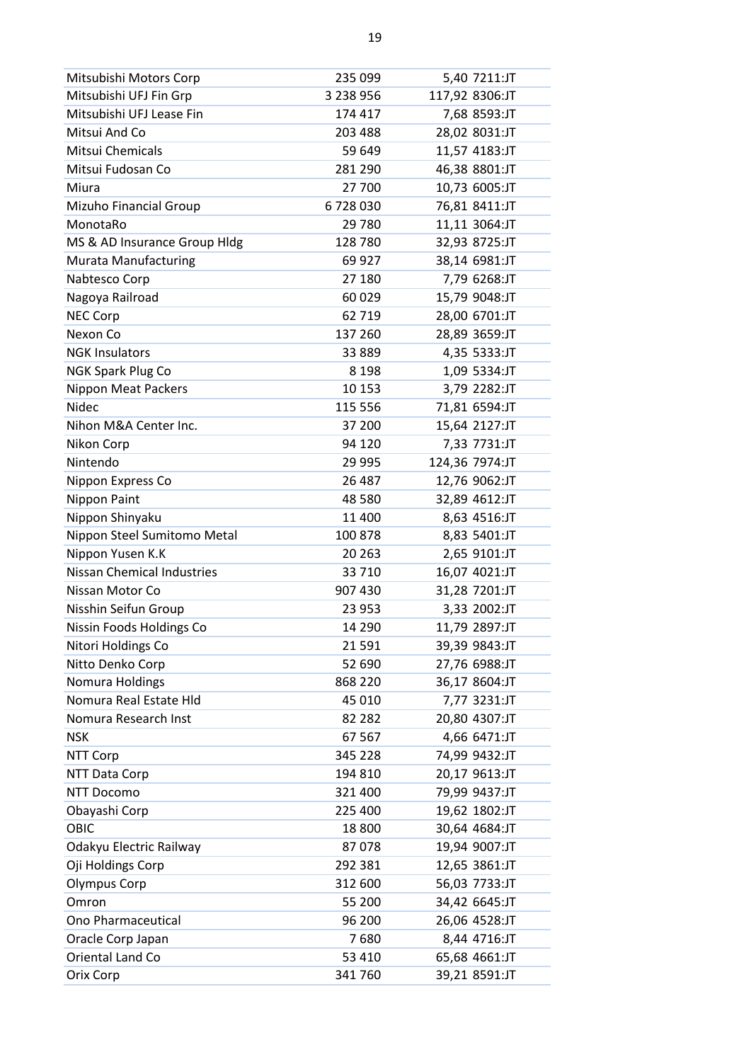| | | | |
|---|---|---|---|
| Mitsubishi Motors Corp | 235 099 | 5,40 | 7211:JT |
| Mitsubishi UFJ Fin Grp | 3 238 956 | 117,92 | 8306:JT |
| Mitsubishi UFJ Lease Fin | 174 417 | 7,68 | 8593:JT |
| Mitsui And Co | 203 488 | 28,02 | 8031:JT |
| Mitsui Chemicals | 59 649 | 11,57 | 4183:JT |
| Mitsui Fudosan Co | 281 290 | 46,38 | 8801:JT |
| Miura | 27 700 | 10,73 | 6005:JT |
| Mizuho Financial Group | 6 728 030 | 76,81 | 8411:JT |
| MonotaRo | 29 780 | 11,11 | 3064:JT |
| MS & AD Insurance Group Hldg | 128 780 | 32,93 | 8725:JT |
| Murata Manufacturing | 69 927 | 38,14 | 6981:JT |
| Nabtesco Corp | 27 180 | 7,79 | 6268:JT |
| Nagoya Railroad | 60 029 | 15,79 | 9048:JT |
| NEC Corp | 62 719 | 28,00 | 6701:JT |
| Nexon Co | 137 260 | 28,89 | 3659:JT |
| NGK Insulators | 33 889 | 4,35 | 5333:JT |
| NGK Spark Plug Co | 8 198 | 1,09 | 5334:JT |
| Nippon Meat Packers | 10 153 | 3,79 | 2282:JT |
| Nidec | 115 556 | 71,81 | 6594:JT |
| Nihon M&A Center Inc. | 37 200 | 15,64 | 2127:JT |
| Nikon Corp | 94 120 | 7,33 | 7731:JT |
| Nintendo | 29 995 | 124,36 | 7974:JT |
| Nippon Express Co | 26 487 | 12,76 | 9062:JT |
| Nippon Paint | 48 580 | 32,89 | 4612:JT |
| Nippon Shinyaku | 11 400 | 8,63 | 4516:JT |
| Nippon Steel Sumitomo Metal | 100 878 | 8,83 | 5401:JT |
| Nippon Yusen K.K | 20 263 | 2,65 | 9101:JT |
| Nissan Chemical Industries | 33 710 | 16,07 | 4021:JT |
| Nissan Motor Co | 907 430 | 31,28 | 7201:JT |
| Nisshin Seifun Group | 23 953 | 3,33 | 2002:JT |
| Nissin Foods Holdings Co | 14 290 | 11,79 | 2897:JT |
| Nitori Holdings Co | 21 591 | 39,39 | 9843:JT |
| Nitto Denko Corp | 52 690 | 27,76 | 6988:JT |
| Nomura Holdings | 868 220 | 36,17 | 8604:JT |
| Nomura Real Estate Hld | 45 010 | 7,77 | 3231:JT |
| Nomura Research Inst | 82 282 | 20,80 | 4307:JT |
| NSK | 67 567 | 4,66 | 6471:JT |
| NTT Corp | 345 228 | 74,99 | 9432:JT |
| NTT Data Corp | 194 810 | 20,17 | 9613:JT |
| NTT Docomo | 321 400 | 79,99 | 9437:JT |
| Obayashi Corp | 225 400 | 19,62 | 1802:JT |
| OBIC | 18 800 | 30,64 | 4684:JT |
| Odakyu Electric Railway | 87 078 | 19,94 | 9007:JT |
| Oji Holdings Corp | 292 381 | 12,65 | 3861:JT |
| Olympus Corp | 312 600 | 56,03 | 7733:JT |
| Omron | 55 200 | 34,42 | 6645:JT |
| Ono Pharmaceutical | 96 200 | 26,06 | 4528:JT |
| Oracle Corp Japan | 7 680 | 8,44 | 4716:JT |
| Oriental Land Co | 53 410 | 65,68 | 4661:JT |
| Orix Corp | 341 760 | 39,21 | 8591:JT |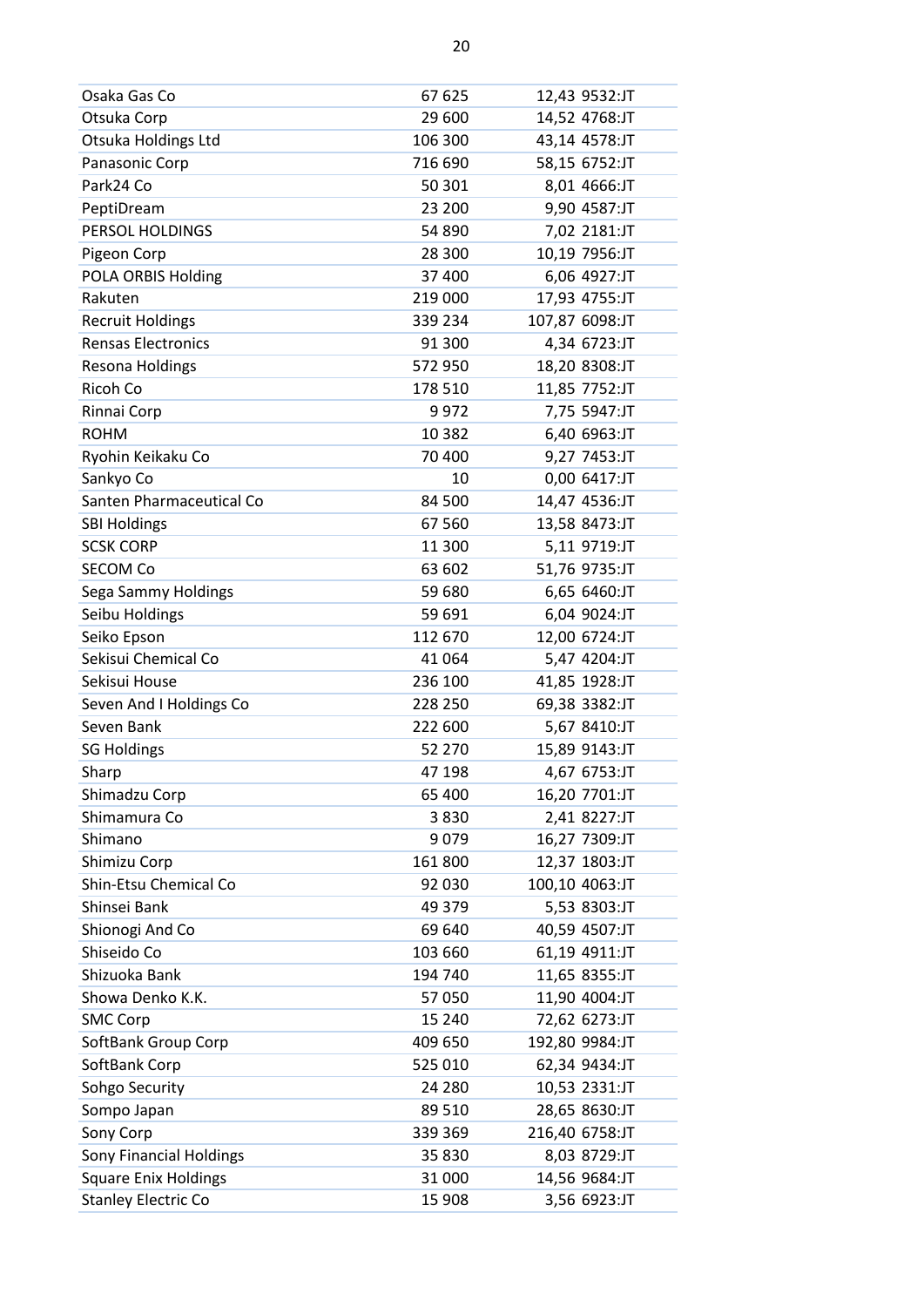| | | | |
|---|---|---|---|
| Osaka Gas Co | 67 625 | 12,43 | 9532:JT |
| Otsuka Corp | 29 600 | 14,52 | 4768:JT |
| Otsuka Holdings Ltd | 106 300 | 43,14 | 4578:JT |
| Panasonic Corp | 716 690 | 58,15 | 6752:JT |
| Park24 Co | 50 301 | 8,01 | 4666:JT |
| PeptiDream | 23 200 | 9,90 | 4587:JT |
| PERSOL HOLDINGS | 54 890 | 7,02 | 2181:JT |
| Pigeon Corp | 28 300 | 10,19 | 7956:JT |
| POLA ORBIS Holding | 37 400 | 6,06 | 4927:JT |
| Rakuten | 219 000 | 17,93 | 4755:JT |
| Recruit Holdings | 339 234 | 107,87 | 6098:JT |
| Rensas Electronics | 91 300 | 4,34 | 6723:JT |
| Resona Holdings | 572 950 | 18,20 | 8308:JT |
| Ricoh Co | 178 510 | 11,85 | 7752:JT |
| Rinnai Corp | 9 972 | 7,75 | 5947:JT |
| ROHM | 10 382 | 6,40 | 6963:JT |
| Ryohin Keikaku Co | 70 400 | 9,27 | 7453:JT |
| Sankyo Co | 10 | 0,00 | 6417:JT |
| Santen Pharmaceutical Co | 84 500 | 14,47 | 4536:JT |
| SBI Holdings | 67 560 | 13,58 | 8473:JT |
| SCSK CORP | 11 300 | 5,11 | 9719:JT |
| SECOM Co | 63 602 | 51,76 | 9735:JT |
| Sega Sammy Holdings | 59 680 | 6,65 | 6460:JT |
| Seibu Holdings | 59 691 | 6,04 | 9024:JT |
| Seiko Epson | 112 670 | 12,00 | 6724:JT |
| Sekisui Chemical Co | 41 064 | 5,47 | 4204:JT |
| Sekisui House | 236 100 | 41,85 | 1928:JT |
| Seven And I Holdings Co | 228 250 | 69,38 | 3382:JT |
| Seven Bank | 222 600 | 5,67 | 8410:JT |
| SG Holdings | 52 270 | 15,89 | 9143:JT |
| Sharp | 47 198 | 4,67 | 6753:JT |
| Shimadzu Corp | 65 400 | 16,20 | 7701:JT |
| Shimamura Co | 3 830 | 2,41 | 8227:JT |
| Shimano | 9 079 | 16,27 | 7309:JT |
| Shimizu Corp | 161 800 | 12,37 | 1803:JT |
| Shin-Etsu Chemical Co | 92 030 | 100,10 | 4063:JT |
| Shinsei Bank | 49 379 | 5,53 | 8303:JT |
| Shionogi And Co | 69 640 | 40,59 | 4507:JT |
| Shiseido Co | 103 660 | 61,19 | 4911:JT |
| Shizuoka Bank | 194 740 | 11,65 | 8355:JT |
| Showa Denko K.K. | 57 050 | 11,90 | 4004:JT |
| SMC Corp | 15 240 | 72,62 | 6273:JT |
| SoftBank Group Corp | 409 650 | 192,80 | 9984:JT |
| SoftBank Corp | 525 010 | 62,34 | 9434:JT |
| Sohgo Security | 24 280 | 10,53 | 2331:JT |
| Sompo Japan | 89 510 | 28,65 | 8630:JT |
| Sony Corp | 339 369 | 216,40 | 6758:JT |
| Sony Financial Holdings | 35 830 | 8,03 | 8729:JT |
| Square Enix Holdings | 31 000 | 14,56 | 9684:JT |
| Stanley Electric Co | 15 908 | 3,56 | 6923:JT |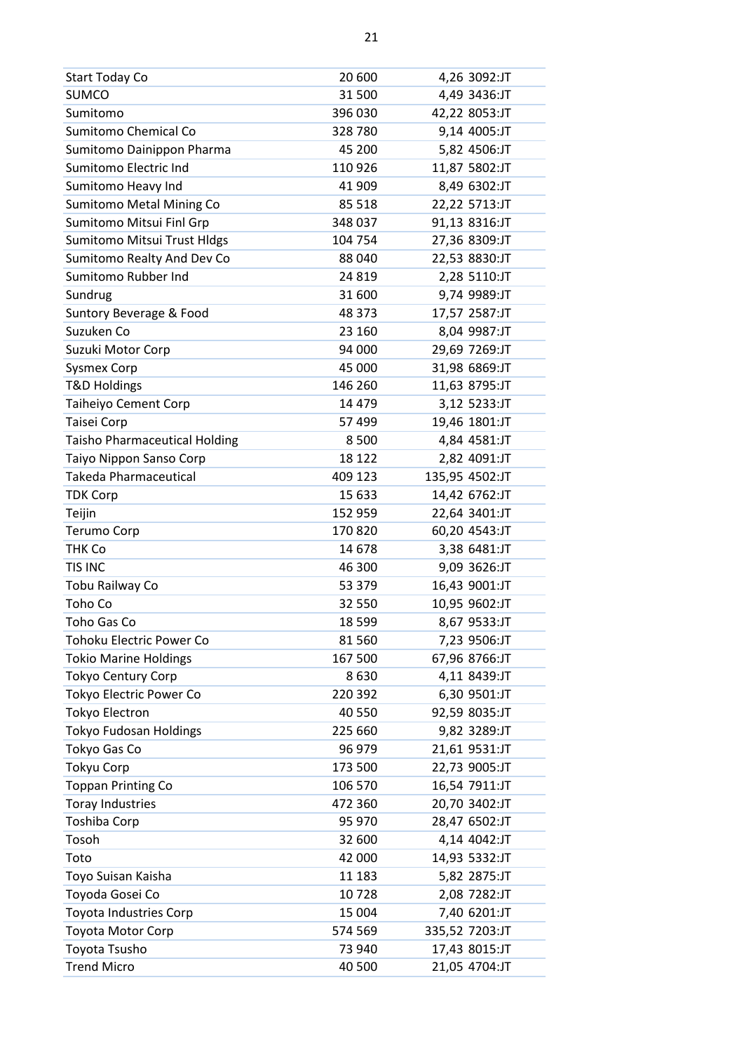| | | | |
|---|---|---|---|
| Start Today Co | 20 600 | 4,26 | 3092:JT |
| SUMCO | 31 500 | 4,49 | 3436:JT |
| Sumitomo | 396 030 | 42,22 | 8053:JT |
| Sumitomo Chemical Co | 328 780 | 9,14 | 4005:JT |
| Sumitomo Dainippon Pharma | 45 200 | 5,82 | 4506:JT |
| Sumitomo Electric Ind | 110 926 | 11,87 | 5802:JT |
| Sumitomo Heavy Ind | 41 909 | 8,49 | 6302:JT |
| Sumitomo Metal Mining Co | 85 518 | 22,22 | 5713:JT |
| Sumitomo Mitsui Finl Grp | 348 037 | 91,13 | 8316:JT |
| Sumitomo Mitsui Trust Hldgs | 104 754 | 27,36 | 8309:JT |
| Sumitomo Realty And Dev Co | 88 040 | 22,53 | 8830:JT |
| Sumitomo Rubber Ind | 24 819 | 2,28 | 5110:JT |
| Sundrug | 31 600 | 9,74 | 9989:JT |
| Suntory Beverage & Food | 48 373 | 17,57 | 2587:JT |
| Suzuken Co | 23 160 | 8,04 | 9987:JT |
| Suzuki Motor Corp | 94 000 | 29,69 | 7269:JT |
| Sysmex Corp | 45 000 | 31,98 | 6869:JT |
| T&D Holdings | 146 260 | 11,63 | 8795:JT |
| Taiheiyo Cement Corp | 14 479 | 3,12 | 5233:JT |
| Taisei Corp | 57 499 | 19,46 | 1801:JT |
| Taisho Pharmaceutical Holding | 8 500 | 4,84 | 4581:JT |
| Taiyo Nippon Sanso Corp | 18 122 | 2,82 | 4091:JT |
| Takeda Pharmaceutical | 409 123 | 135,95 | 4502:JT |
| TDK Corp | 15 633 | 14,42 | 6762:JT |
| Teijin | 152 959 | 22,64 | 3401:JT |
| Terumo Corp | 170 820 | 60,20 | 4543:JT |
| THK Co | 14 678 | 3,38 | 6481:JT |
| TIS INC | 46 300 | 9,09 | 3626:JT |
| Tobu Railway Co | 53 379 | 16,43 | 9001:JT |
| Toho Co | 32 550 | 10,95 | 9602:JT |
| Toho Gas Co | 18 599 | 8,67 | 9533:JT |
| Tohoku Electric Power Co | 81 560 | 7,23 | 9506:JT |
| Tokio Marine Holdings | 167 500 | 67,96 | 8766:JT |
| Tokyo Century Corp | 8 630 | 4,11 | 8439:JT |
| Tokyo Electric Power Co | 220 392 | 6,30 | 9501:JT |
| Tokyo Electron | 40 550 | 92,59 | 8035:JT |
| Tokyo Fudosan Holdings | 225 660 | 9,82 | 3289:JT |
| Tokyo Gas Co | 96 979 | 21,61 | 9531:JT |
| Tokyu Corp | 173 500 | 22,73 | 9005:JT |
| Toppan Printing Co | 106 570 | 16,54 | 7911:JT |
| Toray Industries | 472 360 | 20,70 | 3402:JT |
| Toshiba Corp | 95 970 | 28,47 | 6502:JT |
| Tosoh | 32 600 | 4,14 | 4042:JT |
| Toto | 42 000 | 14,93 | 5332:JT |
| Toyo Suisan Kaisha | 11 183 | 5,82 | 2875:JT |
| Toyoda Gosei Co | 10 728 | 2,08 | 7282:JT |
| Toyota Industries Corp | 15 004 | 7,40 | 6201:JT |
| Toyota Motor Corp | 574 569 | 335,52 | 7203:JT |
| Toyota Tsusho | 73 940 | 17,43 | 8015:JT |
| Trend Micro | 40 500 | 21,05 | 4704:JT |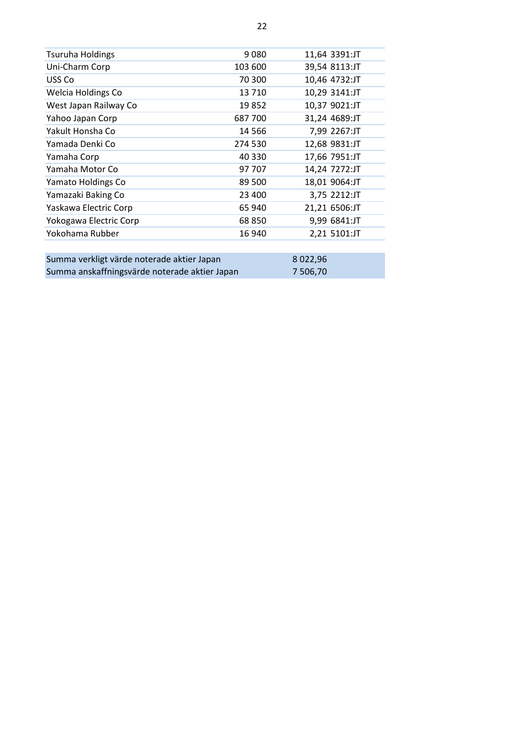| | | | |
|---|---|---|---|
| Tsuruha Holdings | 9 080 | 11,64 | 3391:JT |
| Uni-Charm Corp | 103 600 | 39,54 | 8113:JT |
| USS Co | 70 300 | 10,46 | 4732:JT |
| Welcia Holdings Co | 13 710 | 10,29 | 3141:JT |
| West Japan Railway Co | 19 852 | 10,37 | 9021:JT |
| Yahoo Japan Corp | 687 700 | 31,24 | 4689:JT |
| Yakult Honsha Co | 14 566 | 7,99 | 2267:JT |
| Yamada Denki Co | 274 530 | 12,68 | 9831:JT |
| Yamaha Corp | 40 330 | 17,66 | 7951:JT |
| Yamaha Motor Co | 97 707 | 14,24 | 7272:JT |
| Yamato Holdings Co | 89 500 | 18,01 | 9064:JT |
| Yamazaki Baking Co | 23 400 | 3,75 | 2212:JT |
| Yaskawa Electric Corp | 65 940 | 21,21 | 6506:JT |
| Yokogawa Electric Corp | 68 850 | 9,99 | 6841:JT |
| Yokohama Rubber | 16 940 | 2,21 | 5101:JT |

| | |
|---|---|
| Summa verkligt värde noterade aktier Japan | 8 022,96 |
| Summa anskaffningsvärde noterade aktier Japan | 7 506,70 |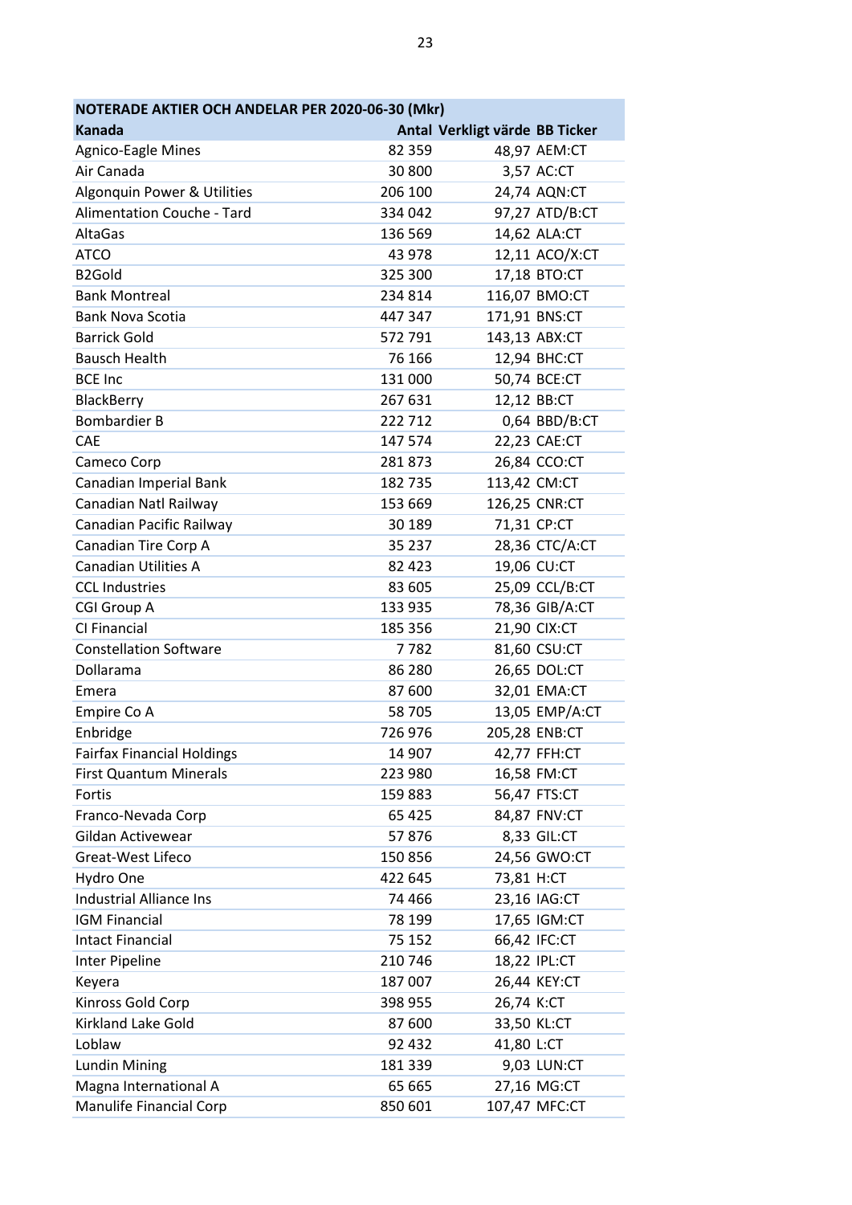| NOTERADE AKTIER OCH ANDELAR PER 2020-06-30 (Mkr) | | | |
|---|---|---|---|
| **Kanada** | **Antal** | **Verkligt värde** | **BB Ticker** |
| Agnico-Eagle Mines | 82 359 | 48,97 | AEM:CT |
| Air Canada | 30 800 | 3,57 | AC:CT |
| Algonquin Power & Utilities | 206 100 | 24,74 | AQN:CT |
| Alimentation Couche - Tard | 334 042 | 97,27 | ATD/B:CT |
| AltaGas | 136 569 | 14,62 | ALA:CT |
| ATCO | 43 978 | 12,11 | ACO/X:CT |
| B2Gold | 325 300 | 17,18 | BTO:CT |
| Bank Montreal | 234 814 | 116,07 | BMO:CT |
| Bank Nova Scotia | 447 347 | 171,91 | BNS:CT |
| Barrick Gold | 572 791 | 143,13 | ABX:CT |
| Bausch Health | 76 166 | 12,94 | BHC:CT |
| BCE Inc | 131 000 | 50,74 | BCE:CT |
| BlackBerry | 267 631 | 12,12 | BB:CT |
| Bombardier B | 222 712 | 0,64 | BBD/B:CT |
| CAE | 147 574 | 22,23 | CAE:CT |
| Cameco Corp | 281 873 | 26,84 | CCO:CT |
| Canadian Imperial Bank | 182 735 | 113,42 | CM:CT |
| Canadian Natl Railway | 153 669 | 126,25 | CNR:CT |
| Canadian Pacific Railway | 30 189 | 71,31 | CP:CT |
| Canadian Tire Corp A | 35 237 | 28,36 | CTC/A:CT |
| Canadian Utilities A | 82 423 | 19,06 | CU:CT |
| CCL Industries | 83 605 | 25,09 | CCL/B:CT |
| CGI Group A | 133 935 | 78,36 | GIB/A:CT |
| CI Financial | 185 356 | 21,90 | CIX:CT |
| Constellation Software | 7 782 | 81,60 | CSU:CT |
| Dollarama | 86 280 | 26,65 | DOL:CT |
| Emera | 87 600 | 32,01 | EMA:CT |
| Empire Co A | 58 705 | 13,05 | EMP/A:CT |
| Enbridge | 726 976 | 205,28 | ENB:CT |
| Fairfax Financial Holdings | 14 907 | 42,77 | FFH:CT |
| First Quantum Minerals | 223 980 | 16,58 | FM:CT |
| Fortis | 159 883 | 56,47 | FTS:CT |
| Franco-Nevada Corp | 65 425 | 84,87 | FNV:CT |
| Gildan Activewear | 57 876 | 8,33 | GIL:CT |
| Great-West Lifeco | 150 856 | 24,56 | GWO:CT |
| Hydro One | 422 645 | 73,81 | H:CT |
| Industrial Alliance Ins | 74 466 | 23,16 | IAG:CT |
| IGM Financial | 78 199 | 17,65 | IGM:CT |
| Intact Financial | 75 152 | 66,42 | IFC:CT |
| Inter Pipeline | 210 746 | 18,22 | IPL:CT |
| Keyera | 187 007 | 26,44 | KEY:CT |
| Kinross Gold Corp | 398 955 | 26,74 | K:CT |
| Kirkland Lake Gold | 87 600 | 33,50 | KL:CT |
| Loblaw | 92 432 | 41,80 | L:CT |
| Lundin Mining | 181 339 | 9,03 | LUN:CT |
| Magna International A | 65 665 | 27,16 | MG:CT |
| Manulife Financial Corp | 850 601 | 107,47 | MFC:CT |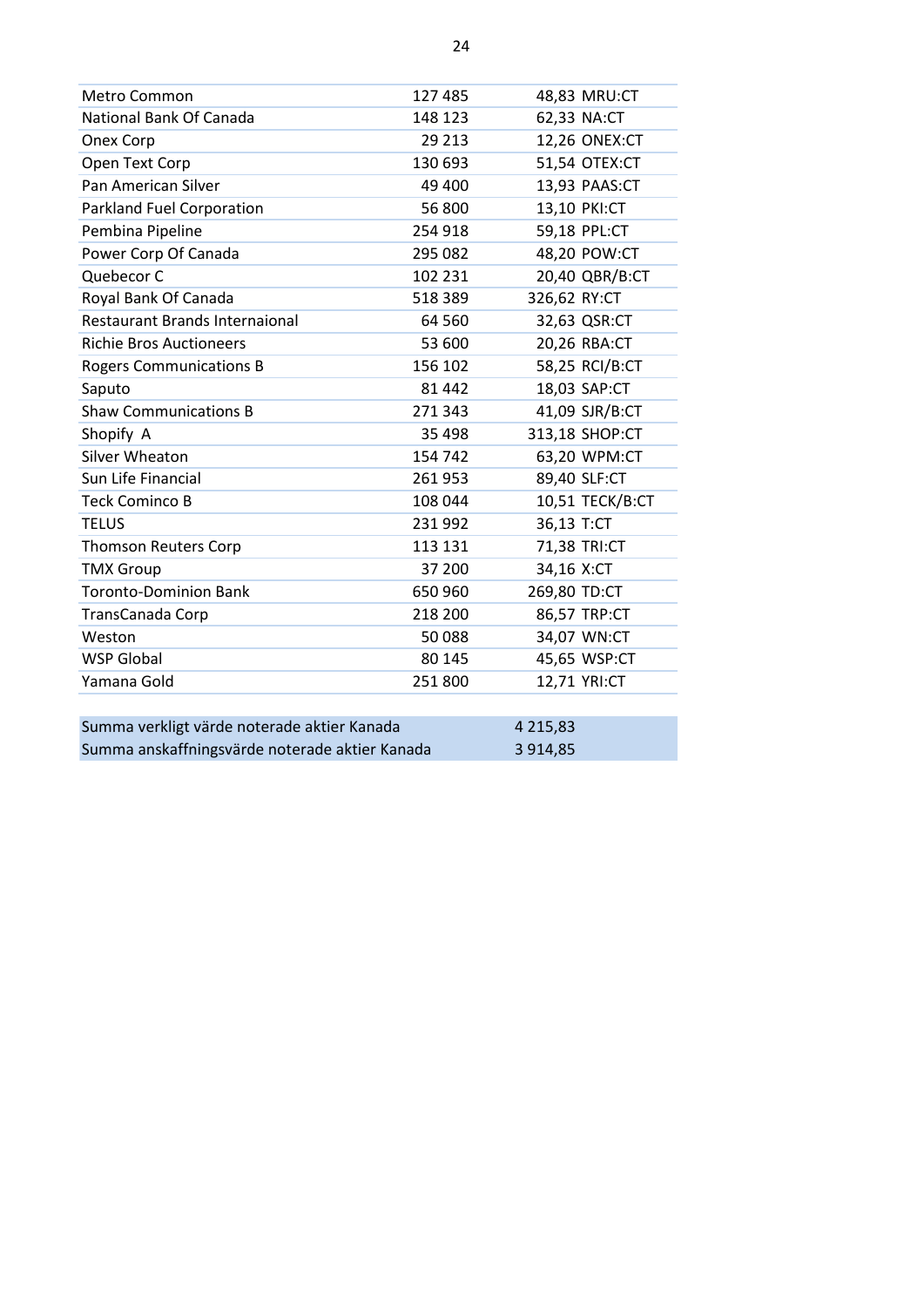| | | | |
|---|---|---|---|
| Metro Common | 127 485 | 48,83 | MRU:CT |
| National Bank Of Canada | 148 123 | 62,33 | NA:CT |
| Onex Corp | 29 213 | 12,26 | ONEX:CT |
| Open Text Corp | 130 693 | 51,54 | OTEX:CT |
| Pan American Silver | 49 400 | 13,93 | PAAS:CT |
| Parkland Fuel Corporation | 56 800 | 13,10 | PKI:CT |
| Pembina Pipeline | 254 918 | 59,18 | PPL:CT |
| Power Corp Of Canada | 295 082 | 48,20 | POW:CT |
| Quebecor C | 102 231 | 20,40 | QBR/B:CT |
| Royal Bank Of Canada | 518 389 | 326,62 | RY:CT |
| Restaurant Brands Internaional | 64 560 | 32,63 | QSR:CT |
| Richie Bros Auctioneers | 53 600 | 20,26 | RBA:CT |
| Rogers Communications B | 156 102 | 58,25 | RCI/B:CT |
| Saputo | 81 442 | 18,03 | SAP:CT |
| Shaw Communications B | 271 343 | 41,09 | SJR/B:CT |
| Shopify A | 35 498 | 313,18 | SHOP:CT |
| Silver Wheaton | 154 742 | 63,20 | WPM:CT |
| Sun Life Financial | 261 953 | 89,40 | SLF:CT |
| Teck Cominco B | 108 044 | 10,51 | TECK/B:CT |
| TELUS | 231 992 | 36,13 | T:CT |
| Thomson Reuters Corp | 113 131 | 71,38 | TRI:CT |
| TMX Group | 37 200 | 34,16 | X:CT |
| Toronto-Dominion Bank | 650 960 | 269,80 | TD:CT |
| TransCanada Corp | 218 200 | 86,57 | TRP:CT |
| Weston | 50 088 | 34,07 | WN:CT |
| WSP Global | 80 145 | 45,65 | WSP:CT |
| Yamana Gold | 251 800 | 12,71 | YRI:CT |

| | |
|---|---|
| Summa verkligt värde noterade aktier Kanada | 4 215,83 |
| Summa anskaffningsvärde noterade aktier Kanada | 3 914,85 |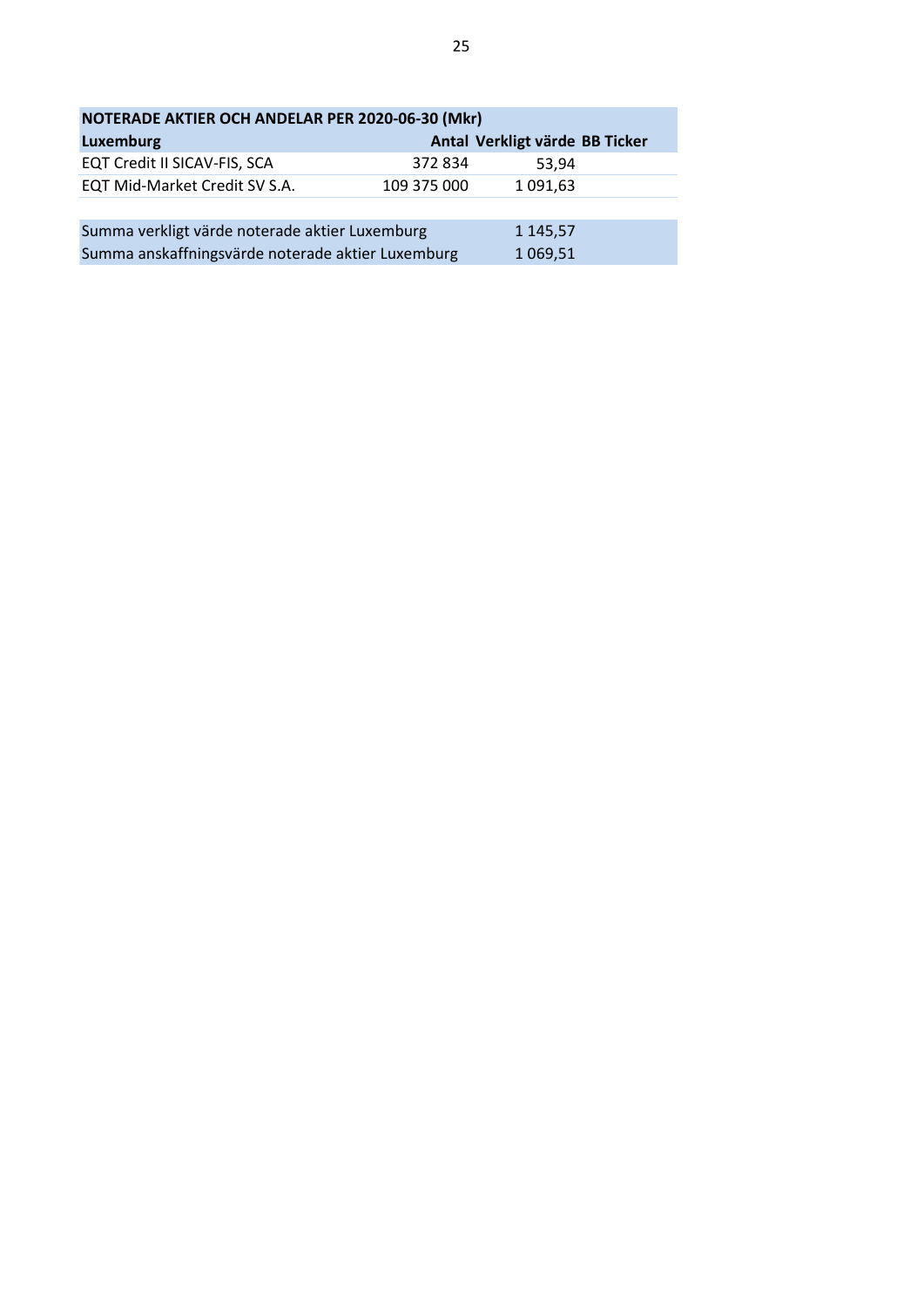| NOTERADE AKTIER OCH ANDELAR PER 2020-06-30 (Mkr) | | | |
|---|---|---|---|
| **Luxemburg** | **Antal** | **Verkligt värde** | **BB Ticker** |
| EQT Credit II SICAV-FIS, SCA | 372 834 | 53,94 | |
| EQT Mid-Market Credit SV S.A. | 109 375 000 | 1 091,63 | |
| | | | |
| Summa verkligt värde noterade aktier Luxemburg | | 1 145,57 | |
| Summa anskaffningsvärde noterade aktier Luxemburg | | 1 069,51 | |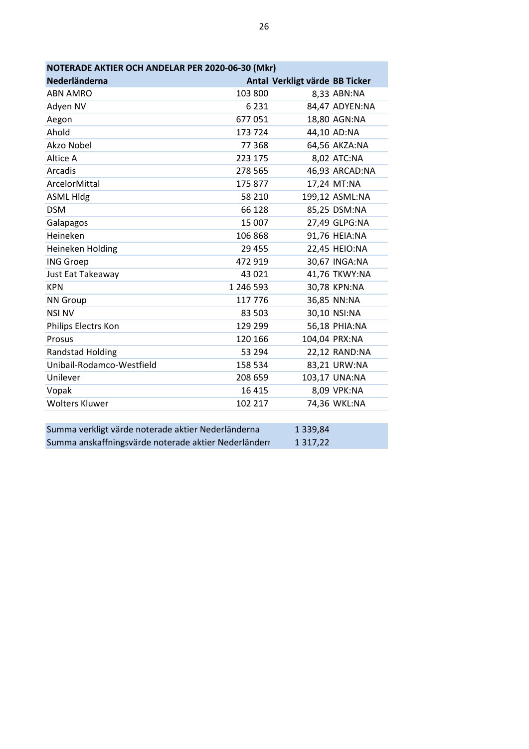| NOTERADE AKTIER OCH ANDELAR PER 2020-06-30 (Mkr) | | | |
|---|---|---|---|
| **Nederländerna** | **Antal** | **Verkligt värde** | **BB Ticker** |
| ABN AMRO | 103 800 | 8,33 | ABN:NA |
| Adyen NV | 6 231 | 84,47 | ADYEN:NA |
| Aegon | 677 051 | 18,80 | AGN:NA |
| Ahold | 173 724 | 44,10 | AD:NA |
| Akzo Nobel | 77 368 | 64,56 | AKZA:NA |
| Altice A | 223 175 | 8,02 | ATC:NA |
| Arcadis | 278 565 | 46,93 | ARCAD:NA |
| ArcelorMittal | 175 877 | 17,24 | MT:NA |
| ASML Hldg | 58 210 | 199,12 | ASML:NA |
| DSM | 66 128 | 85,25 | DSM:NA |
| Galapagos | 15 007 | 27,49 | GLPG:NA |
| Heineken | 106 868 | 91,76 | HEIA:NA |
| Heineken Holding | 29 455 | 22,45 | HEIO:NA |
| ING Groep | 472 919 | 30,67 | INGA:NA |
| Just Eat Takeaway | 43 021 | 41,76 | TKWY:NA |
| KPN | 1 246 593 | 30,78 | KPN:NA |
| NN Group | 117 776 | 36,85 | NN:NA |
| NSI NV | 83 503 | 30,10 | NSI:NA |
| Philips Electrs Kon | 129 299 | 56,18 | PHIA:NA |
| Prosus | 120 166 | 104,04 | PRX:NA |
| Randstad Holding | 53 294 | 22,12 | RAND:NA |
| Unibail-Rodamco-Westfield | 158 534 | 83,21 | URW:NA |
| Unilever | 208 659 | 103,17 | UNA:NA |
| Vopak | 16 415 | 8,09 | VPK:NA |
| Wolters Kluwer | 102 217 | 74,36 | WKL:NA |

| | |
|---|---|
| Summa verkligt värde noterade aktier Nederländerna | 1 339,84 |
| Summa anskaffningsvärde noterade aktier Nederländerna | 1 317,22 |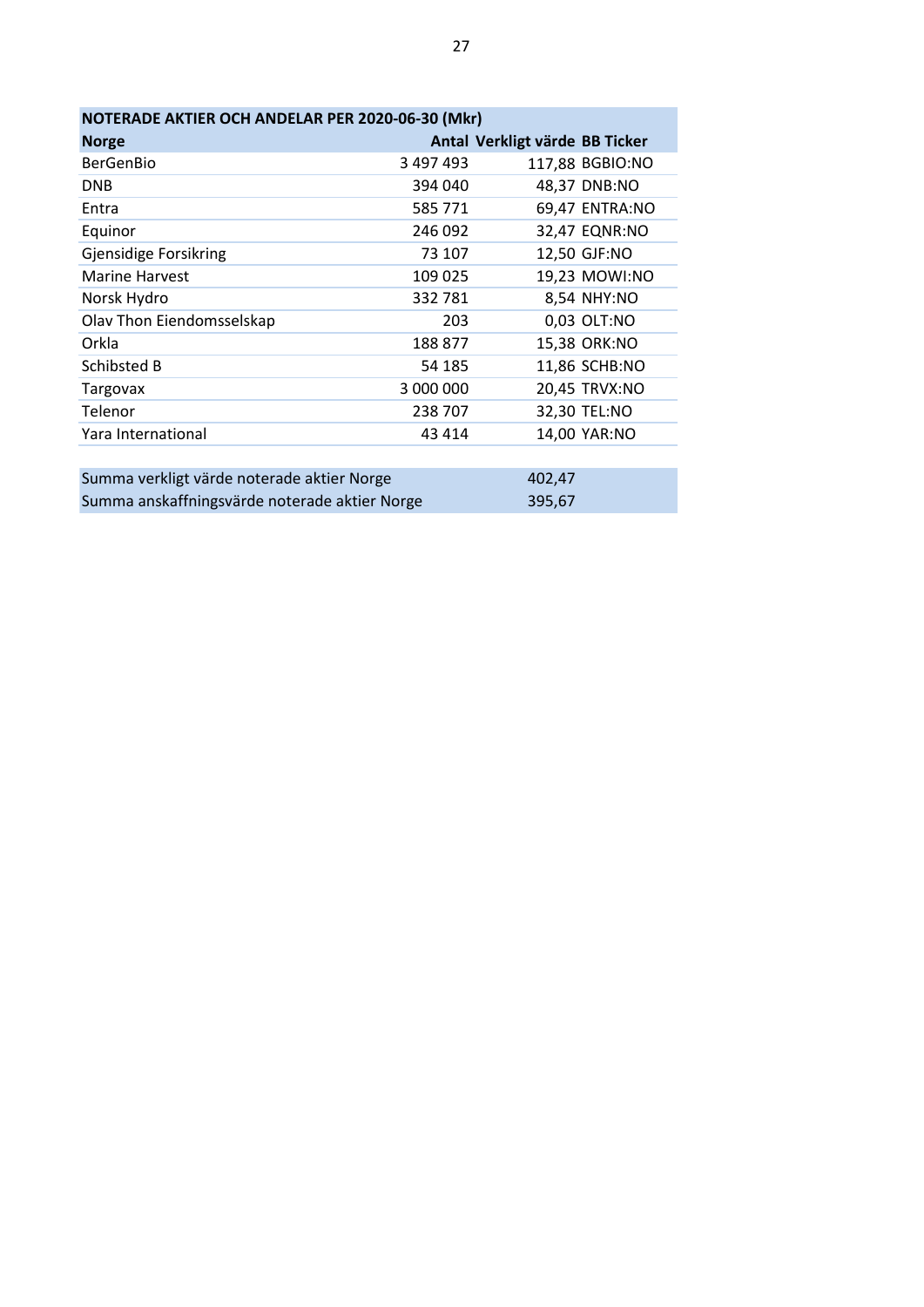| NOTERADE AKTIER OCH ANDELAR PER 2020-06-30 (Mkr) | | | |
|---|---|---|---|
| **Norge** | **Antal** | **Verkligt värde** | **BB Ticker** |
| BerGenBio | 3 497 493 | 117,88 | BGBIO:NO |
| DNB | 394 040 | 48,37 | DNB:NO |
| Entra | 585 771 | 69,47 | ENTRA:NO |
| Equinor | 246 092 | 32,47 | EQNR:NO |
| Gjensidige Forsikring | 73 107 | 12,50 | GJF:NO |
| Marine Harvest | 109 025 | 19,23 | MOWI:NO |
| Norsk Hydro | 332 781 | 8,54 | NHY:NO |
| Olav Thon Eiendomsselskap | 203 | 0,03 | OLT:NO |
| Orkla | 188 877 | 15,38 | ORK:NO |
| Schibsted B | 54 185 | 11,86 | SCHB:NO |
| Targovax | 3 000 000 | 20,45 | TRVX:NO |
| Telenor | 238 707 | 32,30 | TEL:NO |
| Yara International | 43 414 | 14,00 | YAR:NO |
| | | | |
| Summa verkligt värde noterade aktier Norge | | 402,47 | |
| Summa anskaffningsvärde noterade aktier Norge | | 395,67 | |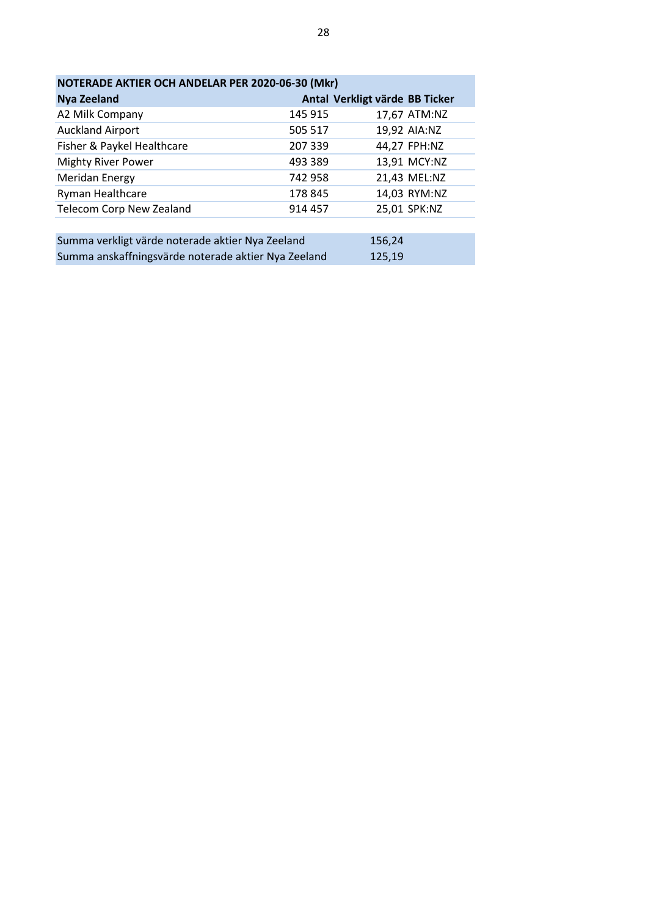| NOTERADE AKTIER OCH ANDELAR PER 2020-06-30 (Mkr) | | | |
|---|---|---|---|
| **Nya Zeeland** | **Antal** | **Verkligt värde** | **BB Ticker** |
| A2 Milk Company | 145 915 | 17,67 | ATM:NZ |
| Auckland Airport | 505 517 | 19,92 | AIA:NZ |
| Fisher & Paykel Healthcare | 207 339 | 44,27 | FPH:NZ |
| Mighty River Power | 493 389 | 13,91 | MCY:NZ |
| Meridan Energy | 742 958 | 21,43 | MEL:NZ |
| Ryman Healthcare | 178 845 | 14,03 | RYM:NZ |
| Telecom Corp New Zealand | 914 457 | 25,01 | SPK:NZ |

| | |
|---|---|
| Summa verkligt värde noterade aktier Nya Zeeland | 156,24 |
| Summa anskaffningsvärde noterade aktier Nya Zeeland | 125,19 |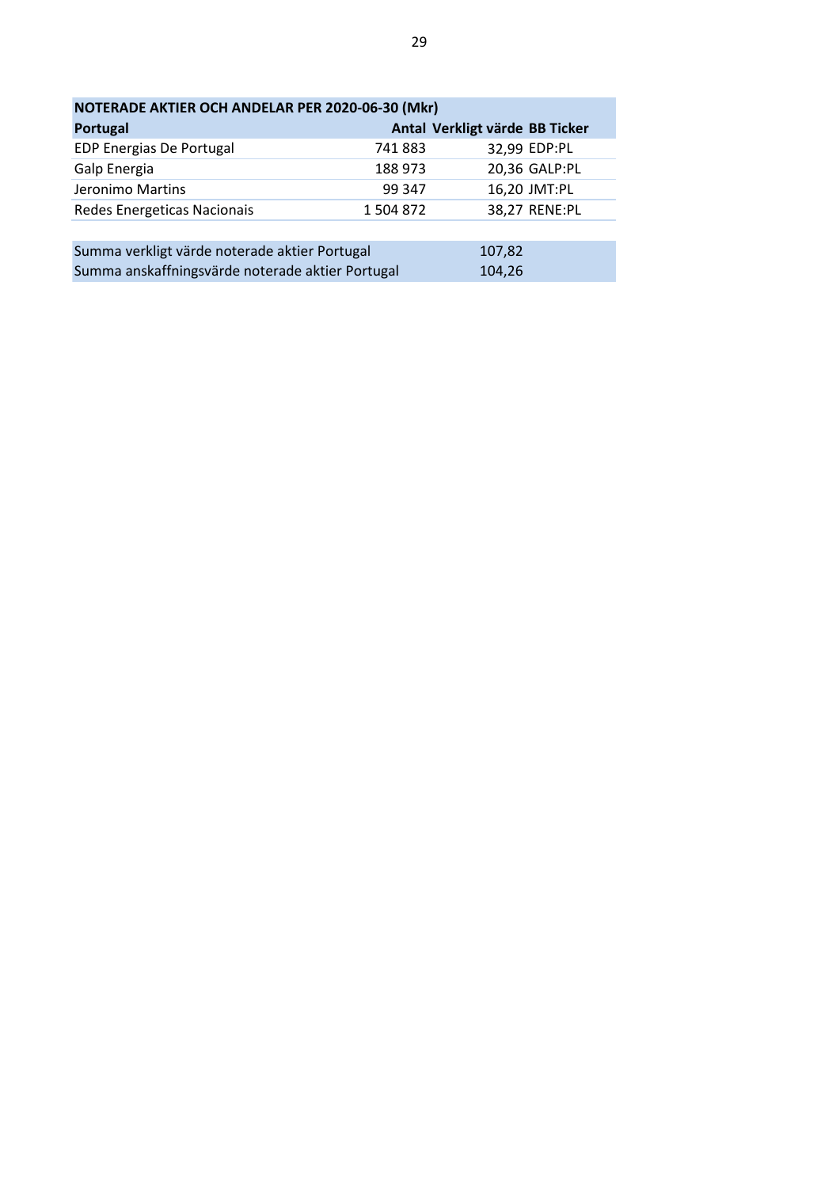| NOTERADE AKTIER OCH ANDELAR PER 2020-06-30 (Mkr) | | | |
|---|---|---|---|
| **Portugal** | **Antal** | **Verkligt värde** | **BB Ticker** |
| EDP Energias De Portugal | 741 883 | 32,99 | EDP:PL |
| Galp Energia | 188 973 | 20,36 | GALP:PL |
| Jeronimo Martins | 99 347 | 16,20 | JMT:PL |
| Redes Energeticas Nacionais | 1 504 872 | 38,27 | RENE:PL |

| | |
|---|---|
| Summa verkligt värde noterade aktier Portugal | 107,82 |
| Summa anskaffningsvärde noterade aktier Portugal | 104,26 |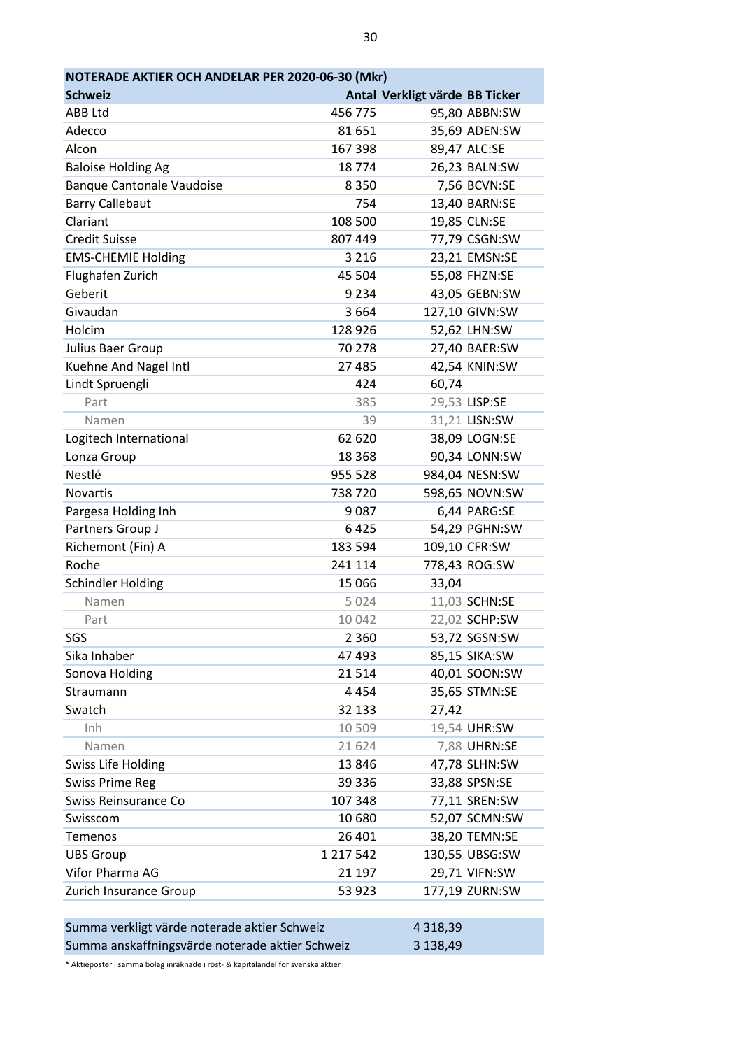| NOTERADE AKTIER OCH ANDELAR PER 2020-06-30 (Mkr) | | | |
|---|---|---|---|
| **Schweiz** | **Antal** | **Verkligt värde** | **BB Ticker** |
| ABB Ltd | 456 775 | 95,80 | ABBN:SW |
| Adecco | 81 651 | 35,69 | ADEN:SW |
| Alcon | 167 398 | 89,47 | ALC:SE |
| Baloise Holding Ag | 18 774 | 26,23 | BALN:SW |
| Banque Cantonale Vaudoise | 8 350 | 7,56 | BCVN:SE |
| Barry Callebaut | 754 | 13,40 | BARN:SE |
| Clariant | 108 500 | 19,85 | CLN:SE |
| Credit Suisse | 807 449 | 77,79 | CSGN:SW |
| EMS-CHEMIE Holding | 3 216 | 23,21 | EMSN:SE |
| Flughafen Zurich | 45 504 | 55,08 | FHZN:SE |
| Geberit | 9 234 | 43,05 | GEBN:SW |
| Givaudan | 3 664 | 127,10 | GIVN:SW |
| Holcim | 128 926 | 52,62 | LHN:SW |
| Julius Baer Group | 70 278 | 27,40 | BAER:SW |
| Kuehne And Nagel Intl | 27 485 | 42,54 | KNIN:SW |
| Lindt Spruengli | 424 | 60,74 | |
| Part | 385 | 29,53 | LISP:SE |
| Namen | 39 | 31,21 | LISN:SW |
| Logitech International | 62 620 | 38,09 | LOGN:SE |
| Lonza Group | 18 368 | 90,34 | LONN:SW |
| Nestlé | 955 528 | 984,04 | NESN:SW |
| Novartis | 738 720 | 598,65 | NOVN:SW |
| Pargesa Holding Inh | 9 087 | 6,44 | PARG:SE |
| Partners Group J | 6 425 | 54,29 | PGHN:SW |
| Richemont (Fin) A | 183 594 | 109,10 | CFR:SW |
| Roche | 241 114 | 778,43 | ROG:SW |
| Schindler Holding | 15 066 | 33,04 | |
| Namen | 5 024 | 11,03 | SCHN:SE |
| Part | 10 042 | 22,02 | SCHP:SW |
| SGS | 2 360 | 53,72 | SGSN:SW |
| Sika Inhaber | 47 493 | 85,15 | SIKA:SW |
| Sonova Holding | 21 514 | 40,01 | SOON:SW |
| Straumann | 4 454 | 35,65 | STMN:SE |
| Swatch | 32 133 | 27,42 | |
| Inh | 10 509 | 19,54 | UHR:SW |
| Namen | 21 624 | 7,88 | UHRN:SE |
| Swiss Life Holding | 13 846 | 47,78 | SLHN:SW |
| Swiss Prime Reg | 39 336 | 33,88 | SPSN:SE |
| Swiss Reinsurance Co | 107 348 | 77,11 | SREN:SW |
| Swisscom | 10 680 | 52,07 | SCMN:SW |
| Temenos | 26 401 | 38,20 | TEMN:SE |
| UBS Group | 1 217 542 | 130,55 | UBSG:SW |
| Vifor Pharma AG | 21 197 | 29,71 | VIFN:SW |
| Zurich Insurance Group | 53 923 | 177,19 | ZURN:SW |

| | |
|---|---|
| Summa verkligt värde noterade aktier Schweiz | 4 318,39 |
| Summa anskaffningsvärde noterade aktier Schweiz | 3 138,49 |

* Aktieposter i samma bolag inräknade i röst- & kapitalandel för svenska aktier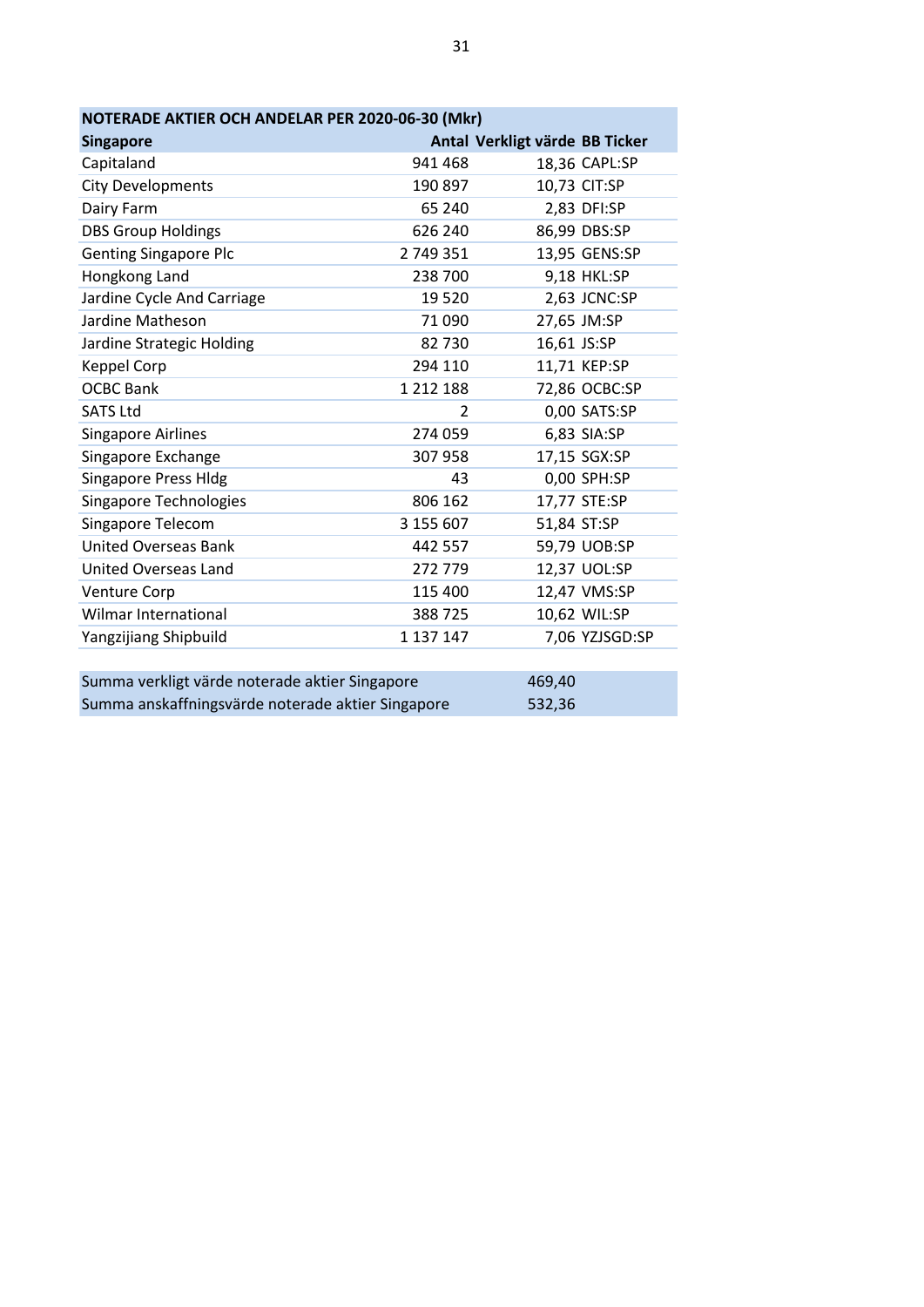| NOTERADE AKTIER OCH ANDELAR PER 2020-06-30 (Mkr) | | | |
|---|---|---|---|
| **Singapore** | **Antal** | **Verkligt värde** | **BB Ticker** |
| Capitaland | 941 468 | 18,36 | CAPL:SP |
| City Developments | 190 897 | 10,73 | CIT:SP |
| Dairy Farm | 65 240 | 2,83 | DFI:SP |
| DBS Group Holdings | 626 240 | 86,99 | DBS:SP |
| Genting Singapore Plc | 2 749 351 | 13,95 | GENS:SP |
| Hongkong Land | 238 700 | 9,18 | HKL:SP |
| Jardine Cycle And Carriage | 19 520 | 2,63 | JCNC:SP |
| Jardine Matheson | 71 090 | 27,65 | JM:SP |
| Jardine Strategic Holding | 82 730 | 16,61 | JS:SP |
| Keppel Corp | 294 110 | 11,71 | KEP:SP |
| OCBC Bank | 1 212 188 | 72,86 | OCBC:SP |
| SATS Ltd | 2 | 0,00 | SATS:SP |
| Singapore Airlines | 274 059 | 6,83 | SIA:SP |
| Singapore Exchange | 307 958 | 17,15 | SGX:SP |
| Singapore Press Hldg | 43 | 0,00 | SPH:SP |
| Singapore Technologies | 806 162 | 17,77 | STE:SP |
| Singapore Telecom | 3 155 607 | 51,84 | ST:SP |
| United Overseas Bank | 442 557 | 59,79 | UOB:SP |
| United Overseas Land | 272 779 | 12,37 | UOL:SP |
| Venture Corp | 115 400 | 12,47 | VMS:SP |
| Wilmar International | 388 725 | 10,62 | WIL:SP |
| Yangzijiang Shipbuild | 1 137 147 | 7,06 | YZJSGD:SP |
| | | | |
| Summa verkligt värde noterade aktier Singapore | | 469,40 | |
| Summa anskaffningsvärde noterade aktier Singapore | | 532,36 | |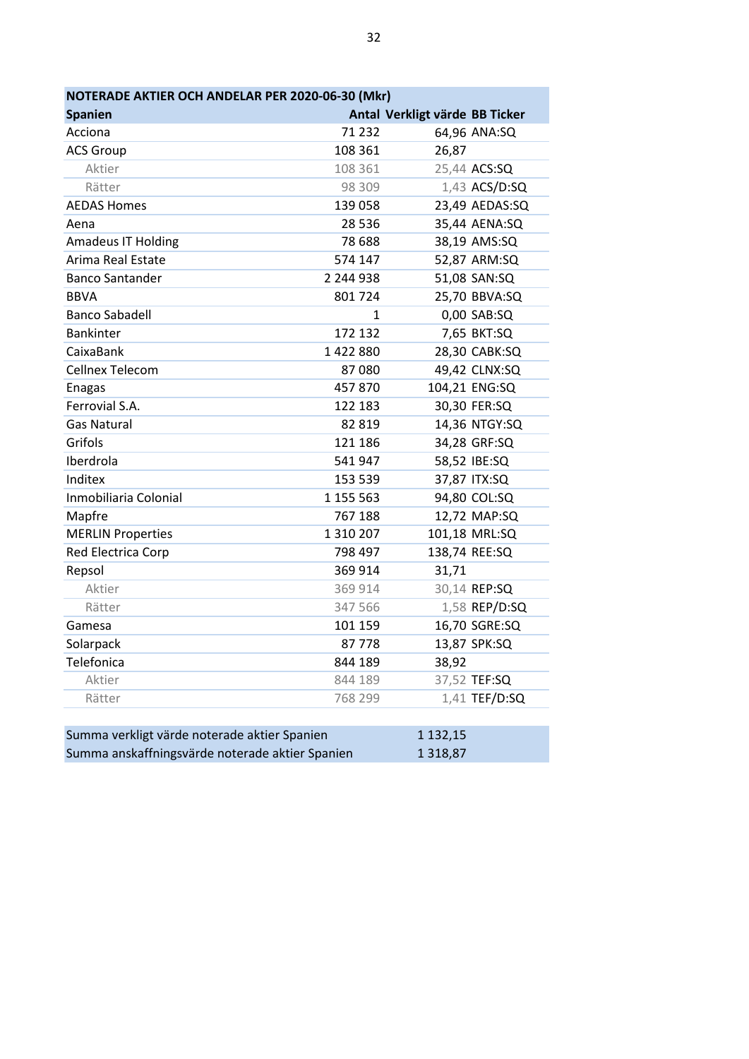| NOTERADE AKTIER OCH ANDELAR PER 2020-06-30 (Mkr) | | | |
|---|---|---|---|
| **Spanien** | **Antal** | **Verkligt värde** | **BB Ticker** |
| Acciona | 71 232 | 64,96 | ANA:SQ |
| ACS Group | 108 361 | 26,87 | |
| Aktier | 108 361 | 25,44 | ACS:SQ |
| Rätter | 98 309 | 1,43 | ACS/D:SQ |
| AEDAS Homes | 139 058 | 23,49 | AEDAS:SQ |
| Aena | 28 536 | 35,44 | AENA:SQ |
| Amadeus IT Holding | 78 688 | 38,19 | AMS:SQ |
| Arima Real Estate | 574 147 | 52,87 | ARM:SQ |
| Banco Santander | 2 244 938 | 51,08 | SAN:SQ |
| BBVA | 801 724 | 25,70 | BBVA:SQ |
| Banco Sabadell | 1 | 0,00 | SAB:SQ |
| Bankinter | 172 132 | 7,65 | BKT:SQ |
| CaixaBank | 1 422 880 | 28,30 | CABK:SQ |
| Cellnex Telecom | 87 080 | 49,42 | CLNX:SQ |
| Enagas | 457 870 | 104,21 | ENG:SQ |
| Ferrovial S.A. | 122 183 | 30,30 | FER:SQ |
| Gas Natural | 82 819 | 14,36 | NTGY:SQ |
| Grifols | 121 186 | 34,28 | GRF:SQ |
| Iberdrola | 541 947 | 58,52 | IBE:SQ |
| Inditex | 153 539 | 37,87 | ITX:SQ |
| Inmobiliaria Colonial | 1 155 563 | 94,80 | COL:SQ |
| Mapfre | 767 188 | 12,72 | MAP:SQ |
| MERLIN Properties | 1 310 207 | 101,18 | MRL:SQ |
| Red Electrica Corp | 798 497 | 138,74 | REE:SQ |
| Repsol | 369 914 | 31,71 | |
| Aktier | 369 914 | 30,14 | REP:SQ |
| Rätter | 347 566 | 1,58 | REP/D:SQ |
| Gamesa | 101 159 | 16,70 | SGRE:SQ |
| Solarpack | 87 778 | 13,87 | SPK:SQ |
| Telefonica | 844 189 | 38,92 | |
| Aktier | 844 189 | 37,52 | TEF:SQ |
| Rätter | 768 299 | 1,41 | TEF/D:SQ |

| | |
|---|---|
| Summa verkligt värde noterade aktier Spanien | 1 132,15 |
| Summa anskaffningsvärde noterade aktier Spanien | 1 318,87 |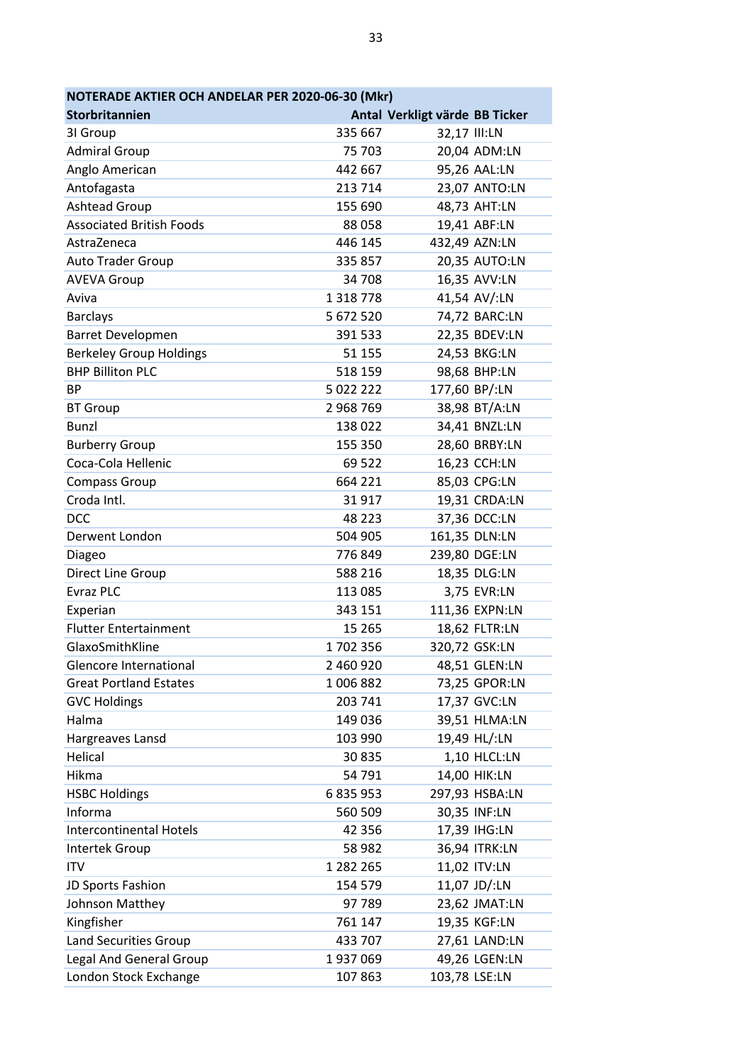| NOTERADE AKTIER OCH ANDELAR PER 2020-06-30 (Mkr) | | | |
|---|---|---|---|
| **Storbritannien** | **Antal** | **Verkligt värde** | **BB Ticker** |
| 3I Group | 335 667 | 32,17 | III:LN |
| Admiral Group | 75 703 | 20,04 | ADM:LN |
| Anglo American | 442 667 | 95,26 | AAL:LN |
| Antofagasta | 213 714 | 23,07 | ANTO:LN |
| Ashtead Group | 155 690 | 48,73 | AHT:LN |
| Associated British Foods | 88 058 | 19,41 | ABF:LN |
| AstraZeneca | 446 145 | 432,49 | AZN:LN |
| Auto Trader Group | 335 857 | 20,35 | AUTO:LN |
| AVEVA Group | 34 708 | 16,35 | AVV:LN |
| Aviva | 1 318 778 | 41,54 | AV/:LN |
| Barclays | 5 672 520 | 74,72 | BARC:LN |
| Barret Developmen | 391 533 | 22,35 | BDEV:LN |
| Berkeley Group Holdings | 51 155 | 24,53 | BKG:LN |
| BHP Billiton PLC | 518 159 | 98,68 | BHP:LN |
| BP | 5 022 222 | 177,60 | BP/:LN |
| BT Group | 2 968 769 | 38,98 | BT/A:LN |
| Bunzl | 138 022 | 34,41 | BNZL:LN |
| Burberry Group | 155 350 | 28,60 | BRBY:LN |
| Coca-Cola Hellenic | 69 522 | 16,23 | CCH:LN |
| Compass Group | 664 221 | 85,03 | CPG:LN |
| Croda Intl. | 31 917 | 19,31 | CRDA:LN |
| DCC | 48 223 | 37,36 | DCC:LN |
| Derwent London | 504 905 | 161,35 | DLN:LN |
| Diageo | 776 849 | 239,80 | DGE:LN |
| Direct Line Group | 588 216 | 18,35 | DLG:LN |
| Evraz PLC | 113 085 | 3,75 | EVR:LN |
| Experian | 343 151 | 111,36 | EXPN:LN |
| Flutter Entertainment | 15 265 | 18,62 | FLTR:LN |
| GlaxoSmithKline | 1 702 356 | 320,72 | GSK:LN |
| Glencore International | 2 460 920 | 48,51 | GLEN:LN |
| Great Portland Estates | 1 006 882 | 73,25 | GPOR:LN |
| GVC Holdings | 203 741 | 17,37 | GVC:LN |
| Halma | 149 036 | 39,51 | HLMA:LN |
| Hargreaves Lansd | 103 990 | 19,49 | HL/:LN |
| Helical | 30 835 | 1,10 | HLCL:LN |
| Hikma | 54 791 | 14,00 | HIK:LN |
| HSBC Holdings | 6 835 953 | 297,93 | HSBA:LN |
| Informa | 560 509 | 30,35 | INF:LN |
| Intercontinental Hotels | 42 356 | 17,39 | IHG:LN |
| Intertek Group | 58 982 | 36,94 | ITRK:LN |
| ITV | 1 282 265 | 11,02 | ITV:LN |
| JD Sports Fashion | 154 579 | 11,07 | JD/:LN |
| Johnson Matthey | 97 789 | 23,62 | JMAT:LN |
| Kingfisher | 761 147 | 19,35 | KGF:LN |
| Land Securities Group | 433 707 | 27,61 | LAND:LN |
| Legal And General Group | 1 937 069 | 49,26 | LGEN:LN |
| London Stock Exchange | 107 863 | 103,78 | LSE:LN |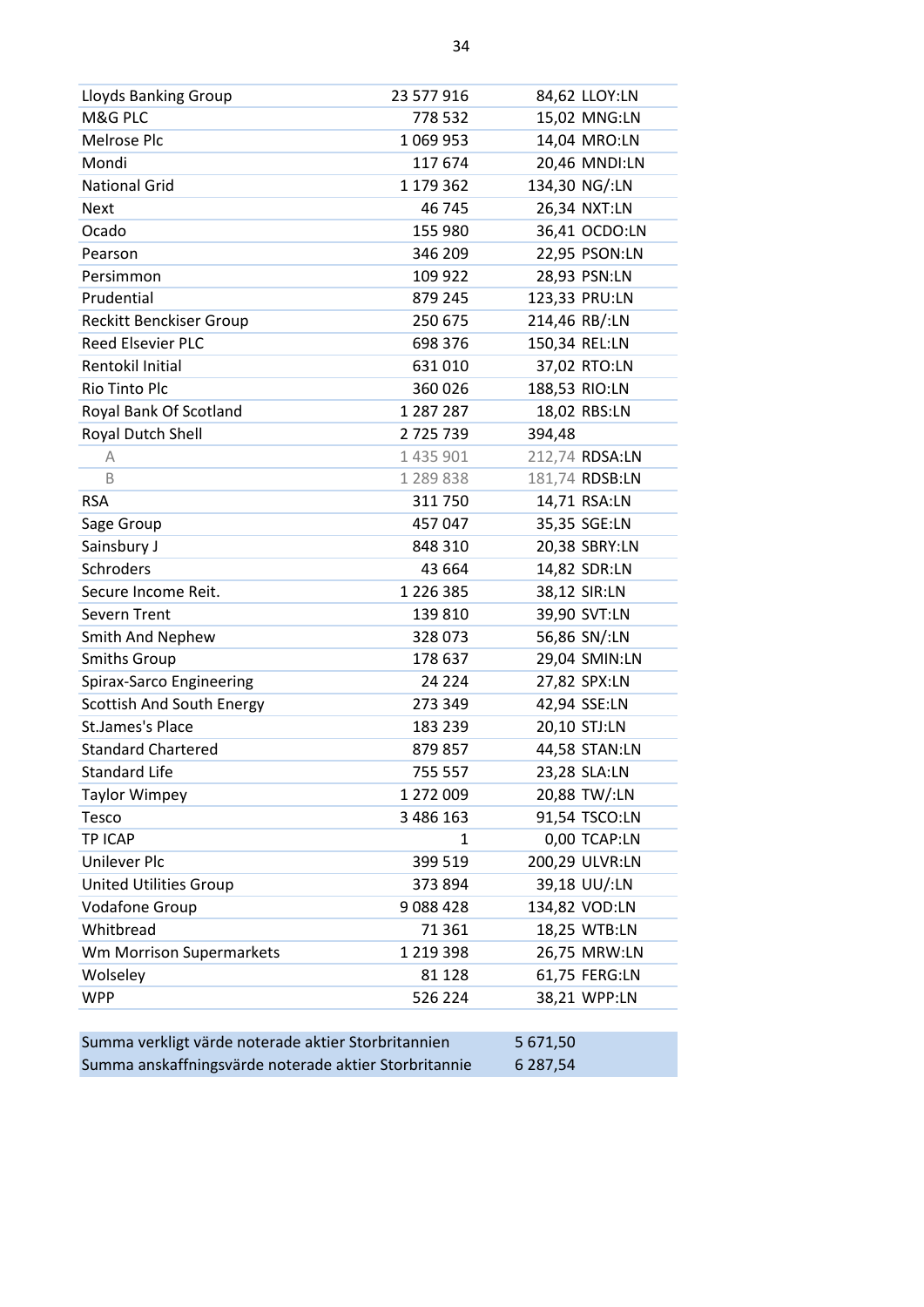| | | | |
|---|---|---|---|
| Lloyds Banking Group | 23 577 916 | 84,62 | LLOY:LN |
| M&G PLC | 778 532 | 15,02 | MNG:LN |
| Melrose Plc | 1 069 953 | 14,04 | MRO:LN |
| Mondi | 117 674 | 20,46 | MNDI:LN |
| National Grid | 1 179 362 | 134,30 | NG/:LN |
| Next | 46 745 | 26,34 | NXT:LN |
| Ocado | 155 980 | 36,41 | OCDO:LN |
| Pearson | 346 209 | 22,95 | PSON:LN |
| Persimmon | 109 922 | 28,93 | PSN:LN |
| Prudential | 879 245 | 123,33 | PRU:LN |
| Reckitt Benckiser Group | 250 675 | 214,46 | RB/:LN |
| Reed Elsevier PLC | 698 376 | 150,34 | REL:LN |
| Rentokil Initial | 631 010 | 37,02 | RTO:LN |
| Rio Tinto Plc | 360 026 | 188,53 | RIO:LN |
| Royal Bank Of Scotland | 1 287 287 | 18,02 | RBS:LN |
| Royal Dutch Shell | 2 725 739 | 394,48 | |
| A | 1 435 901 | 212,74 | RDSA:LN |
| B | 1 289 838 | 181,74 | RDSB:LN |
| RSA | 311 750 | 14,71 | RSA:LN |
| Sage Group | 457 047 | 35,35 | SGE:LN |
| Sainsbury J | 848 310 | 20,38 | SBRY:LN |
| Schroders | 43 664 | 14,82 | SDR:LN |
| Secure Income Reit. | 1 226 385 | 38,12 | SIR:LN |
| Severn Trent | 139 810 | 39,90 | SVT:LN |
| Smith And Nephew | 328 073 | 56,86 | SN/:LN |
| Smiths Group | 178 637 | 29,04 | SMIN:LN |
| Spirax-Sarco Engineering | 24 224 | 27,82 | SPX:LN |
| Scottish And South Energy | 273 349 | 42,94 | SSE:LN |
| St.James's Place | 183 239 | 20,10 | STJ:LN |
| Standard Chartered | 879 857 | 44,58 | STAN:LN |
| Standard Life | 755 557 | 23,28 | SLA:LN |
| Taylor Wimpey | 1 272 009 | 20,88 | TW/:LN |
| Tesco | 3 486 163 | 91,54 | TSCO:LN |
| TP ICAP | 1 | 0,00 | TCAP:LN |
| Unilever Plc | 399 519 | 200,29 | ULVR:LN |
| United Utilities Group | 373 894 | 39,18 | UU/:LN |
| Vodafone Group | 9 088 428 | 134,82 | VOD:LN |
| Whitbread | 71 361 | 18,25 | WTB:LN |
| Wm Morrison Supermarkets | 1 219 398 | 26,75 | MRW:LN |
| Wolseley | 81 128 | 61,75 | FERG:LN |
| WPP | 526 224 | 38,21 | WPP:LN |

| | |
|---|---|
| Summa verkligt värde noterade aktier Storbritannien | 5 671,50 |
| Summa anskaffningsvärde noterade aktier Storbritannie | 6 287,54 |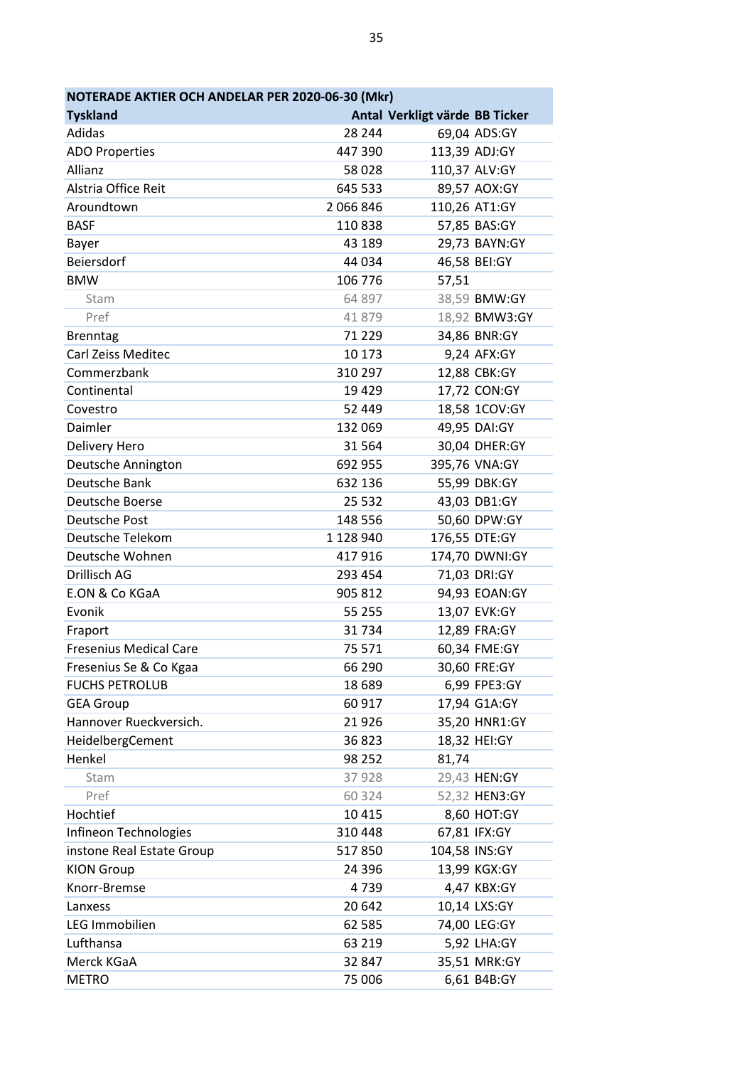| NOTERADE AKTIER OCH ANDELAR PER 2020-06-30 (Mkr) | | | |
|---|---|---|---|
| **Tyskland** | **Antal** | **Verkligt värde** | **BB Ticker** |
| Adidas | 28 244 | 69,04 | ADS:GY |
| ADO Properties | 447 390 | 113,39 | ADJ:GY |
| Allianz | 58 028 | 110,37 | ALV:GY |
| Alstria Office Reit | 645 533 | 89,57 | AOX:GY |
| Aroundtown | 2 066 846 | 110,26 | AT1:GY |
| BASF | 110 838 | 57,85 | BAS:GY |
| Bayer | 43 189 | 29,73 | BAYN:GY |
| Beiersdorf | 44 034 | 46,58 | BEI:GY |
| BMW | 106 776 | 57,51 | |
| Stam | 64 897 | 38,59 | BMW:GY |
| Pref | 41 879 | 18,92 | BMW3:GY |
| Brenntag | 71 229 | 34,86 | BNR:GY |
| Carl Zeiss Meditec | 10 173 | 9,24 | AFX:GY |
| Commerzbank | 310 297 | 12,88 | CBK:GY |
| Continental | 19 429 | 17,72 | CON:GY |
| Covestro | 52 449 | 18,58 | 1COV:GY |
| Daimler | 132 069 | 49,95 | DAI:GY |
| Delivery Hero | 31 564 | 30,04 | DHER:GY |
| Deutsche Annington | 692 955 | 395,76 | VNA:GY |
| Deutsche Bank | 632 136 | 55,99 | DBK:GY |
| Deutsche Boerse | 25 532 | 43,03 | DB1:GY |
| Deutsche Post | 148 556 | 50,60 | DPW:GY |
| Deutsche Telekom | 1 128 940 | 176,55 | DTE:GY |
| Deutsche Wohnen | 417 916 | 174,70 | DWNI:GY |
| Drillisch AG | 293 454 | 71,03 | DRI:GY |
| E.ON & Co KGaA | 905 812 | 94,93 | EOAN:GY |
| Evonik | 55 255 | 13,07 | EVK:GY |
| Fraport | 31 734 | 12,89 | FRA:GY |
| Fresenius Medical Care | 75 571 | 60,34 | FME:GY |
| Fresenius Se & Co Kgaa | 66 290 | 30,60 | FRE:GY |
| FUCHS PETROLUB | 18 689 | 6,99 | FPE3:GY |
| GEA Group | 60 917 | 17,94 | G1A:GY |
| Hannover Rueckversich. | 21 926 | 35,20 | HNR1:GY |
| HeidelbergCement | 36 823 | 18,32 | HEI:GY |
| Henkel | 98 252 | 81,74 | |
| Stam | 37 928 | 29,43 | HEN:GY |
| Pref | 60 324 | 52,32 | HEN3:GY |
| Hochtief | 10 415 | 8,60 | HOT:GY |
| Infineon Technologies | 310 448 | 67,81 | IFX:GY |
| instone Real Estate Group | 517 850 | 104,58 | INS:GY |
| KION Group | 24 396 | 13,99 | KGX:GY |
| Knorr-Bremse | 4 739 | 4,47 | KBX:GY |
| Lanxess | 20 642 | 10,14 | LXS:GY |
| LEG Immobilien | 62 585 | 74,00 | LEG:GY |
| Lufthansa | 63 219 | 5,92 | LHA:GY |
| Merck KGaA | 32 847 | 35,51 | MRK:GY |
| METRO | 75 006 | 6,61 | B4B:GY |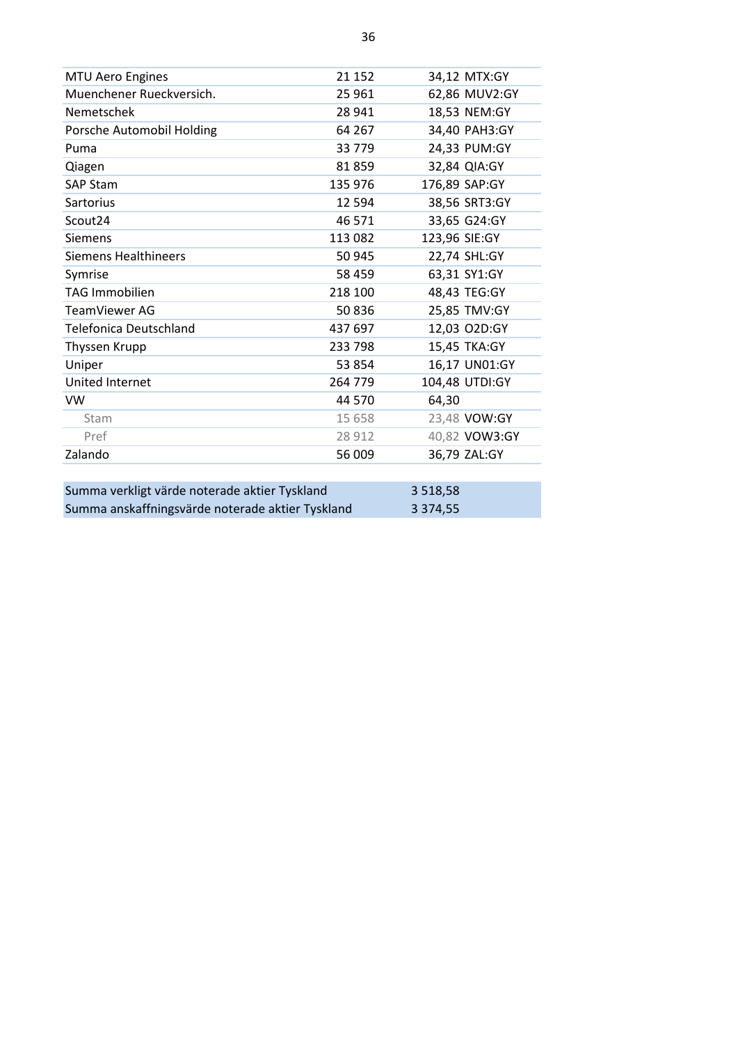| | | | |
|---|---|---|---|
| MTU Aero Engines | 21 152 | 34,12 | MTX:GY |
| Muenchener Rueckversich. | 25 961 | 62,86 | MUV2:GY |
| Nemetschek | 28 941 | 18,53 | NEM:GY |
| Porsche Automobil Holding | 64 267 | 34,40 | PAH3:GY |
| Puma | 33 779 | 24,33 | PUM:GY |
| Qiagen | 81 859 | 32,84 | QIA:GY |
| SAP Stam | 135 976 | 176,89 | SAP:GY |
| Sartorius | 12 594 | 38,56 | SRT3:GY |
| Scout24 | 46 571 | 33,65 | G24:GY |
| Siemens | 113 082 | 123,96 | SIE:GY |
| Siemens Healthineers | 50 945 | 22,74 | SHL:GY |
| Symrise | 58 459 | 63,31 | SY1:GY |
| TAG Immobilien | 218 100 | 48,43 | TEG:GY |
| TeamViewer AG | 50 836 | 25,85 | TMV:GY |
| Telefonica Deutschland | 437 697 | 12,03 | O2D:GY |
| Thyssen Krupp | 233 798 | 15,45 | TKA:GY |
| Uniper | 53 854 | 16,17 | UN01:GY |
| United Internet | 264 779 | 104,48 | UTDI:GY |
| VW | 44 570 | 64,30 | |
| Stam | 15 658 | 23,48 | VOW:GY |
| Pref | 28 912 | 40,82 | VOW3:GY |
| Zalando | 56 009 | 36,79 | ZAL:GY |

| | |
|---|---|
| Summa verkligt värde noterade aktier Tyskland | 3 518,58 |
| Summa anskaffningsvärde noterade aktier Tyskland | 3 374,55 |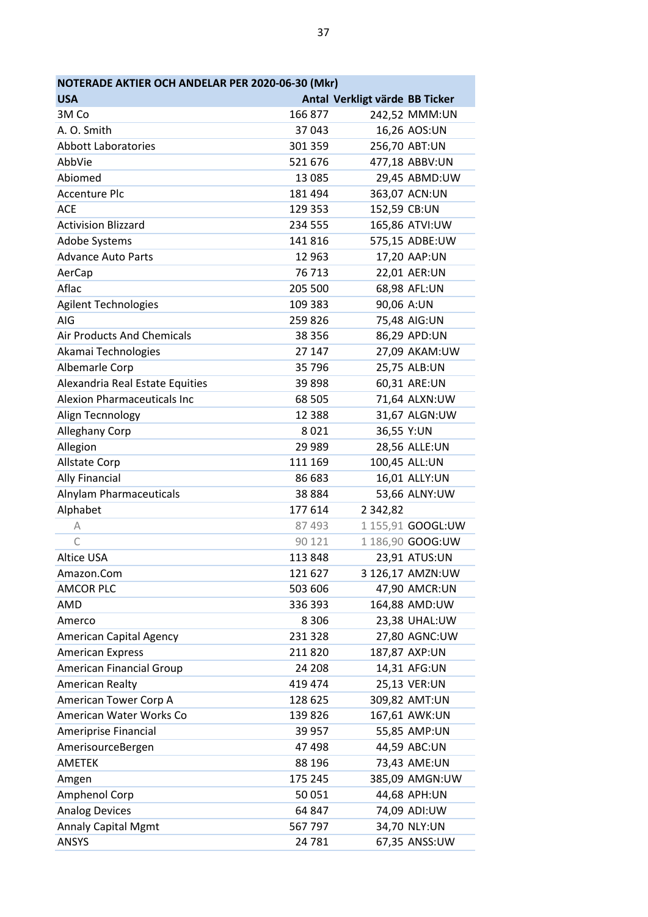| NOTERADE AKTIER OCH ANDELAR PER 2020-06-30 (Mkr) | | | |
|---|---|---|---|
| **USA** | **Antal** | **Verkligt värde** | **BB Ticker** |
| 3M Co | 166 877 | 242,52 | MMM:UN |
| A. O. Smith | 37 043 | 16,26 | AOS:UN |
| Abbott Laboratories | 301 359 | 256,70 | ABT:UN |
| AbbVie | 521 676 | 477,18 | ABBV:UN |
| Abiomed | 13 085 | 29,45 | ABMD:UW |
| Accenture Plc | 181 494 | 363,07 | ACN:UN |
| ACE | 129 353 | 152,59 | CB:UN |
| Activision Blizzard | 234 555 | 165,86 | ATVI:UW |
| Adobe Systems | 141 816 | 575,15 | ADBE:UW |
| Advance Auto Parts | 12 963 | 17,20 | AAP:UN |
| AerCap | 76 713 | 22,01 | AER:UN |
| Aflac | 205 500 | 68,98 | AFL:UN |
| Agilent Technologies | 109 383 | 90,06 | A:UN |
| AIG | 259 826 | 75,48 | AIG:UN |
| Air Products And Chemicals | 38 356 | 86,29 | APD:UN |
| Akamai Technologies | 27 147 | 27,09 | AKAM:UW |
| Albemarle Corp | 35 796 | 25,75 | ALB:UN |
| Alexandria Real Estate Equities | 39 898 | 60,31 | ARE:UN |
| Alexion Pharmaceuticals Inc | 68 505 | 71,64 | ALXN:UW |
| Align Tecnnology | 12 388 | 31,67 | ALGN:UW |
| Alleghany Corp | 8 021 | 36,55 | Y:UN |
| Allegion | 29 989 | 28,56 | ALLE:UN |
| Allstate Corp | 111 169 | 100,45 | ALL:UN |
| Ally Financial | 86 683 | 16,01 | ALLY:UN |
| Alnylam Pharmaceuticals | 38 884 | 53,66 | ALNY:UW |
| Alphabet | 177 614 | 2 342,82 | |
| A | 87 493 | 1 155,91 | GOOGL:UW |
| C | 90 121 | 1 186,90 | GOOG:UW |
| Altice USA | 113 848 | 23,91 | ATUS:UN |
| Amazon.Com | 121 627 | 3 126,17 | AMZN:UW |
| AMCOR PLC | 503 606 | 47,90 | AMCR:UN |
| AMD | 336 393 | 164,88 | AMD:UW |
| Amerco | 8 306 | 23,38 | UHAL:UW |
| American Capital Agency | 231 328 | 27,80 | AGNC:UW |
| American Express | 211 820 | 187,87 | AXP:UN |
| American Financial Group | 24 208 | 14,31 | AFG:UN |
| American Realty | 419 474 | 25,13 | VER:UN |
| American Tower Corp A | 128 625 | 309,82 | AMT:UN |
| American Water Works Co | 139 826 | 167,61 | AWK:UN |
| Ameriprise Financial | 39 957 | 55,85 | AMP:UN |
| AmerisourceBergen | 47 498 | 44,59 | ABC:UN |
| AMETEK | 88 196 | 73,43 | AME:UN |
| Amgen | 175 245 | 385,09 | AMGN:UW |
| Amphenol Corp | 50 051 | 44,68 | APH:UN |
| Analog Devices | 64 847 | 74,09 | ADI:UW |
| Annaly Capital Mgmt | 567 797 | 34,70 | NLY:UN |
| ANSYS | 24 781 | 67,35 | ANSS:UW |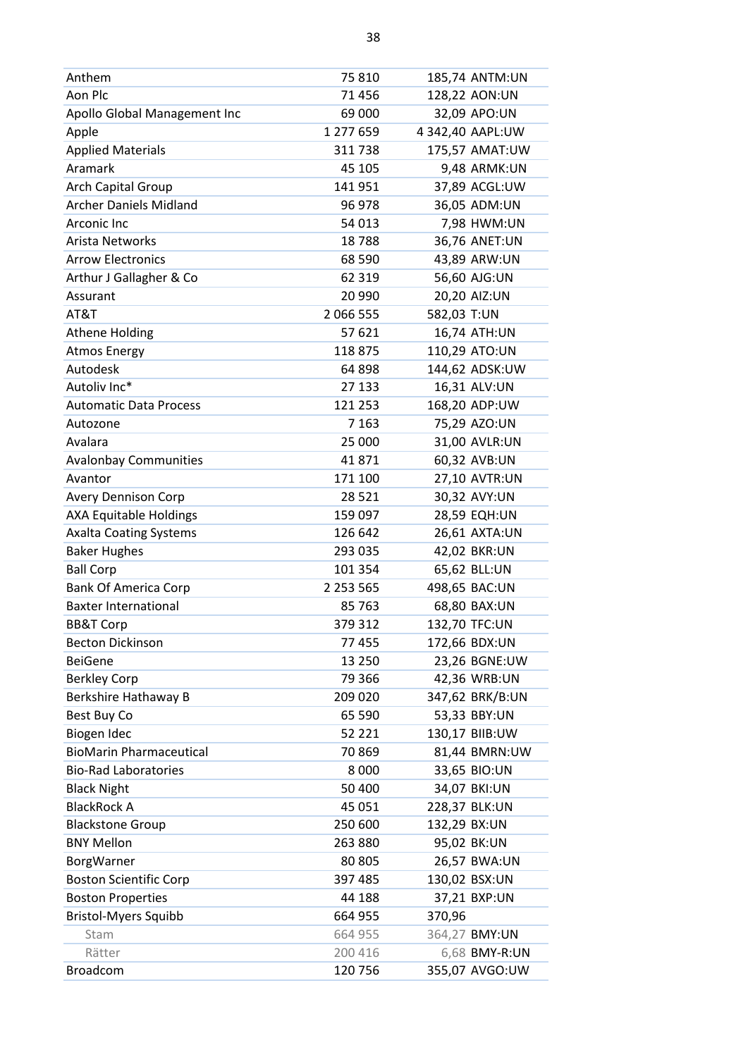| | | | |
|---|---|---|---|
| Anthem | 75 810 | 185,74 | ANTM:UN |
| Aon Plc | 71 456 | 128,22 | AON:UN |
| Apollo Global Management Inc | 69 000 | 32,09 | APO:UN |
| Apple | 1 277 659 | 4 342,40 | AAPL:UW |
| Applied Materials | 311 738 | 175,57 | AMAT:UW |
| Aramark | 45 105 | 9,48 | ARMK:UN |
| Arch Capital Group | 141 951 | 37,89 | ACGL:UW |
| Archer Daniels Midland | 96 978 | 36,05 | ADM:UN |
| Arconic Inc | 54 013 | 7,98 | HWM:UN |
| Arista Networks | 18 788 | 36,76 | ANET:UN |
| Arrow Electronics | 68 590 | 43,89 | ARW:UN |
| Arthur J Gallagher & Co | 62 319 | 56,60 | AJG:UN |
| Assurant | 20 990 | 20,20 | AIZ:UN |
| AT&T | 2 066 555 | 582,03 | T:UN |
| Athene Holding | 57 621 | 16,74 | ATH:UN |
| Atmos Energy | 118 875 | 110,29 | ATO:UN |
| Autodesk | 64 898 | 144,62 | ADSK:UW |
| Autoliv Inc* | 27 133 | 16,31 | ALV:UN |
| Automatic Data Process | 121 253 | 168,20 | ADP:UW |
| Autozone | 7 163 | 75,29 | AZO:UN |
| Avalara | 25 000 | 31,00 | AVLR:UN |
| Avalonbay Communities | 41 871 | 60,32 | AVB:UN |
| Avantor | 171 100 | 27,10 | AVTR:UN |
| Avery Dennison Corp | 28 521 | 30,32 | AVY:UN |
| AXA Equitable Holdings | 159 097 | 28,59 | EQH:UN |
| Axalta Coating Systems | 126 642 | 26,61 | AXTA:UN |
| Baker Hughes | 293 035 | 42,02 | BKR:UN |
| Ball Corp | 101 354 | 65,62 | BLL:UN |
| Bank Of America Corp | 2 253 565 | 498,65 | BAC:UN |
| Baxter International | 85 763 | 68,80 | BAX:UN |
| BB&T Corp | 379 312 | 132,70 | TFC:UN |
| Becton Dickinson | 77 455 | 172,66 | BDX:UN |
| BeiGene | 13 250 | 23,26 | BGNE:UW |
| Berkley Corp | 79 366 | 42,36 | WRB:UN |
| Berkshire Hathaway B | 209 020 | 347,62 | BRK/B:UN |
| Best Buy Co | 65 590 | 53,33 | BBY:UN |
| Biogen Idec | 52 221 | 130,17 | BIIB:UW |
| BioMarin Pharmaceutical | 70 869 | 81,44 | BMRN:UW |
| Bio-Rad Laboratories | 8 000 | 33,65 | BIO:UN |
| Black Night | 50 400 | 34,07 | BKI:UN |
| BlackRock A | 45 051 | 228,37 | BLK:UN |
| Blackstone Group | 250 600 | 132,29 | BX:UN |
| BNY Mellon | 263 880 | 95,02 | BK:UN |
| BorgWarner | 80 805 | 26,57 | BWA:UN |
| Boston Scientific Corp | 397 485 | 130,02 | BSX:UN |
| Boston Properties | 44 188 | 37,21 | BXP:UN |
| Bristol-Myers Squibb | 664 955 | 370,96 | |
| Stam | 664 955 | 364,27 | BMY:UN |
| Rätter | 200 416 | 6,68 | BMY-R:UN |
| Broadcom | 120 756 | 355,07 | AVGO:UW |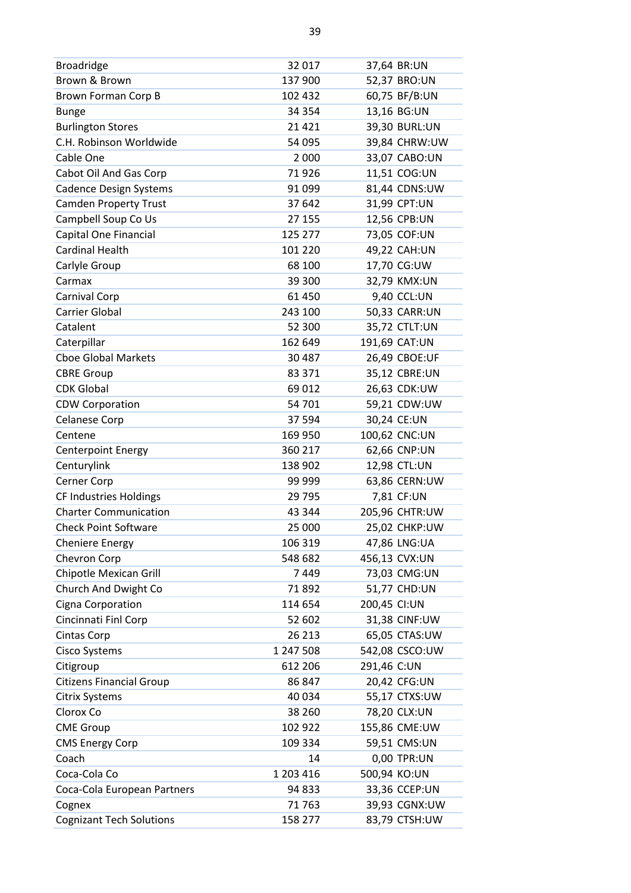| | | | |
|---|---|---|---|
| Broadridge | 32 017 | 37,64 | BR:UN |
| Brown & Brown | 137 900 | 52,37 | BRO:UN |
| Brown Forman Corp B | 102 432 | 60,75 | BF/B:UN |
| Bunge | 34 354 | 13,16 | BG:UN |
| Burlington Stores | 21 421 | 39,30 | BURL:UN |
| C.H. Robinson Worldwide | 54 095 | 39,84 | CHRW:UW |
| Cable One | 2 000 | 33,07 | CABO:UN |
| Cabot Oil And Gas Corp | 71 926 | 11,51 | COG:UN |
| Cadence Design Systems | 91 099 | 81,44 | CDNS:UW |
| Camden Property Trust | 37 642 | 31,99 | CPT:UN |
| Campbell Soup Co Us | 27 155 | 12,56 | CPB:UN |
| Capital One Financial | 125 277 | 73,05 | COF:UN |
| Cardinal Health | 101 220 | 49,22 | CAH:UN |
| Carlyle Group | 68 100 | 17,70 | CG:UW |
| Carmax | 39 300 | 32,79 | KMX:UN |
| Carnival Corp | 61 450 | 9,40 | CCL:UN |
| Carrier Global | 243 100 | 50,33 | CARR:UN |
| Catalent | 52 300 | 35,72 | CTLT:UN |
| Caterpillar | 162 649 | 191,69 | CAT:UN |
| Cboe Global Markets | 30 487 | 26,49 | CBOE:UF |
| CBRE Group | 83 371 | 35,12 | CBRE:UN |
| CDK Global | 69 012 | 26,63 | CDK:UW |
| CDW Corporation | 54 701 | 59,21 | CDW:UW |
| Celanese Corp | 37 594 | 30,24 | CE:UN |
| Centene | 169 950 | 100,62 | CNC:UN |
| Centerpoint Energy | 360 217 | 62,66 | CNP:UN |
| Centurylink | 138 902 | 12,98 | CTL:UN |
| Cerner Corp | 99 999 | 63,86 | CERN:UW |
| CF Industries Holdings | 29 795 | 7,81 | CF:UN |
| Charter Communication | 43 344 | 205,96 | CHTR:UW |
| Check Point Software | 25 000 | 25,02 | CHKP:UW |
| Cheniere Energy | 106 319 | 47,86 | LNG:UA |
| Chevron Corp | 548 682 | 456,13 | CVX:UN |
| Chipotle Mexican Grill | 7 449 | 73,03 | CMG:UN |
| Church And Dwight Co | 71 892 | 51,77 | CHD:UN |
| Cigna Corporation | 114 654 | 200,45 | CI:UN |
| Cincinnati Finl Corp | 52 602 | 31,38 | CINF:UW |
| Cintas Corp | 26 213 | 65,05 | CTAS:UW |
| Cisco Systems | 1 247 508 | 542,08 | CSCO:UW |
| Citigroup | 612 206 | 291,46 | C:UN |
| Citizens Financial Group | 86 847 | 20,42 | CFG:UN |
| Citrix Systems | 40 034 | 55,17 | CTXS:UW |
| Clorox Co | 38 260 | 78,20 | CLX:UN |
| CME Group | 102 922 | 155,86 | CME:UW |
| CMS Energy Corp | 109 334 | 59,51 | CMS:UN |
| Coach | 14 | 0,00 | TPR:UN |
| Coca-Cola Co | 1 203 416 | 500,94 | KO:UN |
| Coca-Cola European Partners | 94 833 | 33,36 | CCEP:UN |
| Cognex | 71 763 | 39,93 | CGNX:UW |
| Cognizant Tech Solutions | 158 277 | 83,79 | CTSH:UW |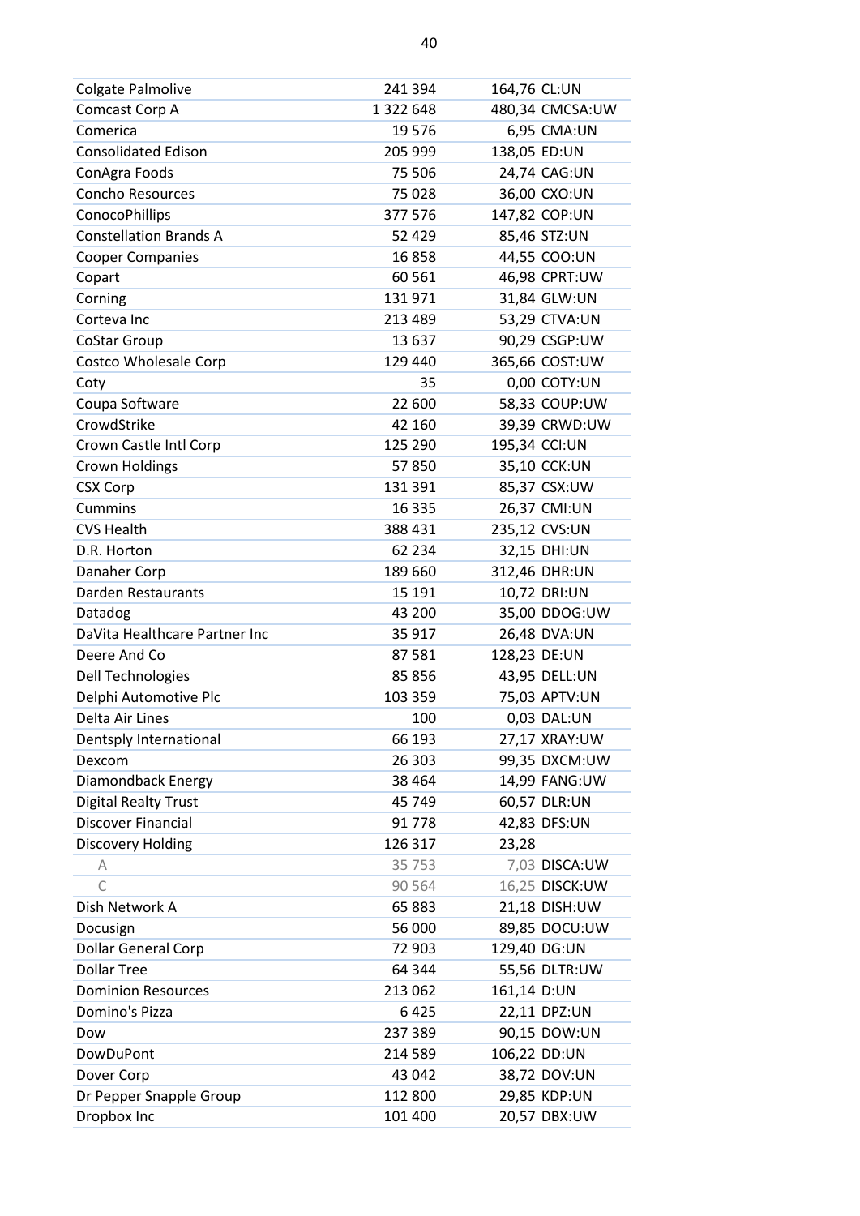| | | | |
|---|---|---|---|
| Colgate Palmolive | 241 394 | 164,76 | CL:UN |
| Comcast Corp A | 1 322 648 | 480,34 | CMCSA:UW |
| Comerica | 19 576 | 6,95 | CMA:UN |
| Consolidated Edison | 205 999 | 138,05 | ED:UN |
| ConAgra Foods | 75 506 | 24,74 | CAG:UN |
| Concho Resources | 75 028 | 36,00 | CXO:UN |
| ConocoPhillips | 377 576 | 147,82 | COP:UN |
| Constellation Brands A | 52 429 | 85,46 | STZ:UN |
| Cooper Companies | 16 858 | 44,55 | COO:UN |
| Copart | 60 561 | 46,98 | CPRT:UW |
| Corning | 131 971 | 31,84 | GLW:UN |
| Corteva Inc | 213 489 | 53,29 | CTVA:UN |
| CoStar Group | 13 637 | 90,29 | CSGP:UW |
| Costco Wholesale Corp | 129 440 | 365,66 | COST:UW |
| Coty | 35 | 0,00 | COTY:UN |
| Coupa Software | 22 600 | 58,33 | COUP:UW |
| CrowdStrike | 42 160 | 39,39 | CRWD:UW |
| Crown Castle Intl Corp | 125 290 | 195,34 | CCI:UN |
| Crown Holdings | 57 850 | 35,10 | CCK:UN |
| CSX Corp | 131 391 | 85,37 | CSX:UW |
| Cummins | 16 335 | 26,37 | CMI:UN |
| CVS Health | 388 431 | 235,12 | CVS:UN |
| D.R. Horton | 62 234 | 32,15 | DHI:UN |
| Danaher Corp | 189 660 | 312,46 | DHR:UN |
| Darden Restaurants | 15 191 | 10,72 | DRI:UN |
| Datadog | 43 200 | 35,00 | DDOG:UW |
| DaVita Healthcare Partner Inc | 35 917 | 26,48 | DVA:UN |
| Deere And Co | 87 581 | 128,23 | DE:UN |
| Dell Technologies | 85 856 | 43,95 | DELL:UN |
| Delphi Automotive Plc | 103 359 | 75,03 | APTV:UN |
| Delta Air Lines | 100 | 0,03 | DAL:UN |
| Dentsply International | 66 193 | 27,17 | XRAY:UW |
| Dexcom | 26 303 | 99,35 | DXCM:UW |
| Diamondback Energy | 38 464 | 14,99 | FANG:UW |
| Digital Realty Trust | 45 749 | 60,57 | DLR:UN |
| Discover Financial | 91 778 | 42,83 | DFS:UN |
| Discovery Holding | 126 317 | 23,28 | |
| A | 35 753 | 7,03 | DISCA:UW |
| C | 90 564 | 16,25 | DISCK:UW |
| Dish Network A | 65 883 | 21,18 | DISH:UW |
| Docusign | 56 000 | 89,85 | DOCU:UW |
| Dollar General Corp | 72 903 | 129,40 | DG:UN |
| Dollar Tree | 64 344 | 55,56 | DLTR:UW |
| Dominion Resources | 213 062 | 161,14 | D:UN |
| Domino's Pizza | 6 425 | 22,11 | DPZ:UN |
| Dow | 237 389 | 90,15 | DOW:UN |
| DowDuPont | 214 589 | 106,22 | DD:UN |
| Dover Corp | 43 042 | 38,72 | DOV:UN |
| Dr Pepper Snapple Group | 112 800 | 29,85 | KDP:UN |
| Dropbox Inc | 101 400 | 20,57 | DBX:UW |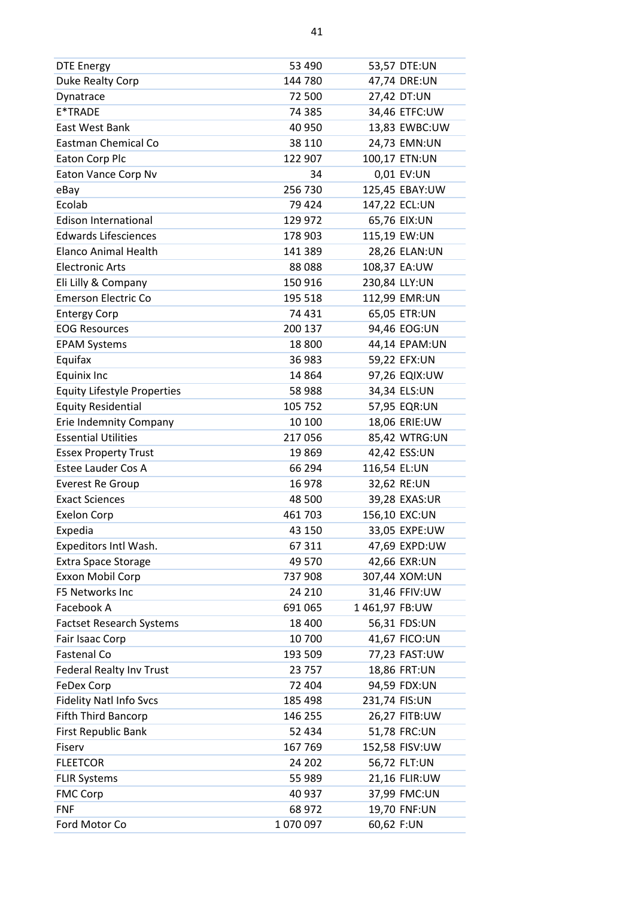| | | | |
|---|---|---|---|
| DTE Energy | 53 490 | 53,57 | DTE:UN |
| Duke Realty Corp | 144 780 | 47,74 | DRE:UN |
| Dynatrace | 72 500 | 27,42 | DT:UN |
| E*TRADE | 74 385 | 34,46 | ETFC:UW |
| East West Bank | 40 950 | 13,83 | EWBC:UW |
| Eastman Chemical Co | 38 110 | 24,73 | EMN:UN |
| Eaton Corp Plc | 122 907 | 100,17 | ETN:UN |
| Eaton Vance Corp Nv | 34 | 0,01 | EV:UN |
| eBay | 256 730 | 125,45 | EBAY:UW |
| Ecolab | 79 424 | 147,22 | ECL:UN |
| Edison International | 129 972 | 65,76 | EIX:UN |
| Edwards Lifesciences | 178 903 | 115,19 | EW:UN |
| Elanco Animal Health | 141 389 | 28,26 | ELAN:UN |
| Electronic Arts | 88 088 | 108,37 | EA:UW |
| Eli Lilly & Company | 150 916 | 230,84 | LLY:UN |
| Emerson Electric Co | 195 518 | 112,99 | EMR:UN |
| Entergy Corp | 74 431 | 65,05 | ETR:UN |
| EOG Resources | 200 137 | 94,46 | EOG:UN |
| EPAM Systems | 18 800 | 44,14 | EPAM:UN |
| Equifax | 36 983 | 59,22 | EFX:UN |
| Equinix Inc | 14 864 | 97,26 | EQIX:UW |
| Equity Lifestyle Properties | 58 988 | 34,34 | ELS:UN |
| Equity Residential | 105 752 | 57,95 | EQR:UN |
| Erie Indemnity Company | 10 100 | 18,06 | ERIE:UW |
| Essential Utilities | 217 056 | 85,42 | WTRG:UN |
| Essex Property Trust | 19 869 | 42,42 | ESS:UN |
| Estee Lauder Cos A | 66 294 | 116,54 | EL:UN |
| Everest Re Group | 16 978 | 32,62 | RE:UN |
| Exact Sciences | 48 500 | 39,28 | EXAS:UR |
| Exelon Corp | 461 703 | 156,10 | EXC:UN |
| Expedia | 43 150 | 33,05 | EXPE:UW |
| Expeditors Intl Wash. | 67 311 | 47,69 | EXPD:UW |
| Extra Space Storage | 49 570 | 42,66 | EXR:UN |
| Exxon Mobil Corp | 737 908 | 307,44 | XOM:UN |
| F5 Networks Inc | 24 210 | 31,46 | FFIV:UW |
| Facebook A | 691 065 | 1 461,97 | FB:UW |
| Factset Research Systems | 18 400 | 56,31 | FDS:UN |
| Fair Isaac Corp | 10 700 | 41,67 | FICO:UN |
| Fastenal Co | 193 509 | 77,23 | FAST:UW |
| Federal Realty Inv Trust | 23 757 | 18,86 | FRT:UN |
| FeDex Corp | 72 404 | 94,59 | FDX:UN |
| Fidelity Natl Info Svcs | 185 498 | 231,74 | FIS:UN |
| Fifth Third Bancorp | 146 255 | 26,27 | FITB:UW |
| First Republic Bank | 52 434 | 51,78 | FRC:UN |
| Fiserv | 167 769 | 152,58 | FISV:UW |
| FLEETCOR | 24 202 | 56,72 | FLT:UN |
| FLIR Systems | 55 989 | 21,16 | FLIR:UW |
| FMC Corp | 40 937 | 37,99 | FMC:UN |
| FNF | 68 972 | 19,70 | FNF:UN |
| Ford Motor Co | 1 070 097 | 60,62 | F:UN |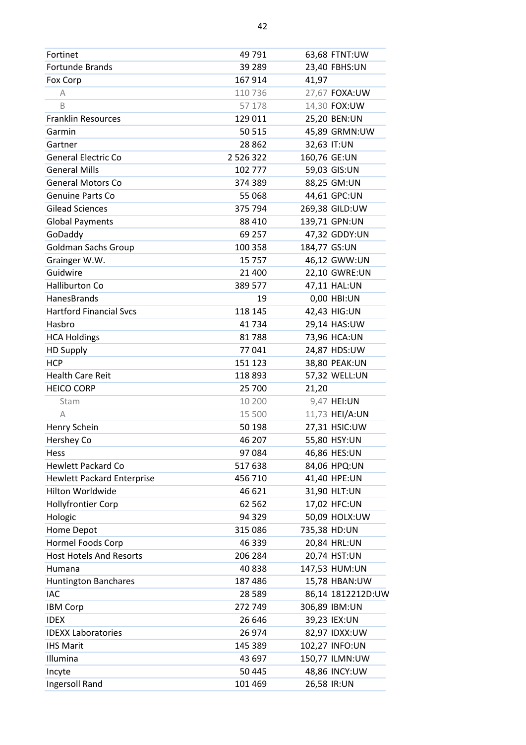| | | |
|---|---|---|
| Fortinet | 49 791 | 63,68 FTNT:UW |
| Fortunde Brands | 39 289 | 23,40 FBHS:UN |
| Fox Corp | 167 914 | 41,97 |
| A | 110 736 | 27,67 FOXA:UW |
| B | 57 178 | 14,30 FOX:UW |
| Franklin Resources | 129 011 | 25,20 BEN:UN |
| Garmin | 50 515 | 45,89 GRMN:UW |
| Gartner | 28 862 | 32,63 IT:UN |
| General Electric Co | 2 526 322 | 160,76 GE:UN |
| General Mills | 102 777 | 59,03 GIS:UN |
| General Motors Co | 374 389 | 88,25 GM:UN |
| Genuine Parts Co | 55 068 | 44,61 GPC:UN |
| Gilead Sciences | 375 794 | 269,38 GILD:UW |
| Global Payments | 88 410 | 139,71 GPN:UN |
| GoDaddy | 69 257 | 47,32 GDDY:UN |
| Goldman Sachs Group | 100 358 | 184,77 GS:UN |
| Grainger W.W. | 15 757 | 46,12 GWW:UN |
| Guidwire | 21 400 | 22,10 GWRE:UN |
| Halliburton Co | 389 577 | 47,11 HAL:UN |
| HanesBrands | 19 | 0,00 HBI:UN |
| Hartford Financial Svcs | 118 145 | 42,43 HIG:UN |
| Hasbro | 41 734 | 29,14 HAS:UW |
| HCA Holdings | 81 788 | 73,96 HCA:UN |
| HD Supply | 77 041 | 24,87 HDS:UW |
| HCP | 151 123 | 38,80 PEAK:UN |
| Health Care Reit | 118 893 | 57,32 WELL:UN |
| HEICO CORP | 25 700 | 21,20 |
| Stam | 10 200 | 9,47 HEI:UN |
| A | 15 500 | 11,73 HEI/A:UN |
| Henry Schein | 50 198 | 27,31 HSIC:UW |
| Hershey Co | 46 207 | 55,80 HSY:UN |
| Hess | 97 084 | 46,86 HES:UN |
| Hewlett Packard Co | 517 638 | 84,06 HPQ:UN |
| Hewlett Packard Enterprise | 456 710 | 41,40 HPE:UN |
| Hilton Worldwide | 46 621 | 31,90 HLT:UN |
| Hollyfrontier Corp | 62 562 | 17,02 HFC:UN |
| Hologic | 94 329 | 50,09 HOLX:UW |
| Home Depot | 315 086 | 735,38 HD:UN |
| Hormel Foods Corp | 46 339 | 20,84 HRL:UN |
| Host Hotels And Resorts | 206 284 | 20,74 HST:UN |
| Humana | 40 838 | 147,53 HUM:UN |
| Huntington Banchares | 187 486 | 15,78 HBAN:UW |
| IAC | 28 589 | 86,14 1812212D:UW |
| IBM Corp | 272 749 | 306,89 IBM:UN |
| IDEX | 26 646 | 39,23 IEX:UN |
| IDEXX Laboratories | 26 974 | 82,97 IDXX:UW |
| IHS Marit | 145 389 | 102,27 INFO:UN |
| Illumina | 43 697 | 150,77 ILMN:UW |
| Incyte | 50 445 | 48,86 INCY:UW |
| Ingersoll Rand | 101 469 | 26,58 IR:UN |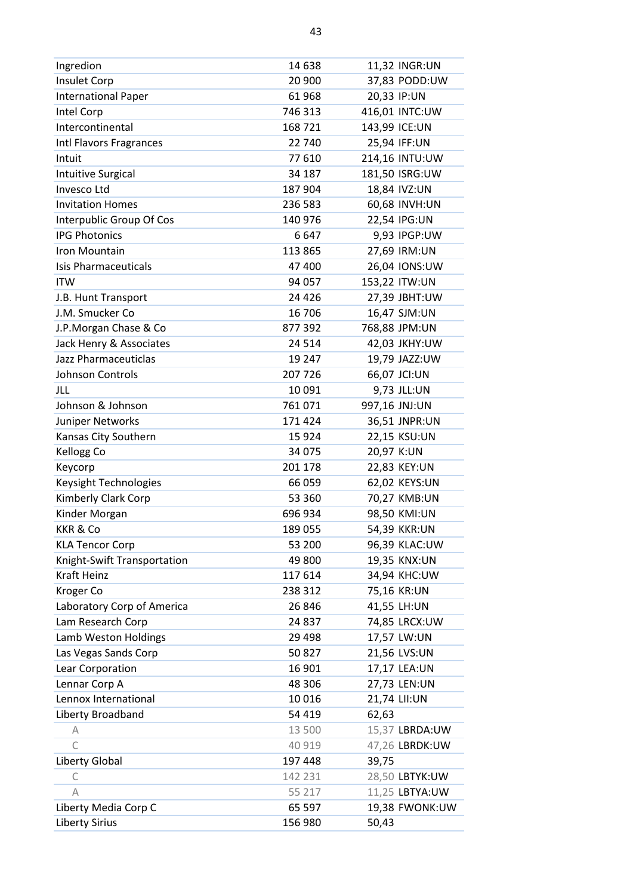| | | | |
|---|---|---|---|
| Ingredion | 14 638 | 11,32 | INGR:UN |
| Insulet Corp | 20 900 | 37,83 | PODD:UW |
| International Paper | 61 968 | 20,33 | IP:UN |
| Intel Corp | 746 313 | 416,01 | INTC:UW |
| Intercontinental | 168 721 | 143,99 | ICE:UN |
| Intl Flavors Fragrances | 22 740 | 25,94 | IFF:UN |
| Intuit | 77 610 | 214,16 | INTU:UW |
| Intuitive Surgical | 34 187 | 181,50 | ISRG:UW |
| Invesco Ltd | 187 904 | 18,84 | IVZ:UN |
| Invitation Homes | 236 583 | 60,68 | INVH:UN |
| Interpublic Group Of Cos | 140 976 | 22,54 | IPG:UN |
| IPG Photonics | 6 647 | 9,93 | IPGP:UW |
| Iron Mountain | 113 865 | 27,69 | IRM:UN |
| Isis Pharmaceuticals | 47 400 | 26,04 | IONS:UW |
| ITW | 94 057 | 153,22 | ITW:UN |
| J.B. Hunt Transport | 24 426 | 27,39 | JBHT:UW |
| J.M. Smucker Co | 16 706 | 16,47 | SJM:UN |
| J.P.Morgan Chase & Co | 877 392 | 768,88 | JPM:UN |
| Jack Henry & Associates | 24 514 | 42,03 | JKHY:UW |
| Jazz Pharmaceuticlas | 19 247 | 19,79 | JAZZ:UW |
| Johnson Controls | 207 726 | 66,07 | JCI:UN |
| JLL | 10 091 | 9,73 | JLL:UN |
| Johnson & Johnson | 761 071 | 997,16 | JNJ:UN |
| Juniper Networks | 171 424 | 36,51 | JNPR:UN |
| Kansas City Southern | 15 924 | 22,15 | KSU:UN |
| Kellogg Co | 34 075 | 20,97 | K:UN |
| Keycorp | 201 178 | 22,83 | KEY:UN |
| Keysight Technologies | 66 059 | 62,02 | KEYS:UN |
| Kimberly Clark Corp | 53 360 | 70,27 | KMB:UN |
| Kinder Morgan | 696 934 | 98,50 | KMI:UN |
| KKR & Co | 189 055 | 54,39 | KKR:UN |
| KLA Tencor Corp | 53 200 | 96,39 | KLAC:UW |
| Knight-Swift Transportation | 49 800 | 19,35 | KNX:UN |
| Kraft Heinz | 117 614 | 34,94 | KHC:UW |
| Kroger Co | 238 312 | 75,16 | KR:UN |
| Laboratory Corp of America | 26 846 | 41,55 | LH:UN |
| Lam Research Corp | 24 837 | 74,85 | LRCX:UW |
| Lamb Weston Holdings | 29 498 | 17,57 | LW:UN |
| Las Vegas Sands Corp | 50 827 | 21,56 | LVS:UN |
| Lear Corporation | 16 901 | 17,17 | LEA:UN |
| Lennar Corp A | 48 306 | 27,73 | LEN:UN |
| Lennox International | 10 016 | 21,74 | LII:UN |
| Liberty Broadband | 54 419 | 62,63 | |
| A | 13 500 | 15,37 | LBRDA:UW |
| C | 40 919 | 47,26 | LBRDK:UW |
| Liberty Global | 197 448 | 39,75 | |
| C | 142 231 | 28,50 | LBTYK:UW |
| A | 55 217 | 11,25 | LBTYA:UW |
| Liberty Media Corp C | 65 597 | 19,38 | FWONK:UW |
| Liberty Sirius | 156 980 | 50,43 | |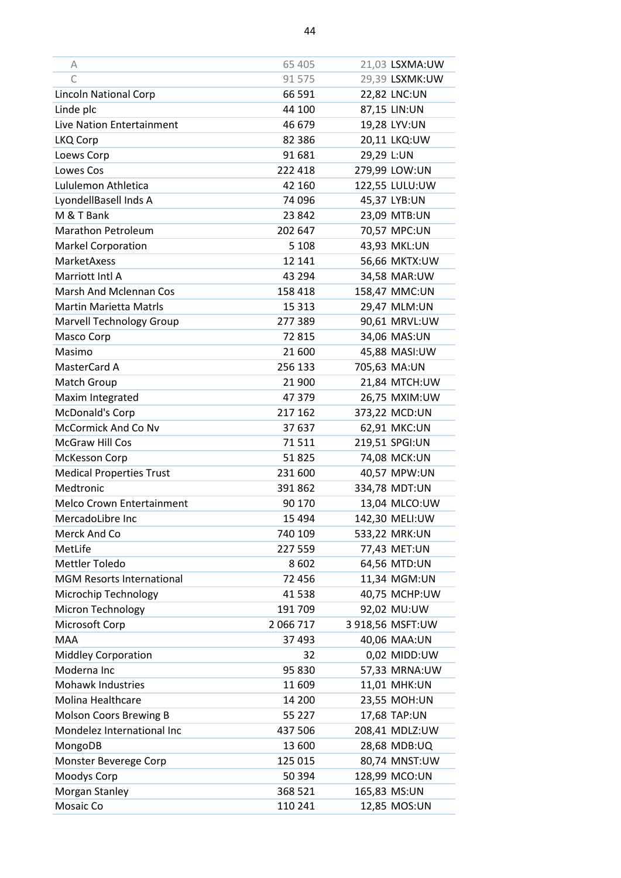| | | | |
|---|---|---|---|
| A | 65 405 | 21,03 | LSXMA:UW |
| C | 91 575 | 29,39 | LSXMK:UW |
| Lincoln National Corp | 66 591 | 22,82 | LNC:UN |
| Linde plc | 44 100 | 87,15 | LIN:UN |
| Live Nation Entertainment | 46 679 | 19,28 | LYV:UN |
| LKQ Corp | 82 386 | 20,11 | LKQ:UW |
| Loews Corp | 91 681 | 29,29 | L:UN |
| Lowes Cos | 222 418 | 279,99 | LOW:UN |
| Lululemon Athletica | 42 160 | 122,55 | LULU:UW |
| LyondellBasell Inds A | 74 096 | 45,37 | LYB:UN |
| M & T Bank | 23 842 | 23,09 | MTB:UN |
| Marathon Petroleum | 202 647 | 70,57 | MPC:UN |
| Markel Corporation | 5 108 | 43,93 | MKL:UN |
| MarketAxess | 12 141 | 56,66 | MKTX:UW |
| Marriott Intl A | 43 294 | 34,58 | MAR:UW |
| Marsh And Mclennan Cos | 158 418 | 158,47 | MMC:UN |
| Martin Marietta Matrls | 15 313 | 29,47 | MLM:UN |
| Marvell Technology Group | 277 389 | 90,61 | MRVL:UW |
| Masco Corp | 72 815 | 34,06 | MAS:UN |
| Masimo | 21 600 | 45,88 | MASI:UW |
| MasterCard A | 256 133 | 705,63 | MA:UN |
| Match Group | 21 900 | 21,84 | MTCH:UW |
| Maxim Integrated | 47 379 | 26,75 | MXIM:UW |
| McDonald's Corp | 217 162 | 373,22 | MCD:UN |
| McCormick And Co Nv | 37 637 | 62,91 | MKC:UN |
| McGraw Hill Cos | 71 511 | 219,51 | SPGI:UN |
| McKesson Corp | 51 825 | 74,08 | MCK:UN |
| Medical Properties Trust | 231 600 | 40,57 | MPW:UN |
| Medtronic | 391 862 | 334,78 | MDT:UN |
| Melco Crown Entertainment | 90 170 | 13,04 | MLCO:UW |
| MercadoLibre Inc | 15 494 | 142,30 | MELI:UW |
| Merck And Co | 740 109 | 533,22 | MRK:UN |
| MetLife | 227 559 | 77,43 | MET:UN |
| Mettler Toledo | 8 602 | 64,56 | MTD:UN |
| MGM Resorts International | 72 456 | 11,34 | MGM:UN |
| Microchip Technology | 41 538 | 40,75 | MCHP:UW |
| Micron Technology | 191 709 | 92,02 | MU:UW |
| Microsoft Corp | 2 066 717 | 3 918,56 | MSFT:UW |
| MAA | 37 493 | 40,06 | MAA:UN |
| Middley Corporation | 32 | 0,02 | MIDD:UW |
| Moderna Inc | 95 830 | 57,33 | MRNA:UW |
| Mohawk Industries | 11 609 | 11,01 | MHK:UN |
| Molina Healthcare | 14 200 | 23,55 | MOH:UN |
| Molson Coors Brewing B | 55 227 | 17,68 | TAP:UN |
| Mondelez International Inc | 437 506 | 208,41 | MDLZ:UW |
| MongoDB | 13 600 | 28,68 | MDB:UQ |
| Monster Beverege Corp | 125 015 | 80,74 | MNST:UW |
| Moodys Corp | 50 394 | 128,99 | MCO:UN |
| Morgan Stanley | 368 521 | 165,83 | MS:UN |
| Mosaic Co | 110 241 | 12,85 | MOS:UN |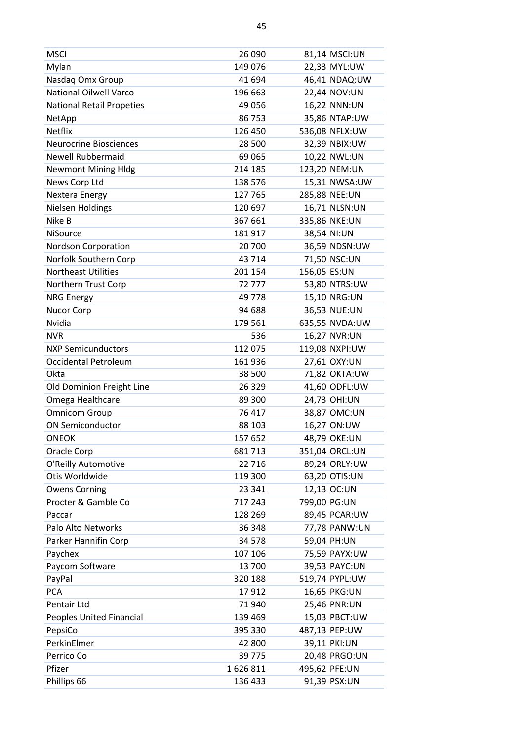| | | |
|---|---|---|
| MSCI | 26 090 | 81,14 MSCI:UN |
| Mylan | 149 076 | 22,33 MYL:UW |
| Nasdaq Omx Group | 41 694 | 46,41 NDAQ:UW |
| National Oilwell Varco | 196 663 | 22,44 NOV:UN |
| National Retail Propeties | 49 056 | 16,22 NNN:UN |
| NetApp | 86 753 | 35,86 NTAP:UW |
| Netflix | 126 450 | 536,08 NFLX:UW |
| Neurocrine Biosciences | 28 500 | 32,39 NBIX:UW |
| Newell Rubbermaid | 69 065 | 10,22 NWL:UN |
| Newmont Mining Hldg | 214 185 | 123,20 NEM:UN |
| News Corp Ltd | 138 576 | 15,31 NWSA:UW |
| Nextera Energy | 127 765 | 285,88 NEE:UN |
| Nielsen Holdings | 120 697 | 16,71 NLSN:UN |
| Nike B | 367 661 | 335,86 NKE:UN |
| NiSource | 181 917 | 38,54 NI:UN |
| Nordson Corporation | 20 700 | 36,59 NDSN:UW |
| Norfolk Southern Corp | 43 714 | 71,50 NSC:UN |
| Northeast Utilities | 201 154 | 156,05 ES:UN |
| Northern Trust Corp | 72 777 | 53,80 NTRS:UW |
| NRG Energy | 49 778 | 15,10 NRG:UN |
| Nucor Corp | 94 688 | 36,53 NUE:UN |
| Nvidia | 179 561 | 635,55 NVDA:UW |
| NVR | 536 | 16,27 NVR:UN |
| NXP Semicunductors | 112 075 | 119,08 NXPI:UW |
| Occidental Petroleum | 161 936 | 27,61 OXY:UN |
| Okta | 38 500 | 71,82 OKTA:UW |
| Old Dominion Freight Line | 26 329 | 41,60 ODFL:UW |
| Omega Healthcare | 89 300 | 24,73 OHI:UN |
| Omnicom Group | 76 417 | 38,87 OMC:UN |
| ON Semiconductor | 88 103 | 16,27 ON:UW |
| ONEOK | 157 652 | 48,79 OKE:UN |
| Oracle Corp | 681 713 | 351,04 ORCL:UN |
| O'Reilly Automotive | 22 716 | 89,24 ORLY:UW |
| Otis Worldwide | 119 300 | 63,20 OTIS:UN |
| Owens Corning | 23 341 | 12,13 OC:UN |
| Procter & Gamble Co | 717 243 | 799,00 PG:UN |
| Paccar | 128 269 | 89,45 PCAR:UW |
| Palo Alto Networks | 36 348 | 77,78 PANW:UN |
| Parker Hannifin Corp | 34 578 | 59,04 PH:UN |
| Paychex | 107 106 | 75,59 PAYX:UW |
| Paycom Software | 13 700 | 39,53 PAYC:UN |
| PayPal | 320 188 | 519,74 PYPL:UW |
| PCA | 17 912 | 16,65 PKG:UN |
| Pentair Ltd | 71 940 | 25,46 PNR:UN |
| Peoples United Financial | 139 469 | 15,03 PBCT:UW |
| PepsiCo | 395 330 | 487,13 PEP:UW |
| PerkinElmer | 42 800 | 39,11 PKI:UN |
| Perrico Co | 39 775 | 20,48 PRGO:UN |
| Pfizer | 1 626 811 | 495,62 PFE:UN |
| Phillips 66 | 136 433 | 91,39 PSX:UN |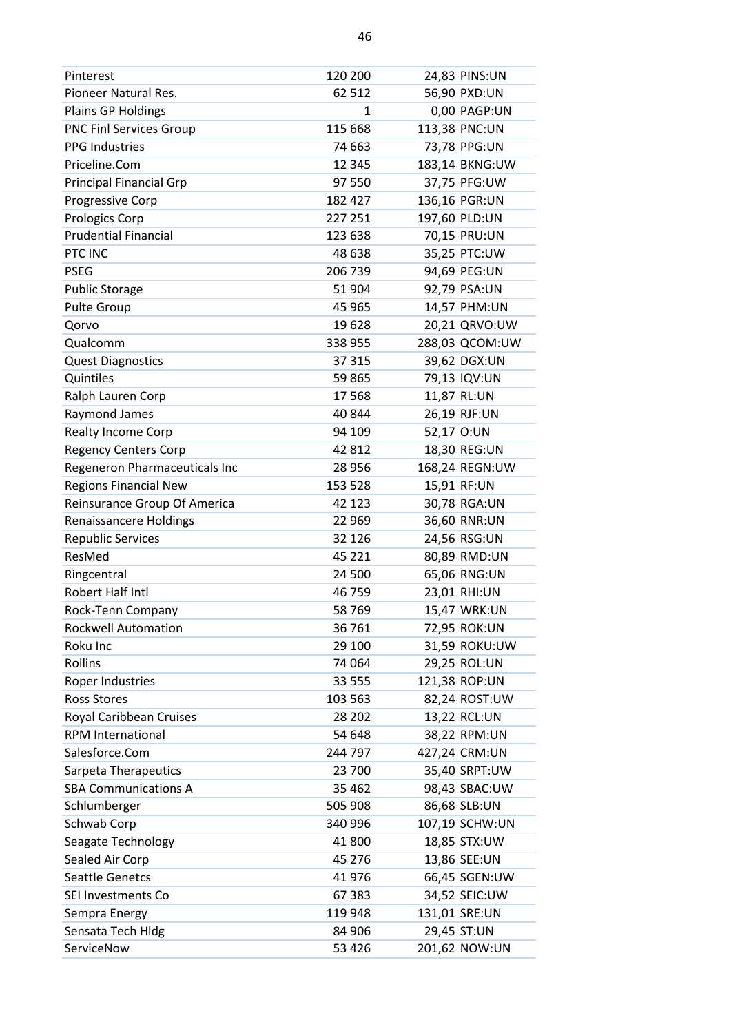| | | | |
|---|---|---|---|
| Pinterest | 120 200 | 24,83 | PINS:UN |
| Pioneer Natural Res. | 62 512 | 56,90 | PXD:UN |
| Plains GP Holdings | 1 | 0,00 | PAGP:UN |
| PNC Finl Services Group | 115 668 | 113,38 | PNC:UN |
| PPG Industries | 74 663 | 73,78 | PPG:UN |
| Priceline.Com | 12 345 | 183,14 | BKNG:UW |
| Principal Financial Grp | 97 550 | 37,75 | PFG:UW |
| Progressive Corp | 182 427 | 136,16 | PGR:UN |
| Prologics Corp | 227 251 | 197,60 | PLD:UN |
| Prudential Financial | 123 638 | 70,15 | PRU:UN |
| PTC INC | 48 638 | 35,25 | PTC:UW |
| PSEG | 206 739 | 94,69 | PEG:UN |
| Public Storage | 51 904 | 92,79 | PSA:UN |
| Pulte Group | 45 965 | 14,57 | PHM:UN |
| Qorvo | 19 628 | 20,21 | QRVO:UW |
| Qualcomm | 338 955 | 288,03 | QCOM:UW |
| Quest Diagnostics | 37 315 | 39,62 | DGX:UN |
| Quintiles | 59 865 | 79,13 | IQV:UN |
| Ralph Lauren Corp | 17 568 | 11,87 | RL:UN |
| Raymond James | 40 844 | 26,19 | RJF:UN |
| Realty Income Corp | 94 109 | 52,17 | O:UN |
| Regency Centers Corp | 42 812 | 18,30 | REG:UN |
| Regeneron Pharmaceuticals Inc | 28 956 | 168,24 | REGN:UW |
| Regions Financial New | 153 528 | 15,91 | RF:UN |
| Reinsurance Group Of America | 42 123 | 30,78 | RGA:UN |
| Renaissancere Holdings | 22 969 | 36,60 | RNR:UN |
| Republic Services | 32 126 | 24,56 | RSG:UN |
| ResMed | 45 221 | 80,89 | RMD:UN |
| Ringcentral | 24 500 | 65,06 | RNG:UN |
| Robert Half Intl | 46 759 | 23,01 | RHI:UN |
| Rock-Tenn Company | 58 769 | 15,47 | WRK:UN |
| Rockwell Automation | 36 761 | 72,95 | ROK:UN |
| Roku Inc | 29 100 | 31,59 | ROKU:UW |
| Rollins | 74 064 | 29,25 | ROL:UN |
| Roper Industries | 33 555 | 121,38 | ROP:UN |
| Ross Stores | 103 563 | 82,24 | ROST:UW |
| Royal Caribbean Cruises | 28 202 | 13,22 | RCL:UN |
| RPM International | 54 648 | 38,22 | RPM:UN |
| Salesforce.Com | 244 797 | 427,24 | CRM:UN |
| Sarpeta Therapeutics | 23 700 | 35,40 | SRPT:UW |
| SBA Communications A | 35 462 | 98,43 | SBAC:UW |
| Schlumberger | 505 908 | 86,68 | SLB:UN |
| Schwab Corp | 340 996 | 107,19 | SCHW:UN |
| Seagate Technology | 41 800 | 18,85 | STX:UW |
| Sealed Air Corp | 45 276 | 13,86 | SEE:UN |
| Seattle Genetcs | 41 976 | 66,45 | SGEN:UW |
| SEI Investments Co | 67 383 | 34,52 | SEIC:UW |
| Sempra Energy | 119 948 | 131,01 | SRE:UN |
| Sensata Tech Hldg | 84 906 | 29,45 | ST:UN |
| ServiceNow | 53 426 | 201,62 | NOW:UN |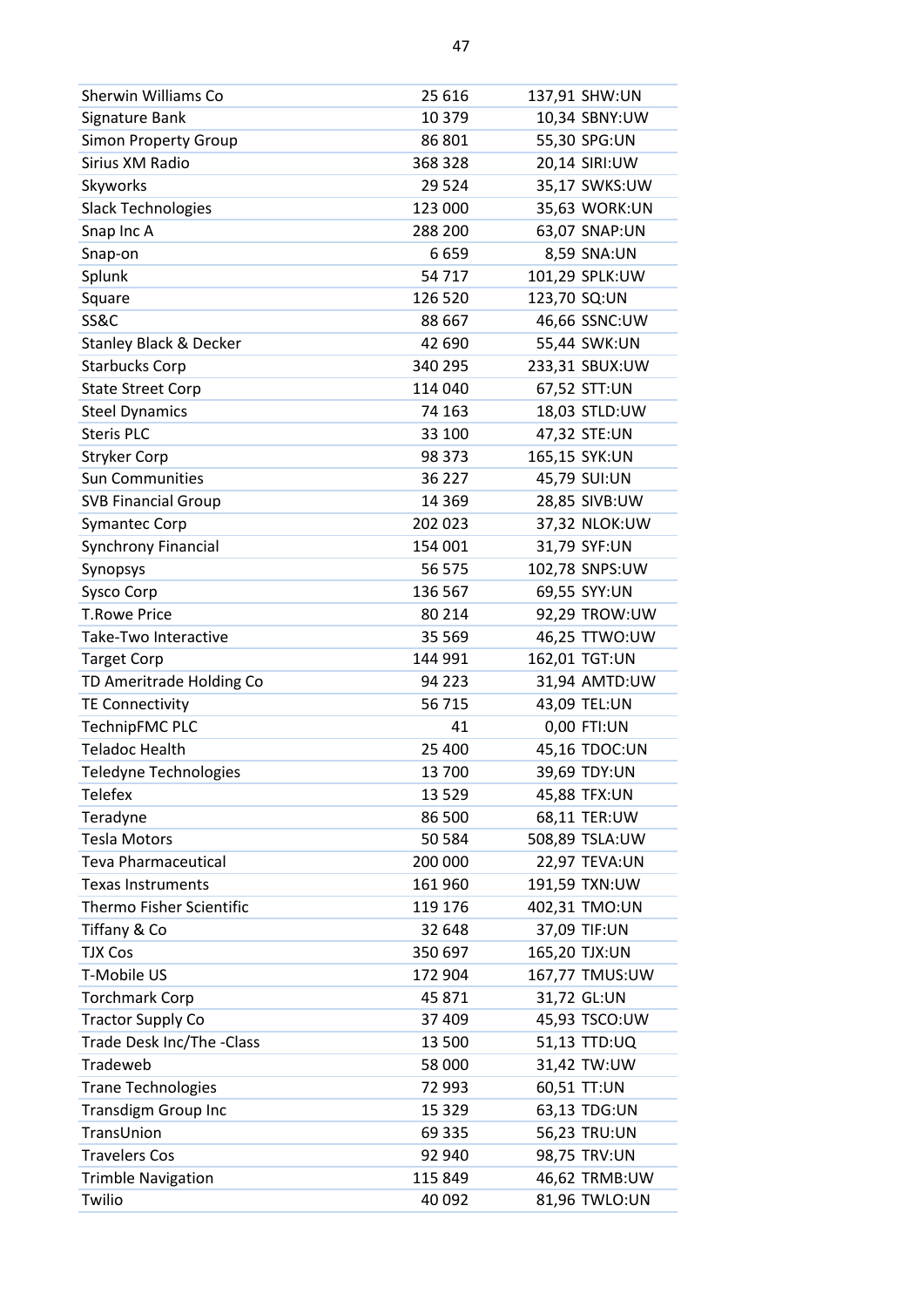| | | | |
|---|---|---|---|
| Sherwin Williams Co | 25 616 | 137,91 | SHW:UN |
| Signature Bank | 10 379 | 10,34 | SBNY:UW |
| Simon Property Group | 86 801 | 55,30 | SPG:UN |
| Sirius XM Radio | 368 328 | 20,14 | SIRI:UW |
| Skyworks | 29 524 | 35,17 | SWKS:UW |
| Slack Technologies | 123 000 | 35,63 | WORK:UN |
| Snap Inc A | 288 200 | 63,07 | SNAP:UN |
| Snap-on | 6 659 | 8,59 | SNA:UN |
| Splunk | 54 717 | 101,29 | SPLK:UW |
| Square | 126 520 | 123,70 | SQ:UN |
| SS&C | 88 667 | 46,66 | SSNC:UW |
| Stanley Black & Decker | 42 690 | 55,44 | SWK:UN |
| Starbucks Corp | 340 295 | 233,31 | SBUX:UW |
| State Street Corp | 114 040 | 67,52 | STT:UN |
| Steel Dynamics | 74 163 | 18,03 | STLD:UW |
| Steris PLC | 33 100 | 47,32 | STE:UN |
| Stryker Corp | 98 373 | 165,15 | SYK:UN |
| Sun Communities | 36 227 | 45,79 | SUI:UN |
| SVB Financial Group | 14 369 | 28,85 | SIVB:UW |
| Symantec Corp | 202 023 | 37,32 | NLOK:UW |
| Synchrony Financial | 154 001 | 31,79 | SYF:UN |
| Synopsys | 56 575 | 102,78 | SNPS:UW |
| Sysco Corp | 136 567 | 69,55 | SYY:UN |
| T.Rowe Price | 80 214 | 92,29 | TROW:UW |
| Take-Two Interactive | 35 569 | 46,25 | TTWO:UW |
| Target Corp | 144 991 | 162,01 | TGT:UN |
| TD Ameritrade Holding Co | 94 223 | 31,94 | AMTD:UW |
| TE Connectivity | 56 715 | 43,09 | TEL:UN |
| TechnipFMC PLC | 41 | 0,00 | FTI:UN |
| Teladoc Health | 25 400 | 45,16 | TDOC:UN |
| Teledyne Technologies | 13 700 | 39,69 | TDY:UN |
| Telefex | 13 529 | 45,88 | TFX:UN |
| Teradyne | 86 500 | 68,11 | TER:UW |
| Tesla Motors | 50 584 | 508,89 | TSLA:UW |
| Teva Pharmaceutical | 200 000 | 22,97 | TEVA:UN |
| Texas Instruments | 161 960 | 191,59 | TXN:UW |
| Thermo Fisher Scientific | 119 176 | 402,31 | TMO:UN |
| Tiffany & Co | 32 648 | 37,09 | TIF:UN |
| TJX Cos | 350 697 | 165,20 | TJX:UN |
| T-Mobile US | 172 904 | 167,77 | TMUS:UW |
| Torchmark Corp | 45 871 | 31,72 | GL:UN |
| Tractor Supply Co | 37 409 | 45,93 | TSCO:UW |
| Trade Desk Inc/The -Class | 13 500 | 51,13 | TTD:UQ |
| Tradeweb | 58 000 | 31,42 | TW:UW |
| Trane Technologies | 72 993 | 60,51 | TT:UN |
| Transdigm Group Inc | 15 329 | 63,13 | TDG:UN |
| TransUnion | 69 335 | 56,23 | TRU:UN |
| Travelers Cos | 92 940 | 98,75 | TRV:UN |
| Trimble Navigation | 115 849 | 46,62 | TRMB:UW |
| Twilio | 40 092 | 81,96 | TWLO:UN |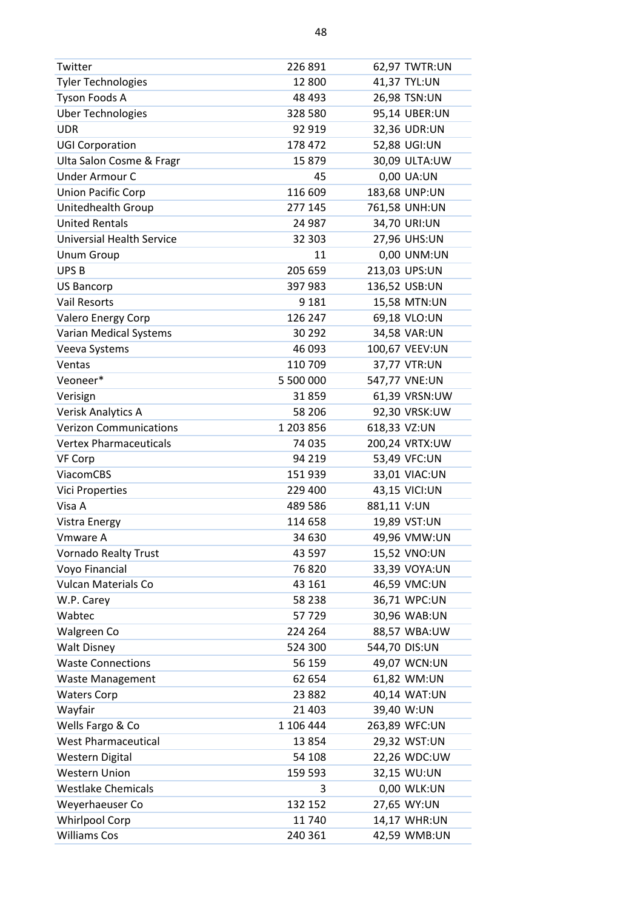| Twitter | 226 891 | 62,97 | TWTR:UN |
|---|---|---|---|
| Tyler Technologies | 12 800 | 41,37 | TYL:UN |
| Tyson Foods A | 48 493 | 26,98 | TSN:UN |
| Uber Technologies | 328 580 | 95,14 | UBER:UN |
| UDR | 92 919 | 32,36 | UDR:UN |
| UGI Corporation | 178 472 | 52,88 | UGI:UN |
| Ulta Salon Cosme & Fragr | 15 879 | 30,09 | ULTA:UW |
| Under Armour C | 45 | 0,00 | UA:UN |
| Union Pacific Corp | 116 609 | 183,68 | UNP:UN |
| Unitedhealth Group | 277 145 | 761,58 | UNH:UN |
| United Rentals | 24 987 | 34,70 | URI:UN |
| Universial Health Service | 32 303 | 27,96 | UHS:UN |
| Unum Group | 11 | 0,00 | UNM:UN |
| UPS B | 205 659 | 213,03 | UPS:UN |
| US Bancorp | 397 983 | 136,52 | USB:UN |
| Vail Resorts | 9 181 | 15,58 | MTN:UN |
| Valero Energy Corp | 126 247 | 69,18 | VLO:UN |
| Varian Medical Systems | 30 292 | 34,58 | VAR:UN |
| Veeva Systems | 46 093 | 100,67 | VEEV:UN |
| Ventas | 110 709 | 37,77 | VTR:UN |
| Veoneer* | 5 500 000 | 547,77 | VNE:UN |
| Verisign | 31 859 | 61,39 | VRSN:UW |
| Verisk Analytics A | 58 206 | 92,30 | VRSK:UW |
| Verizon Communications | 1 203 856 | 618,33 | VZ:UN |
| Vertex Pharmaceuticals | 74 035 | 200,24 | VRTX:UW |
| VF Corp | 94 219 | 53,49 | VFC:UN |
| ViacomCBS | 151 939 | 33,01 | VIAC:UN |
| Vici Properties | 229 400 | 43,15 | VICI:UN |
| Visa A | 489 586 | 881,11 | V:UN |
| Vistra Energy | 114 658 | 19,89 | VST:UN |
| Vmware A | 34 630 | 49,96 | VMW:UN |
| Vornado Realty Trust | 43 597 | 15,52 | VNO:UN |
| Voyo Financial | 76 820 | 33,39 | VOYA:UN |
| Vulcan Materials Co | 43 161 | 46,59 | VMC:UN |
| W.P. Carey | 58 238 | 36,71 | WPC:UN |
| Wabtec | 57 729 | 30,96 | WAB:UN |
| Walgreen Co | 224 264 | 88,57 | WBA:UW |
| Walt Disney | 524 300 | 544,70 | DIS:UN |
| Waste Connections | 56 159 | 49,07 | WCN:UN |
| Waste Management | 62 654 | 61,82 | WM:UN |
| Waters Corp | 23 882 | 40,14 | WAT:UN |
| Wayfair | 21 403 | 39,40 | W:UN |
| Wells Fargo & Co | 1 106 444 | 263,89 | WFC:UN |
| West Pharmaceutical | 13 854 | 29,32 | WST:UN |
| Western Digital | 54 108 | 22,26 | WDC:UW |
| Western Union | 159 593 | 32,15 | WU:UN |
| Westlake Chemicals | 3 | 0,00 | WLK:UN |
| Weyerhaeuser Co | 132 152 | 27,65 | WY:UN |
| Whirlpool Corp | 11 740 | 14,17 | WHR:UN |
| Williams Cos | 240 361 | 42,59 | WMB:UN |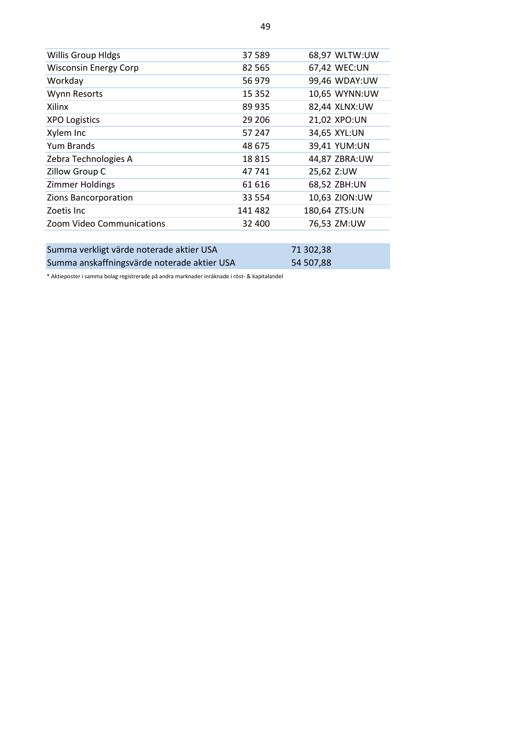| | | | |
|---|---|---|---|
| Willis Group Hldgs | 37 589 | 68,97 | WLTW:UW |
| Wisconsin Energy Corp | 82 565 | 67,42 | WEC:UN |
| Workday | 56 979 | 99,46 | WDAY:UW |
| Wynn Resorts | 15 352 | 10,65 | WYNN:UW |
| Xilinx | 89 935 | 82,44 | XLNX:UW |
| XPO Logistics | 29 206 | 21,02 | XPO:UN |
| Xylem Inc | 57 247 | 34,65 | XYL:UN |
| Yum Brands | 48 675 | 39,41 | YUM:UN |
| Zebra Technologies A | 18 815 | 44,87 | ZBRA:UW |
| Zillow Group C | 47 741 | 25,62 | Z:UW |
| Zimmer Holdings | 61 616 | 68,52 | ZBH:UN |
| Zions Bancorporation | 33 554 | 10,63 | ZION:UW |
| Zoetis Inc | 141 482 | 180,64 | ZTS:UN |
| Zoom Video Communications | 32 400 | 76,53 | ZM:UW |

| | |
|---|---|
| Summa verkligt värde noterade aktier USA | 71 302,38 |
| Summa anskaffningsvärde noterade aktier USA | 54 507,88 |

* Aktieposter i samma bolag registrerade på andra marknader inräknade i röst- & kapitalandel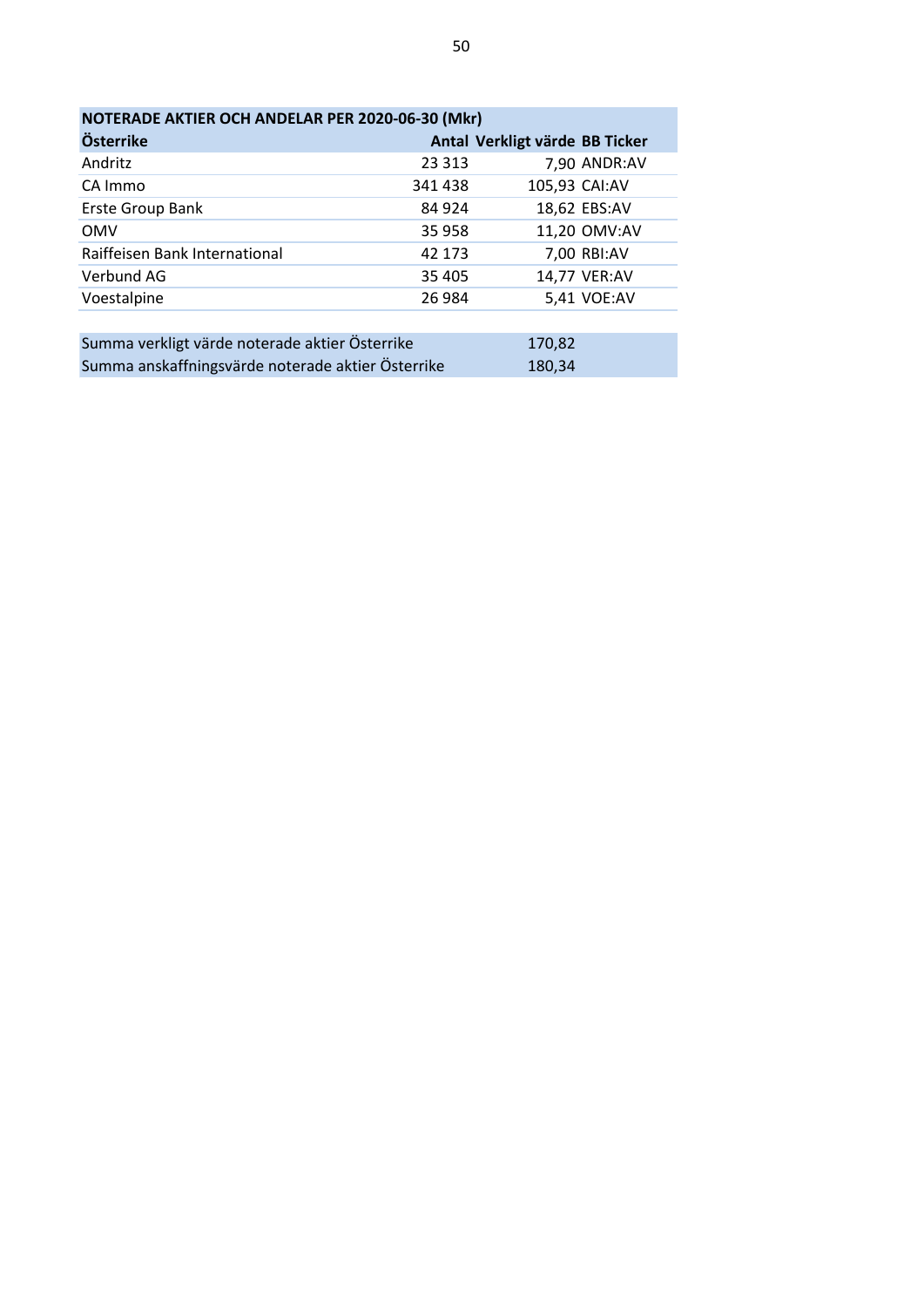| NOTERADE AKTIER OCH ANDELAR PER 2020-06-30 (Mkr) | | | |
|---|---|---|---|
| **Österrike** | **Antal** | **Verkligt värde** | **BB Ticker** |
| Andritz | 23 313 | 7,90 | ANDR:AV |
| CA Immo | 341 438 | 105,93 | CAI:AV |
| Erste Group Bank | 84 924 | 18,62 | EBS:AV |
| OMV | 35 958 | 11,20 | OMV:AV |
| Raiffeisen Bank International | 42 173 | 7,00 | RBI:AV |
| Verbund AG | 35 405 | 14,77 | VER:AV |
| Voestalpine | 26 984 | 5,41 | VOE:AV |
| | | | |
| Summa verkligt värde noterade aktier Österrike | | 170,82 | |
| Summa anskaffningsvärde noterade aktier Österrike | | 180,34 | |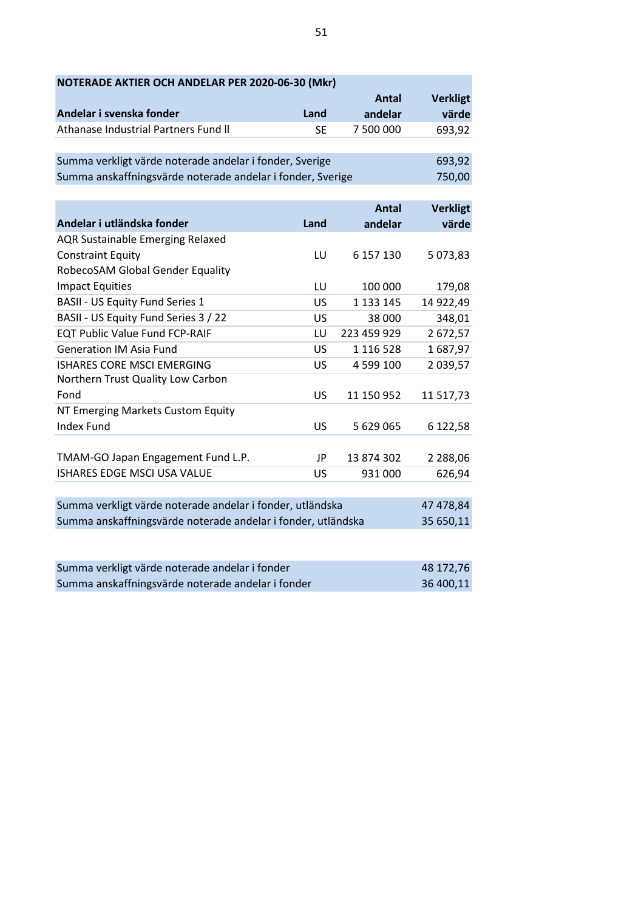**NOTERADE AKTIER OCH ANDELAR PER 2020-06-30 (Mkr)**

| Andelar i svenska fonder | Land | Antal andelar | Verkligt värde |
|---|---|---|---|
| Athanase Industrial Partners Fund ll | SE | 7 500 000 | 693,92 |

| | |
|---|---|
| Summa verkligt värde noterade andelar i fonder, Sverige | 693,92 |
| Summa anskaffningsvärde noterade andelar i fonder, Sverige | 750,00 |

| Andelar i utländska fonder | Land | Antal andelar | Verkligt värde |
|---|---|---|---|
| AQR Sustainable Emerging Relaxed Constraint Equity | LU | 6 157 130 | 5 073,83 |
| RobecoSAM Global Gender Equality Impact Equities | LU | 100 000 | 179,08 |
| BASII - US Equity Fund Series 1 | US | 1 133 145 | 14 922,49 |
| BASII - US Equity Fund Series 3 / 22 | US | 38 000 | 348,01 |
| EQT Public Value Fund FCP-RAIF | LU | 223 459 929 | 2 672,57 |
| Generation IM Asia Fund | US | 1 116 528 | 1 687,97 |
| ISHARES CORE MSCI EMERGING | US | 4 599 100 | 2 039,57 |
| Northern Trust Quality Low Carbon Fond | US | 11 150 952 | 11 517,73 |
| NT Emerging Markets Custom Equity Index Fund | US | 5 629 065 | 6 122,58 |
| TMAM-GO Japan Engagement Fund L.P. | JP | 13 874 302 | 2 288,06 |
| ISHARES EDGE MSCI USA VALUE | US | 931 000 | 626,94 |

| | |
|---|---|
| Summa verkligt värde noterade andelar i fonder, utländska | 47 478,84 |
| Summa anskaffningsvärde noterade andelar i fonder, utländska | 35 650,11 |

| | |
|---|---|
| Summa verkligt värde noterade andelar i fonder | 48 172,76 |
| Summa anskaffningsvärde noterade andelar i fonder | 36 400,11 |